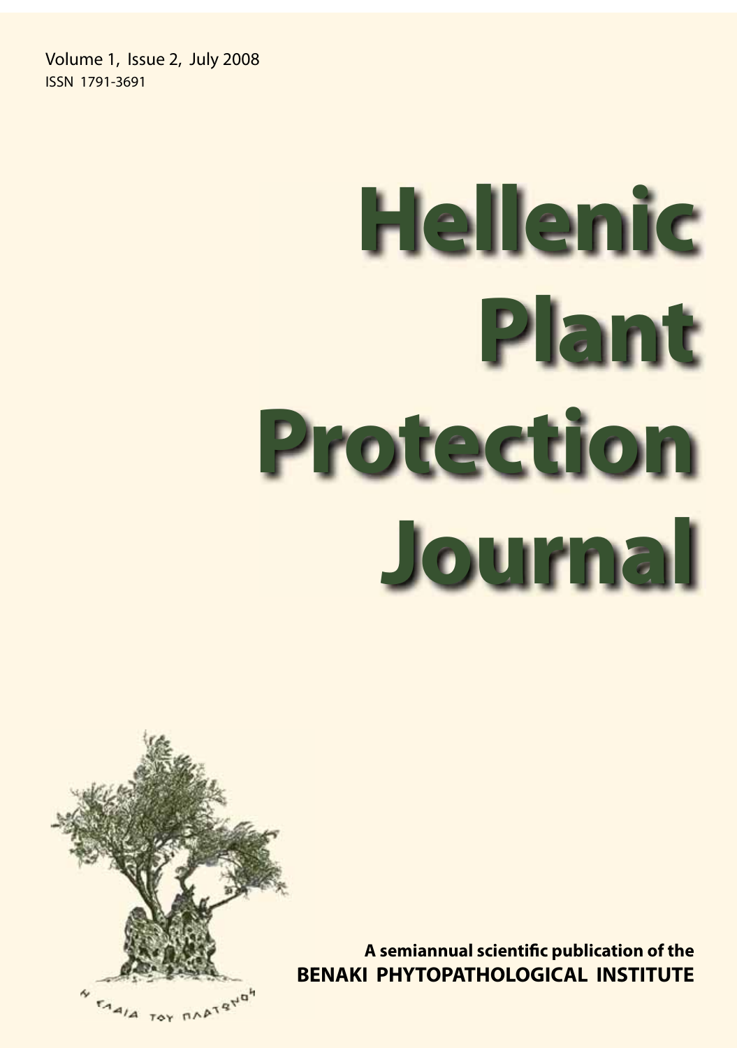Volume 1, Issue 2, July 2008
ISSN 1791-3691

# Hellenic Plant Protection Journal

Η ΕΛΑΙΑ ΤΟΥ ΠΛΑΤΩΝΟΣ

**A semiannual scientific publication of the**
**BENAKI PHYTOPATHOLOGICAL INSTITUTE**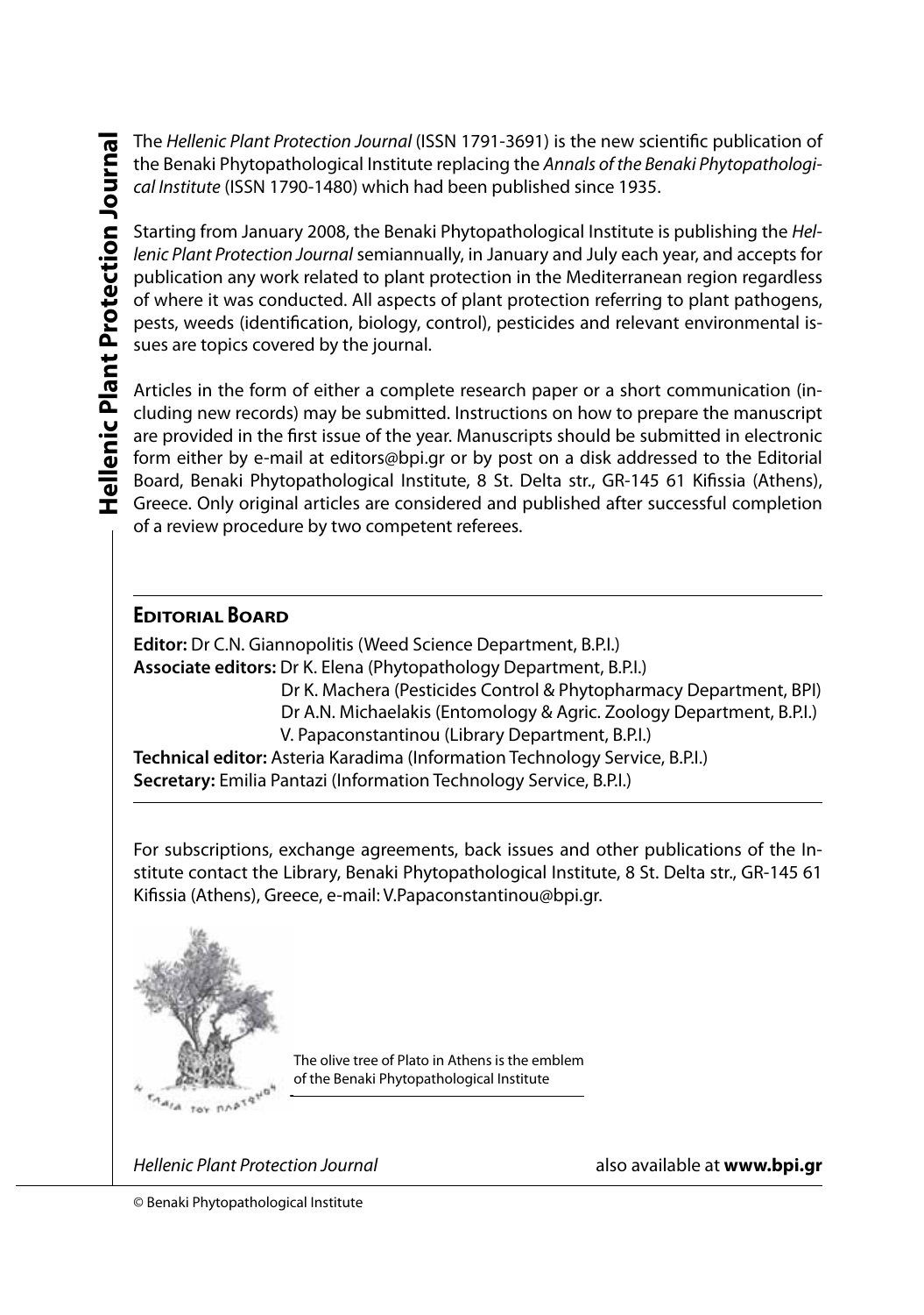The *Hellenic Plant Protection Journal* (ISSN 1791-3691) is the new scientific publication of the Benaki Phytopathological Institute replacing the *Annals of the Benaki Phytopathological Institute* (ISSN 1790-1480) which had been published since 1935.

Starting from January 2008, the Benaki Phytopathological Institute is publishing the *Hellenic Plant Protection Journal* semiannually, in January and July each year, and accepts for publication any work related to plant protection in the Mediterranean region regardless of where it was conducted. All aspects of plant protection referring to plant pathogens, pests, weeds (identification, biology, control), pesticides and relevant environmental issues are topics covered by the journal.

Articles in the form of either a complete research paper or a short communication (including new records) may be submitted. Instructions on how to prepare the manuscript are provided in the first issue of the year. Manuscripts should be submitted in electronic form either by e-mail at editors@bpi.gr or by post on a disk addressed to the Editorial Board, Benaki Phytopathological Institute, 8 St. Delta str., GR-145 61 Kifissia (Athens), Greece. Only original articles are considered and published after successful completion of a review procedure by two competent referees.

## Editorial Board

**Editor:** Dr C.N. Giannopolitis (Weed Science Department, B.P.I.)
**Associate editors:** Dr K. Elena (Phytopathology Department, B.P.I.)
Dr K. Machera (Pesticides Control & Phytopharmacy Department, BPI)
Dr A.N. Michaelakis (Entomology & Agric. Zoology Department, B.P.I.)
V. Papaconstantinou (Library Department, B.P.I.)
**Technical editor:** Asteria Karadima (Information Technology Service, B.P.I.)
**Secretary:** Emilia Pantazi (Information Technology Service, B.P.I.)

For subscriptions, exchange agreements, back issues and other publications of the Institute contact the Library, Benaki Phytopathological Institute, 8 St. Delta str., GR-145 61 Kifissia (Athens), Greece, e-mail: V.Papaconstantinou@bpi.gr.

The olive tree of Plato in Athens is the emblem of the Benaki Phytopathological Institute

*Hellenic Plant Protection Journal* also available at **www.bpi.gr**

© Benaki Phytopathological Institute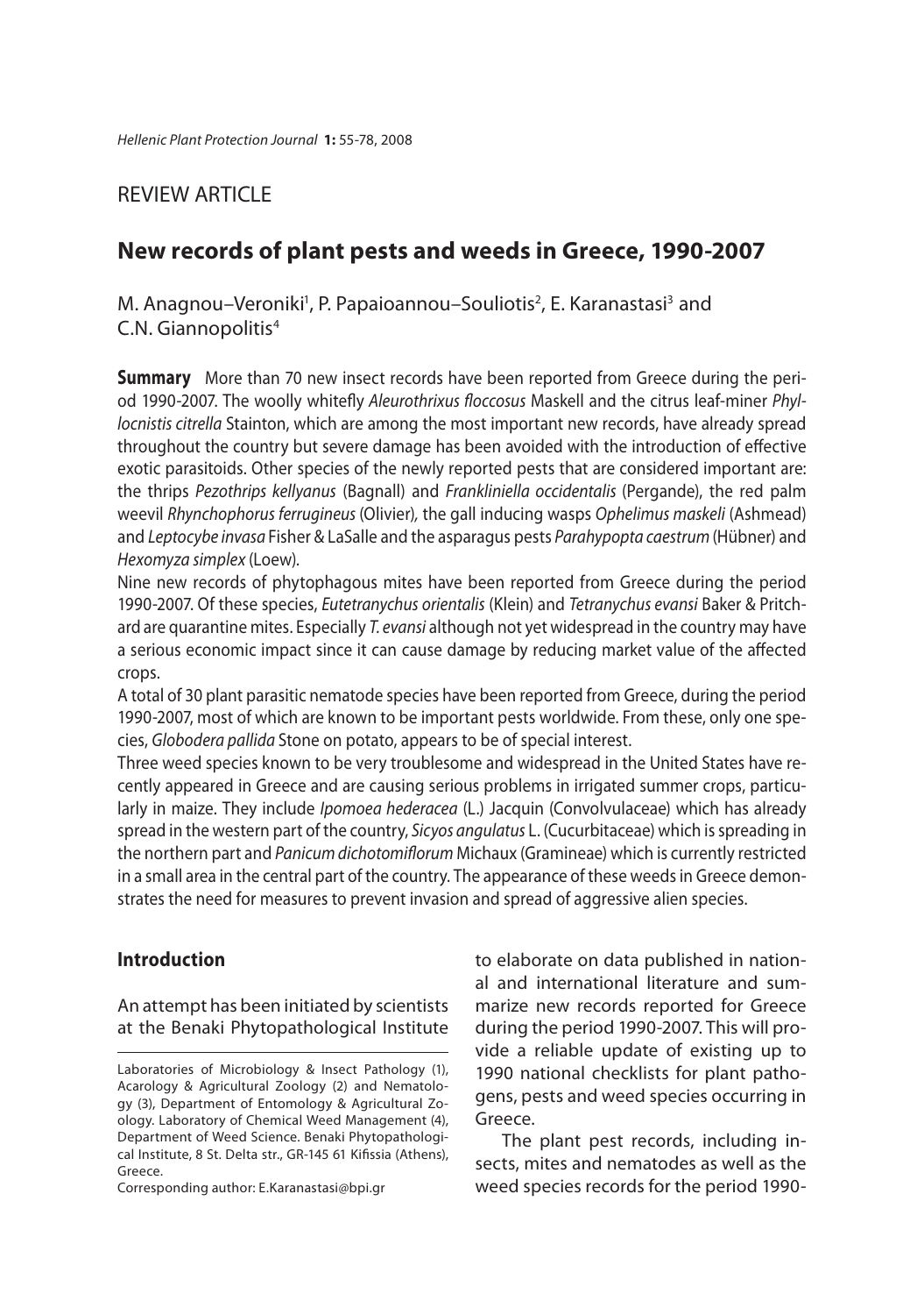REVIEW ARTICLE

# New records of plant pests and weeds in Greece, 1990-2007

M. Anagnou–Veroniki[1], P. Papaioannou–Souliotis[2], E. Karanastasi[3] and C.N. Giannopolitis[4]

**Summary** More than 70 new insect records have been reported from Greece during the period 1990-2007. The woolly whitefly *Aleurothrixus floccosus* Maskell and the citrus leaf-miner *Phyllocnistis citrella* Stainton, which are among the most important new records, have already spread throughout the country but severe damage has been avoided with the introduction of effective exotic parasitoids. Other species of the newly reported pests that are considered important are: the thrips *Pezothrips kellyanus* (Bagnall) and *Frankliniella occidentalis* (Pergande), the red palm weevil *Rhynchophorus ferrugineus* (Olivier), the gall inducing wasps *Ophelimus maskeli* (Ashmead) and *Leptocybe invasa* Fisher & LaSalle and the asparagus pests *Parahypopta caestrum* (Hübner) and *Hexomyza simplex* (Loew).

Nine new records of phytophagous mites have been reported from Greece during the period 1990-2007. Of these species, *Eutetranychus orientalis* (Klein) and *Tetranychus evansi* Baker & Pritchard are quarantine mites. Especially *T. evansi* although not yet widespread in the country may have a serious economic impact since it can cause damage by reducing market value of the affected crops.

A total of 30 plant parasitic nematode species have been reported from Greece, during the period 1990-2007, most of which are known to be important pests worldwide. From these, only one species, *Globodera pallida* Stone on potato, appears to be of special interest.

Three weed species known to be very troublesome and widespread in the United States have recently appeared in Greece and are causing serious problems in irrigated summer crops, particularly in maize. They include *Ipomoea hederacea* (L.) Jacquin (Convolvulaceae) which has already spread in the western part of the country, *Sicyos angulatus* L. (Cucurbitaceae) which is spreading in the northern part and *Panicum dichotomiflorum* Michaux (Gramineae) which is currently restricted in a small area in the central part of the country. The appearance of these weeds in Greece demonstrates the need for measures to prevent invasion and spread of aggressive alien species.

## Introduction

An attempt has been initiated by scientists at the Benaki Phytopathological Institute to elaborate on data published in national and international literature and summarize new records reported for Greece during the period 1990-2007. This will provide a reliable update of existing up to 1990 national checklists for plant pathogens, pests and weed species occurring in Greece.

The plant pest records, including insects, mites and nematodes as well as the weed species records for the period 1990-

Laboratories of Microbiology & Insect Pathology (1), Acarology & Agricultural Zoology (2) and Nematology (3), Department of Entomology & Agricultural Zoology. Laboratory of Chemical Weed Management (4), Department of Weed Science. Benaki Phytopathological Institute, 8 St. Delta str., GR-145 61 Kifissia (Athens), Greece.

Corresponding author: E.Karanastasi@bpi.gr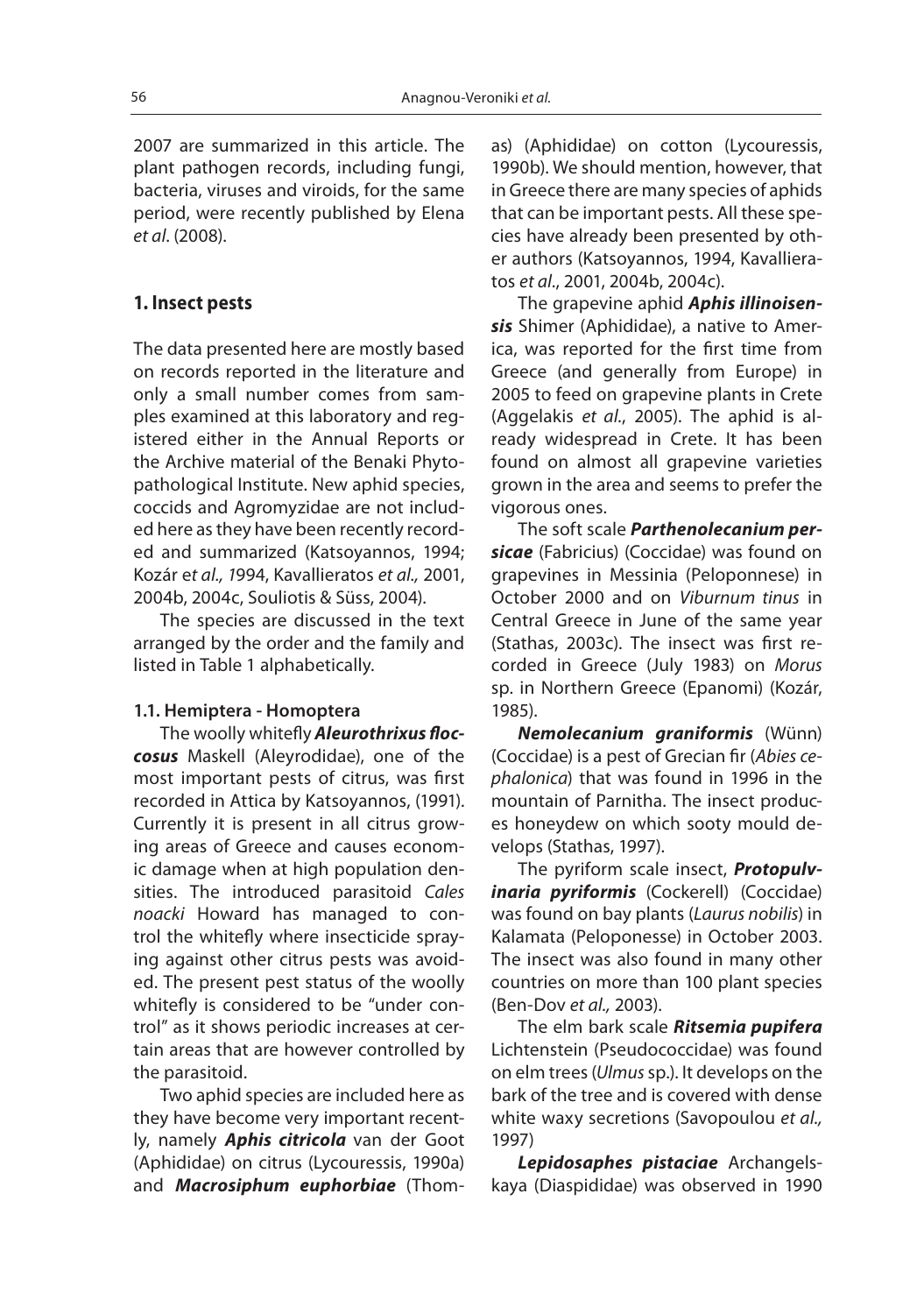2007 are summarized in this article. The plant pathogen records, including fungi, bacteria, viruses and viroids, for the same period, were recently published by Elena *et al*. (2008).

## 1. Insect pests

The data presented here are mostly based on records reported in the literature and only a small number comes from samples examined at this laboratory and registered either in the Annual Reports or the Archive material of the Benaki Phytopathological Institute. New aphid species, coccids and Agromyzidae are not included here as they have been recently recorded and summarized (Katsoyannos, 1994; Kozár e*t al., 1*994, Kavallieratos *et al.,* 2001, 2004b, 2004c, Souliotis & Süss, 2004).

The species are discussed in the text arranged by the order and the family and listed in Table 1 alphabetically.

### 1.1. Hemiptera - Homoptera

The woolly whitefly ***Aleurothrixus floccosus*** Maskell (Aleyrodidae), one of the most important pests of citrus, was first recorded in Attica by Katsoyannos, (1991). Currently it is present in all citrus growing areas of Greece and causes economic damage when at high population densities. The introduced parasitoid *Cales noacki* Howard has managed to control the whitefly where insecticide spraying against other citrus pests was avoided. The present pest status of the woolly whitefly is considered to be "under control" as it shows periodic increases at certain areas that are however controlled by the parasitoid.

Two aphid species are included here as they have become very important recently, namely ***Aphis citricola*** van der Goot (Aphididae) on citrus (Lycouressis, 1990a) and ***Macrosiphum euphorbiae*** (Thomas) (Aphididae) on cotton (Lycouressis, 1990b). We should mention, however, that in Greece there are many species of aphids that can be important pests. All these species have already been presented by other authors (Katsoyannos, 1994, Kavallieratos *et al*., 2001, 2004b, 2004c).

The grapevine aphid ***Aphis illinoisensis*** Shimer (Aphididae), a native to America, was reported for the first time from Greece (and generally from Europe) in 2005 to feed on grapevine plants in Crete (Aggelakis *et al*., 2005). The aphid is already widespread in Crete. It has been found on almost all grapevine varieties grown in the area and seems to prefer the vigorous ones.

The soft scale ***Parthenolecanium persicae*** (Fabricius) (Coccidae) was found on grapevines in Messinia (Peloponnese) in October 2000 and on *Viburnum tinus* in Central Greece in June of the same year (Stathas, 2003c). The insect was first recorded in Greece (July 1983) on *Morus* sp. in Northern Greece (Epanomi) (Kozár, 1985).

***Nemolecanium graniformis*** (Wünn) (Coccidae) is a pest of Grecian fir (*Abies cephalonica*) that was found in 1996 in the mountain of Parnitha. The insect produces honeydew on which sooty mould develops (Stathas, 1997).

The pyriform scale insect, ***Protopulvinaria pyriformis*** (Cockerell) (Coccidae) was found on bay plants (*Laurus nobilis*) in Kalamata (Peloponesse) in October 2003. The insect was also found in many other countries on more than 100 plant species (Ben-Dov *et al.,* 2003).

The elm bark scale ***Ritsemia pupifera*** Lichtenstein (Pseudococcidae) was found on elm trees (*Ulmus* sp.). It develops on the bark of the tree and is covered with dense white waxy secretions (Savopoulou *et al.,* 1997)

***Lepidosaphes pistaciae*** Archangelskaya (Diaspididae) was observed in 1990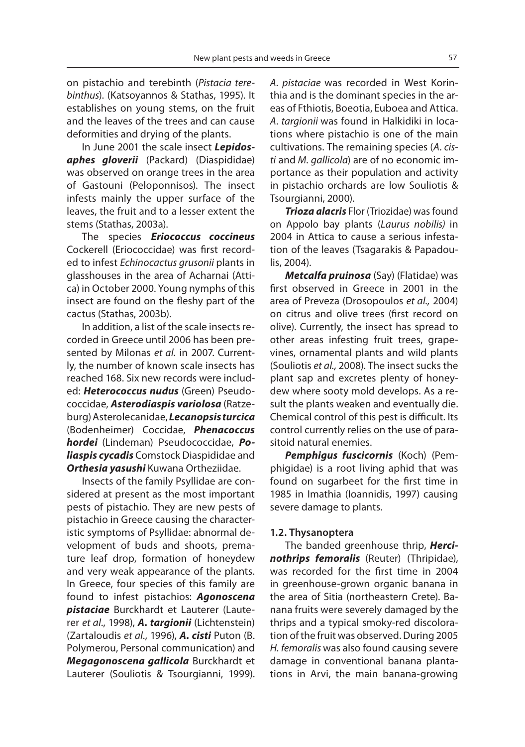on pistachio and terebinth (*Pistacia terebinthus*). (Katsoyannos & Stathas, 1995). It establishes on young stems, on the fruit and the leaves of the trees and can cause deformities and drying of the plants.

In June 2001 the scale insect ***Lepidosaphes gloverii*** (Packard) (Diaspididae) was observed on orange trees in the area of Gastouni (Peloponnisos). The insect infests mainly the upper surface of the leaves, the fruit and to a lesser extent the stems (Stathas, 2003a).

The species ***Eriococcus coccineus*** Cockerell (Eriococcidae) was first recorded to infest *Echinocactus grusonii* plants in glasshouses in the area of Acharnai (Attica) in October 2000. Young nymphs of this insect are found on the fleshy part of the cactus (Stathas, 2003b).

In addition, a list of the scale insects recorded in Greece until 2006 has been presented by Milonas *et al.* in 2007. Currently, the number of known scale insects has reached 168. Six new records were included: ***Heterococcus nudus*** (Green) Pseudococcidae, ***Asterodiaspis variolosa*** (Ratzeburg) Asterolecanidae, ***Lecanopsis turcica*** (Bodenheimer) Coccidae, ***Phenacoccus hordei*** (Lindeman) Pseudococcidae, ***Poliaspis cycadis*** Comstock Diaspididae and ***Orthesia yasushi*** Kuwana Ortheziidae.

Insects of the family Psyllidae are considered at present as the most important pests of pistachio. They are new pests of pistachio in Greece causing the characteristic symptoms of Psyllidae: abnormal development of buds and shoots, premature leaf drop, formation of honeydew and very weak appearance of the plants. In Greece, four species of this family are found to infest pistachios: ***Agonoscena pistaciae*** Burckhardt et Lauterer (Lauterer *et al*., 1998), ***A. targionii*** (Lichtenstein) (Zartaloudis *et al*., 1996), ***A. cisti*** Puton (B. Polymerou, Personal communication) and ***Megagonoscena gallicola*** Burckhardt et Lauterer (Souliotis & Tsourgianni, 1999). *A. pistaciae* was recorded in West Korinthia and is the dominant species in the areas of Fthiotis, Boeotia, Euboea and Attica. *A. targionii* was found in Halkidiki in locations where pistachio is one of the main cultivations. The remaining species (*A. cisti* and *M. gallicola*) are of no economic importance as their population and activity in pistachio orchards are low Souliotis & Tsourgianni, 2000).

***Trioza alacris*** Flor (Triozidae) was found on Appolo bay plants (*Laurus nobilis)* in 2004 in Attica to cause a serious infestation of the leaves (Tsagarakis & Papadoulis, 2004).

***Metcalfa pruinosa*** (Say) (Flatidae) was first observed in Greece in 2001 in the area of Preveza (Drosopoulos *et al.,* 2004) on citrus and olive trees (first record on olive). Currently, the insect has spread to other areas infesting fruit trees, grapevines, ornamental plants and wild plants (Souliotis *et al.,* 2008). The insect sucks the plant sap and excretes plenty of honeydew where sooty mold develops. As a result the plants weaken and eventually die. Chemical control of this pest is difficult. Its control currently relies on the use of parasitoid natural enemies.

***Pemphigus fuscicornis*** (Koch) (Pemphigidae) is a root living aphid that was found on sugarbeet for the first time in 1985 in Imathia (Ioannidis, 1997) causing severe damage to plants.

#### 1.2. Thysanoptera

The banded greenhouse thrip, ***Hercinothrips femoralis*** (Reuter) (Thripidae), was recorded for the first time in 2004 in greenhouse-grown organic banana in the area of Sitia (northeastern Crete). Banana fruits were severely damaged by the thrips and a typical smoky-red discoloration of the fruit was observed. During 2005 *H. femoralis* was also found causing severe damage in conventional banana plantations in Arvi, the main banana-growing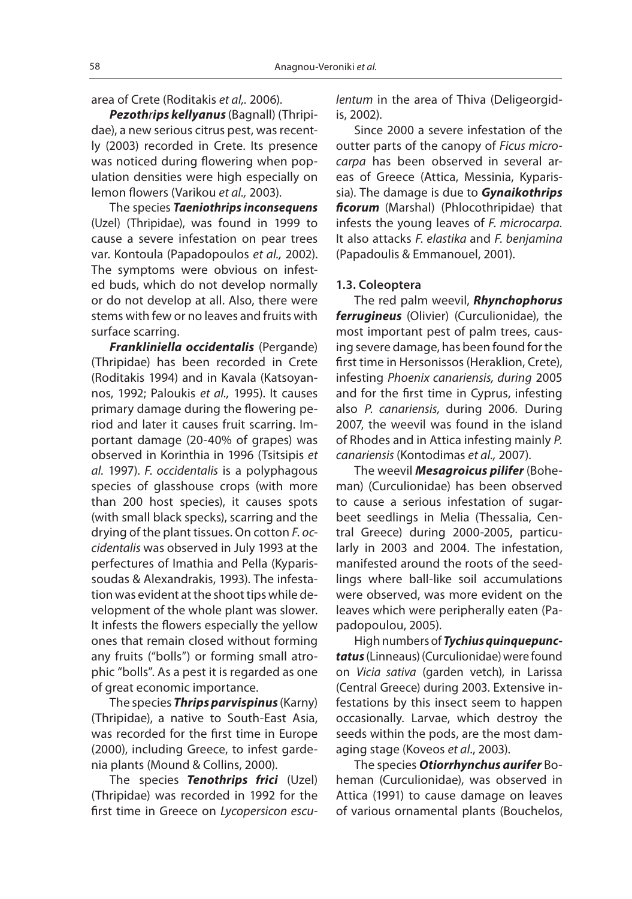area of Crete (Roditakis *et al,.* 2006).

***Pezothrips kellyanus*** (Bagnall) (Thripidae), a new serious citrus pest, was recently (2003) recorded in Crete. Its presence was noticed during flowering when population densities were high especially on lemon flowers (Varikou *et al.,* 2003).

The species ***Taeniothrips inconsequens*** (Uzel) (Thripidae), was found in 1999 to cause a severe infestation on pear trees var. Kontoula (Papadopoulos *et al.,* 2002). The symptoms were obvious on infested buds, which do not develop normally or do not develop at all. Also, there were stems with few or no leaves and fruits with surface scarring.

***Frankliniella occidentalis*** (Pergande) (Thripidae) has been recorded in Crete (Roditakis 1994) and in Kavala (Katsoyannos, 1992; Paloukis *et al.,* 1995). It causes primary damage during the flowering period and later it causes fruit scarring. Important damage (20-40% of grapes) was observed in Korinthia in 1996 (Tsitsipis *et al.* 1997). *F. occidentalis* is a polyphagous species of glasshouse crops (with more than 200 host species), it causes spots (with small black specks), scarring and the drying of the plant tissues. On cotton *F. occidentalis* was observed in July 1993 at the perfectures of Imathia and Pella (Kyparissoudas & Alexandrakis, 1993). The infestation was evident at the shoot tips while development of the whole plant was slower. It infests the flowers especially the yellow ones that remain closed without forming any fruits ("bolls") or forming small atrophic "bolls". As a pest it is regarded as one of great economic importance.

The species ***Thrips parvispinus*** (Karny) (Thripidae), a native to South-East Asia, was recorded for the first time in Europe (2000), including Greece, to infest gardenia plants (Mound & Collins, 2000).

The species ***Tenothrips frici*** (Uzel) (Thripidae) was recorded in 1992 for the first time in Greece on *Lycopersicon esculentum* in the area of Thiva (Deligeorgidis, 2002).

Since 2000 a severe infestation of the outter parts of the canopy of *Ficus microcarpa* has been observed in several areas of Greece (Attica, Messinia, Kyparissia). The damage is due to ***Gynaikothrips ficorum*** (Marshal) (Phlocothripidae) that infests the young leaves of *F. microcarpa.* It also attacks *F. elastika* and *F. benjamina* (Papadoulis & Emmanouel, 2001).

### 1.3. Coleoptera

The red palm weevil, ***Rhynchophorus ferrugineus*** (Olivier) (Curculionidae), the most important pest of palm trees, causing severe damage, has been found for the first time in Hersonissos (Heraklion, Crete), infesting *Phoenix canariensis, during* 2005 and for the first time in Cyprus, infesting also *P. canariensis,* during 2006. During 2007, the weevil was found in the island of Rhodes and in Attica infesting mainly *P. canariensis* (Kontodimas *et al.,* 2007).

The weevil ***Mesagroicus pilifer*** (Boheman) (Curculionidae) has been observed to cause a serious infestation of sugarbeet seedlings in Melia (Thessalia, Central Greece) during 2000-2005, particularly in 2003 and 2004. The infestation, manifested around the roots of the seedlings where ball-like soil accumulations were observed, was more evident on the leaves which were peripherally eaten (Papadopoulou, 2005).

High numbers of ***Tychius quinquepunctatus*** (Linneaus) (Curculionidae) were found on *Vicia sativa* (garden vetch), in Larissa (Central Greece) during 2003. Extensive infestations by this insect seem to happen occasionally. Larvae, which destroy the seeds within the pods, are the most damaging stage (Koveos *et al*., 2003).

The species ***Otiorrhynchus aurifer*** Boheman (Curculionidae), was observed in Attica (1991) to cause damage on leaves of various ornamental plants (Bouchelos,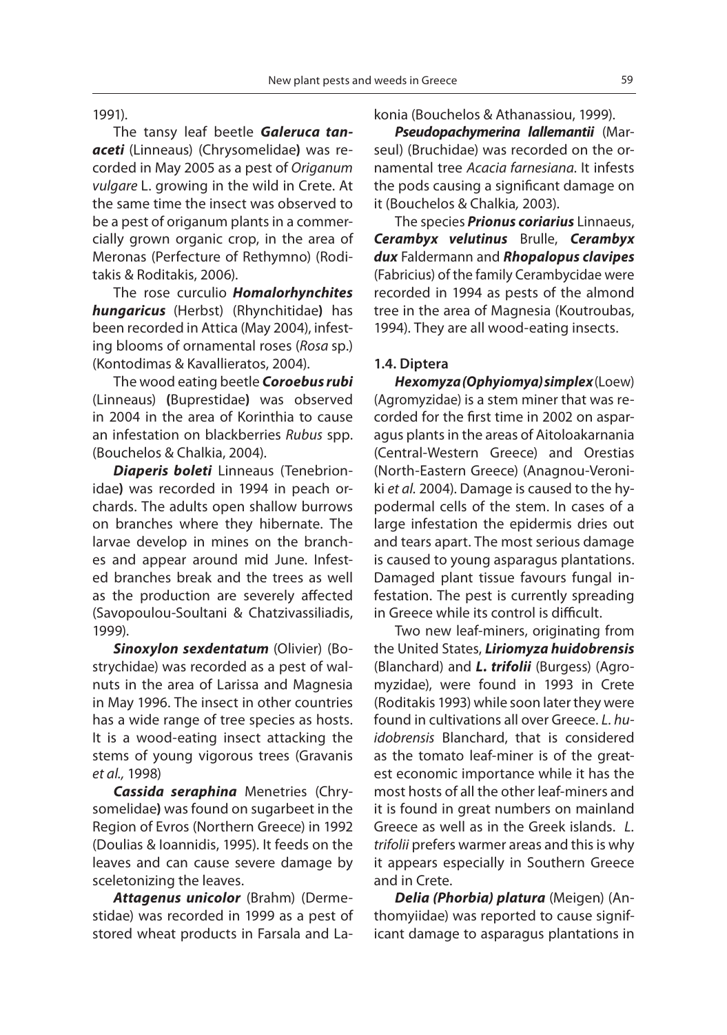1991).

The tansy leaf beetle ***Galeruca tanaceti*** (Linneaus) (Chrysomelidae**)** was recorded in May 2005 as a pest of *Origanum vulgare* L. growing in the wild in Crete. At the same time the insect was observed to be a pest of origanum plants in a commercially grown organic crop, in the area of Meronas (Perfecture of Rethymno) (Roditakis & Roditakis, 2006).

The rose curculio ***Homalorhynchites hungaricus*** (Herbst) (Rhynchitidae**)** has been recorded in Attica (May 2004), infesting blooms of ornamental roses (*Rosa* sp.) (Kontodimas & Kavallieratos, 2004).

The wood eating beetle ***Coroebus rubi*** (Linneaus) **(**Buprestidae**)** was observed in 2004 in the area of Korinthia to cause an infestation on blackberries *Rubus* spp. (Bouchelos & Chalkia, 2004).

***Diaperis boleti*** Linneaus (Tenebrionidae**)** was recorded in 1994 in peach orchards. The adults open shallow burrows on branches where they hibernate. The larvae develop in mines on the branches and appear around mid June. Infested branches break and the trees as well as the production are severely affected (Savopoulou-Soultani & Chatzivassiliadis, 1999).

***Sinoxylon sexdentatum*** (Olivier) (Bostrychidae) was recorded as a pest of walnuts in the area of Larissa and Magnesia in May 1996. The insect in other countries has a wide range of tree species as hosts. It is a wood-eating insect attacking the stems of young vigorous trees (Gravanis *et al.,* 1998)

***Cassida seraphina*** Menetries (Chrysomelidae**)** was found on sugarbeet in the Region of Evros (Northern Greece) in 1992 (Doulias & Ioannidis, 1995). It feeds on the leaves and can cause severe damage by sceletonizing the leaves.

***Attagenus unicolor*** (Brahm) (Dermestidae) was recorded in 1999 as a pest of stored wheat products in Farsala and Lakonia (Bouchelos & Athanassiou, 1999).

***Pseudopachymerina lallemantii*** (Marseul) (Bruchidae) was recorded on the ornamental tree *Acacia farnesiana*. It infests the pods causing a significant damage on it (Bouchelos & Chalkia*,* 2003).

The species ***Prionus coriarius*** Linnaeus, ***Cerambyx velutinus*** Brulle, ***Cerambyx dux*** Faldermann and ***Rhopalopus clavipes*** (Fabricius) of the family Cerambycidae were recorded in 1994 as pests of the almond tree in the area of Magnesia (Koutroubas, 1994). They are all wood-eating insects.

### 1.4. Diptera

***Hexomyza (Ophyiomya) simplex*** (Loew) (Agromyzidae) is a stem miner that was recorded for the first time in 2002 on asparagus plants in the areas of Aitoloakarnania (Central-Western Greece) and Orestias (North-Eastern Greece) (Anagnou-Veroniki *et al.* 2004). Damage is caused to the hypodermal cells of the stem. In cases of a large infestation the epidermis dries out and tears apart. The most serious damage is caused to young asparagus plantations. Damaged plant tissue favours fungal infestation. The pest is currently spreading in Greece while its control is difficult.

Two new leaf-miners, originating from the United States, ***Liriomyza huidobrensis*** (Blanchard) and ***L. trifolii*** (Burgess) (Agromyzidae), were found in 1993 in Crete (Roditakis 1993) while soon later they were found in cultivations all over Greece. *L. huidobrensis* Blanchard, that is considered as the tomato leaf-miner is of the greatest economic importance while it has the most hosts of all the other leaf-miners and it is found in great numbers on mainland Greece as well as in the Greek islands. *L. trifolii* prefers warmer areas and this is why it appears especially in Southern Greece and in Crete.

***Delia (Phorbia) platura*** (Meigen) (Anthomyiidae) was reported to cause significant damage to asparagus plantations in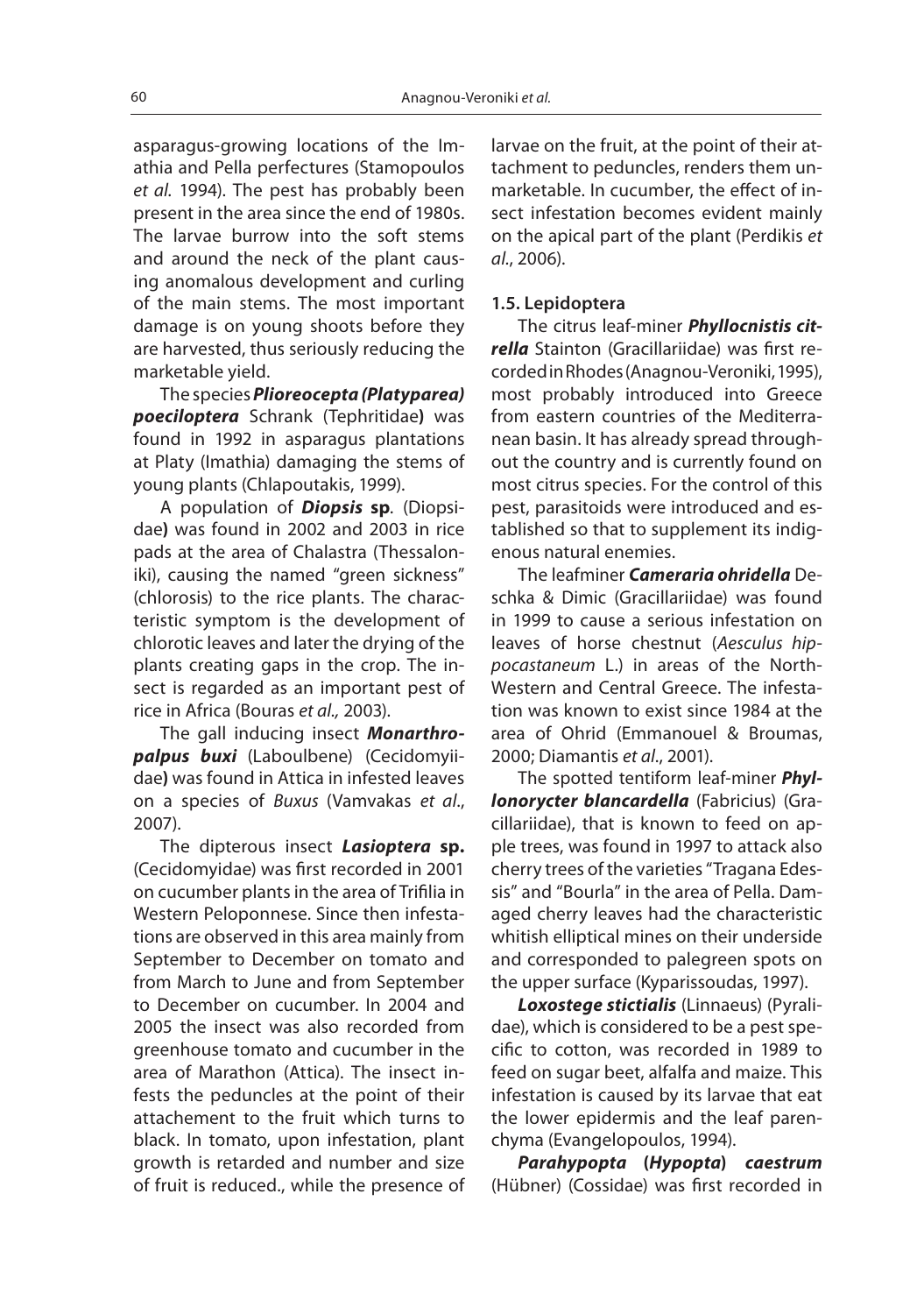asparagus-growing locations of the Imathia and Pella perfectures (Stamopoulos *et al.* 1994). The pest has probably been present in the area since the end of 1980s. The larvae burrow into the soft stems and around the neck of the plant causing anomalous development and curling of the main stems. The most important damage is on young shoots before they are harvested, thus seriously reducing the marketable yield.

The species ***Plioreocepta (Platyparea) poeciloptera*** Schrank (Tephritidae**)** was found in 1992 in asparagus plantations at Platy (Imathia) damaging the stems of young plants (Chlapoutakis, 1999).

A population of ***Diopsis* sp.** (Diopsidae**)** was found in 2002 and 2003 in rice pads at the area of Chalastra (Thessaloniki), causing the named "green sickness" (chlorosis) to the rice plants. The characteristic symptom is the development of chlorotic leaves and later the drying of the plants creating gaps in the crop. The insect is regarded as an important pest of rice in Africa (Bouras *et al.,* 2003).

The gall inducing insect ***Monarthropalpus buxi*** (Laboulbene) (Cecidomyiidae**)** was found in Attica in infested leaves on a species of *Buxus* (Vamvakas *et al*., 2007).

The dipterous insect ***Lasioptera* sp.** (Cecidomyidae) was first recorded in 2001 on cucumber plants in the area of Trifilia in Western Peloponnese. Since then infestations are observed in this area mainly from September to December on tomato and from March to June and from September to December on cucumber. In 2004 and 2005 the insect was also recorded from greenhouse tomato and cucumber in the area of Marathon (Attica). The insect infests the peduncles at the point of their attachement to the fruit which turns to black. In tomato, upon infestation, plant growth is retarded and number and size of fruit is reduced., while the presence of larvae on the fruit, at the point of their attachment to peduncles, renders them unmarketable. In cucumber, the effect of insect infestation becomes evident mainly on the apical part of the plant (Perdikis *et al*., 2006).

**1.5. Lepidoptera**

The citrus leaf-miner ***Phyllocnistis citrella*** Stainton (Gracillariidae) was first recorded in Rhodes (Anagnou-Veroniki, 1995), most probably introduced into Greece from eastern countries of the Mediterranean basin. It has already spread throughout the country and is currently found on most citrus species. For the control of this pest, parasitoids were introduced and established so that to supplement its indigenous natural enemies.

The leafminer ***Cameraria ohridella*** Deschka & Dimic (Gracillariidae) was found in 1999 to cause a serious infestation on leaves of horse chestnut (*Aesculus hippocastaneum* L.) in areas of the North-Western and Central Greece. The infestation was known to exist since 1984 at the area of Ohrid (Emmanouel & Broumas, 2000; Diamantis *et al*., 2001).

The spotted tentiform leaf-miner ***Phyllonorycter blancardella*** (Fabricius) (Gracillariidae), that is known to feed on apple trees, was found in 1997 to attack also cherry trees of the varieties "Tragana Edessis" and "Bourla" in the area of Pella. Damaged cherry leaves had the characteristic whitish elliptical mines on their underside and corresponded to palegreen spots on the upper surface (Kyparissoudas, 1997).

***Loxostege stictialis*** (Linnaeus) (Pyralidae), which is considered to be a pest specific to cotton, was recorded in 1989 to feed on sugar beet, alfalfa and maize. This infestation is caused by its larvae that eat the lower epidermis and the leaf parenchyma (Evangelopoulos, 1994).

***Parahypopta* (*Hypopta*) *caestrum*** (Hübner) (Cossidae) was first recorded in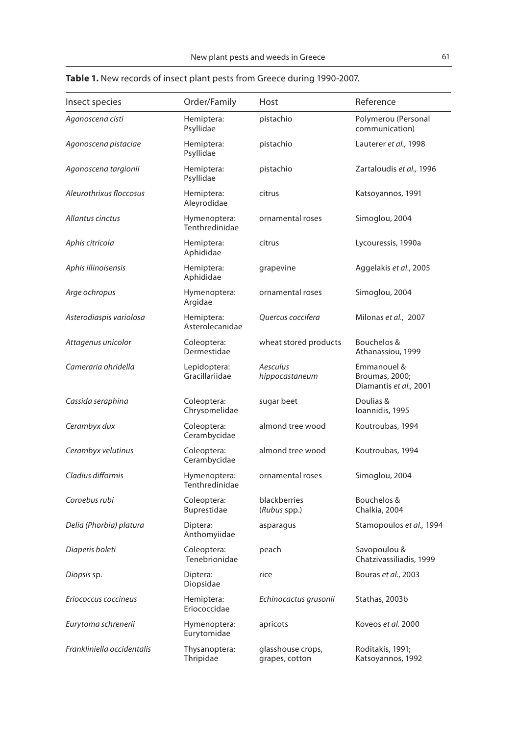**Table 1.** New records of insect plant pests from Greece during 1990-2007.

| Insect species | Order/Family | Host | Reference |
|---|---|---|---|
| *Agonoscena cisti* | Hemiptera: Psyllidae | pistachio | Polymerou (Personal communication) |
| *Agonoscena pistaciae* | Hemiptera: Psyllidae | pistachio | Lauterer *et al.,* 1998 |
| *Agonoscena targionii* | Hemiptera: Psyllidae | pistachio | Zartaloudis *et al.,* 1996 |
| *Aleurothrixus floccosus* | Hemiptera: Aleyrodidae | citrus | Katsoyannos, 1991 |
| *Allantus cinctus* | Hymenoptera: Tenthredinidae | ornamental roses | Simoglou, 2004 |
| *Aphis citricola* | Hemiptera: Aphididae | citrus | Lycouressis, 1990a |
| *Aphis illinoisensis* | Hemiptera: Aphididae | grapevine | Aggelakis *et al*., 2005 |
| *Arge ochropus* | Hymenoptera: Argidae | ornamental roses | Simoglou, 2004 |
| *Asterodiaspis variolosa* | Hemiptera: Asterolecanidae | *Quercus coccifera* | Milonas *et al.,* 2007 |
| *Attagenus unicolor* | Coleoptera: Dermestidae | wheat stored products | Bouchelos & Athanassiou, 1999 |
| *Cameraria ohridella* | Lepidoptera: Gracillariidae | *Aesculus hippocastaneum* | Emmanouel & Broumas, 2000; Diamantis *et al.,* 2001 |
| *Cassida seraphina* | Coleoptera: Chrysomelidae | sugar beet | Doulias & Ioannidis, 1995 |
| *Cerambyx dux* | Coleoptera: Cerambycidae | almond tree wood | Koutroubas, 1994 |
| *Cerambyx velutinus* | Coleoptera: Cerambycidae | almond tree wood | Koutroubas, 1994 |
| *Cladius difformis* | Hymenoptera: Tenthredinidae | ornamental roses | Simoglou, 2004 |
| *Coroebus rubi* | Coleoptera: Buprestidae | blackberries (*Rubus* spp.) | Bouchelos & Chalkia, 2004 |
| *Delia (Phorbia) platura* | Diptera: Anthomyiidae | asparagus | Stamopoulos *et al.,* 1994 |
| *Diaperis boleti* | Coleoptera: Tenebrionidae | peach | Savopoulou & Chatzivassiliadis, 1999 |
| *Diopsis* sp. | Diptera: Diopsidae | rice | Bouras *et al*., 2003 |
| *Eriococcus coccineus* | Hemiptera: Eriococcidae | *Echinocactus grusonii* | Stathas, 2003b |
| *Eurytoma schrenerii* | Hymenoptera: Eurytomidae | apricots | Koveos *et al.* 2000 |
| *Frankliniella occidentalis* | Thysanoptera: Thripidae | glasshouse crops, grapes, cotton | Roditakis, 1991; Katsoyannos, 1992 |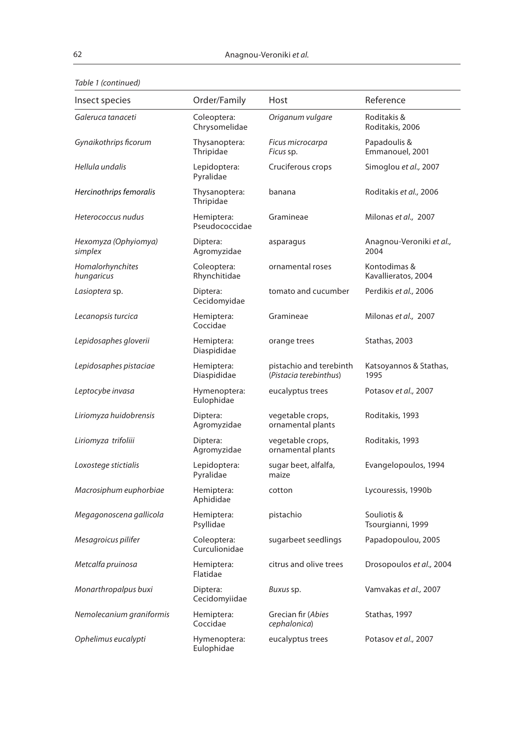*Table 1 (continued)*

| Insect species | Order/Family | Host | Reference |
|---|---|---|---|
| *Galeruca tanaceti* | Coleoptera: Chrysomelidae | *Origanum vulgare* | Roditakis & Roditakis, 2006 |
| *Gynaikothrips ficorum* | Thysanoptera: Thripidae | *Ficus microcarpa* *Ficus* sp. | Papadoulis & Emmanouel, 2001 |
| *Hellula undalis* | Lepidoptera: Pyralidae | Cruciferous crops | Simoglou *et al.,* 2007 |
| *Hercinothrips femoralis* | Thysanoptera: Thripidae | banana | Roditakis *et al.,* 2006 |
| *Heterococcus nudus* | Hemiptera: Pseudococcidae | Gramineae | Milonas *et al.,* 2007 |
| *Hexomyza (Ophyiomya) simplex* | Diptera: Agromyzidae | asparagus | Anagnou-Veroniki *et al.,* 2004 |
| *Homalorhynchites hungaricus* | Coleoptera: Rhynchitidae | ornamental roses | Kontodimas & Kavallieratos, 2004 |
| *Lasioptera* sp. | Diptera: Cecidomyidae | tomato and cucumber | Perdikis *et al.,* 2006 |
| *Lecanopsis turcica* | Hemiptera: Coccidae | Gramineae | Milonas *et al.,* 2007 |
| *Lepidosaphes gloverii* | Hemiptera: Diaspididae | orange trees | Stathas, 2003 |
| *Lepidosaphes pistaciae* | Hemiptera: Diaspididae | pistachio and terebinth (*Pistacia terebinthus*) | Katsoyannos & Stathas, 1995 |
| *Leptocybe invasa* | Hymenoptera: Eulophidae | eucalyptus trees | Potasov *et al.,* 2007 |
| *Liriomyza huidobrensis* | Diptera: Agromyzidae | vegetable crops, ornamental plants | Roditakis, 1993 |
| *Liriomyza trifoliii* | Diptera: Agromyzidae | vegetable crops, ornamental plants | Roditakis, 1993 |
| *Loxostege stictialis* | Lepidoptera: Pyralidae | sugar beet, alfalfa, maize | Evangelopoulos, 1994 |
| *Macrosiphum euphorbiae* | Hemiptera: Aphididae | cotton | Lycouressis, 1990b |
| *Megagonoscena gallicola* | Hemiptera: Psyllidae | pistachio | Souliotis & Tsourgianni, 1999 |
| *Mesagroicus pilifer* | Coleoptera: Curculionidae | sugarbeet seedlings | Papadopoulou, 2005 |
| *Metcalfa pruinosa* | Hemiptera: Flatidae | citrus and olive trees | Drosopoulos *et al.,* 2004 |
| *Monarthropalpus buxi* | Diptera: Cecidomyiidae | *Buxus* sp. | Vamvakas *et al.,* 2007 |
| *Nemolecanium graniformis* | Hemiptera: Coccidae | Grecian fir (*Abies cephalonica*) | Stathas, 1997 |
| *Ophelimus eucalypti* | Hymenoptera: Eulophidae | eucalyptus trees | Potasov *et al.,* 2007 |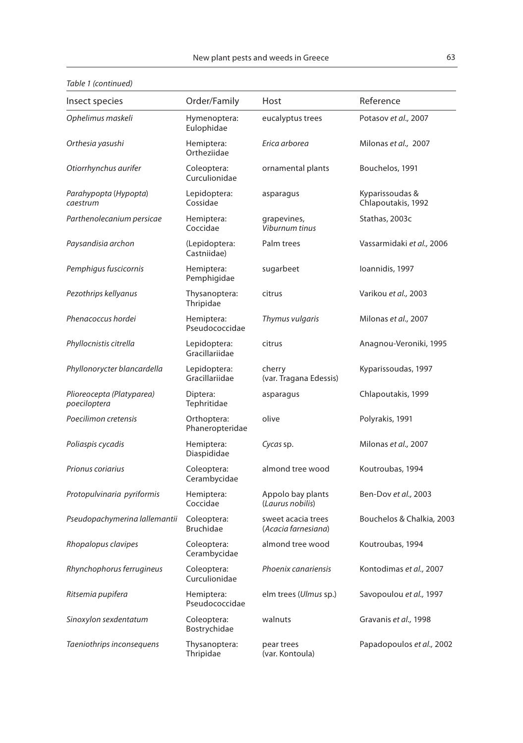*Table 1 (continued)*

| Insect species | Order/Family | Host | Reference |
|---|---|---|---|
| *Ophelimus maskeli* | Hymenoptera: Eulophidae | eucalyptus trees | Potasov *et al.,* 2007 |
| *Orthesia yasushi* | Hemiptera: Ortheziidae | *Erica arborea* | Milonas *et al.,* 2007 |
| *Otiorrhynchus aurifer* | Coleoptera: Curculionidae | ornamental plants | Bouchelos, 1991 |
| *Parahypopta* (*Hypopta*) *caestrum* | Lepidoptera: Cossidae | asparagus | Kyparissoudas & Chlapoutakis, 1992 |
| *Parthenolecanium persicae* | Hemiptera: Coccidae | grapevines, *Viburnum tinus* | Stathas, 2003c |
| *Paysandisia archon* | (Lepidoptera: Castniidae) | Palm trees | Vassarmidaki *et al.,* 2006 |
| *Pemphigus fuscicornis* | Hemiptera: Pemphigidae | sugarbeet | Ioannidis, 1997 |
| *Pezothrips kellyanus* | Thysanoptera: Thripidae | citrus | Varikou *et al.,* 2003 |
| *Phenacoccus hordei* | Hemiptera: Pseudococcidae | *Thymus vulgaris* | Milonas *et al.,* 2007 |
| *Phyllocnistis citrella* | Lepidoptera: Gracillariidae | citrus | Anagnou-Veroniki, 1995 |
| *Phyllonorycter blancardella* | Lepidoptera: Gracillariidae | cherry (var. Tragana Edessis) | Kyparissoudas, 1997 |
| *Plioreocepta (Platyparea) poeciloptera* | Diptera: Tephritidae | asparagus | Chlapoutakis, 1999 |
| *Poecilimon cretensis* | Orthoptera: Phaneropteridae | olive | Polyrakis, 1991 |
| *Poliaspis cycadis* | Hemiptera: Diaspididae | *Cycas* sp. | Milonas *et al.,* 2007 |
| *Prionus coriarius* | Coleoptera: Cerambycidae | almond tree wood | Koutroubas, 1994 |
| *Protopulvinaria pyriformis* | Hemiptera: Coccidae | Appolo bay plants (*Laurus nobilis*) | Ben-Dov *et al.,* 2003 |
| *Pseudopachymerina lallemantii* | Coleoptera: Bruchidae | sweet acacia trees (*Acacia farnesiana*) | Bouchelos & Chalkia, 2003 |
| *Rhopalopus clavipes* | Coleoptera: Cerambycidae | almond tree wood | Koutroubas, 1994 |
| *Rhynchophorus ferrugineus* | Coleoptera: Curculionidae | *Phoenix canariensis* | Kontodimas *et al.,* 2007 |
| *Ritsemia pupifera* | Hemiptera: Pseudococcidae | elm trees (*Ulmus* sp.) | Savopoulou *et al.,* 1997 |
| *Sinoxylon sexdentatum* | Coleoptera: Bostrychidae | walnuts | Gravanis *et al.,* 1998 |
| *Taeniothrips inconsequens* | Thysanoptera: Thripidae | pear trees (var. Kontoula) | Papadopoulos *et al.,* 2002 |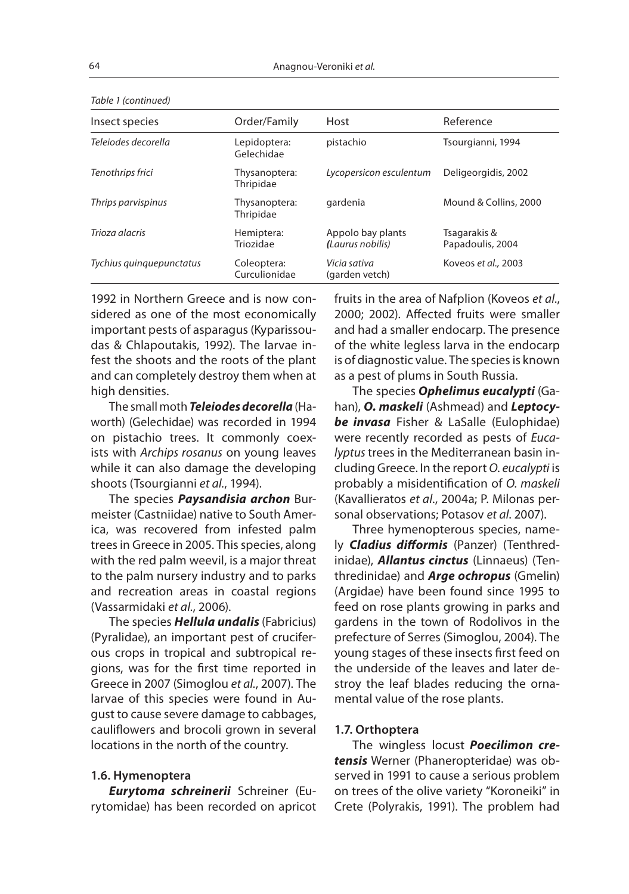*Table 1 (continued)*

| Insect species | Order/Family | Host | Reference |
|---|---|---|---|
| *Teleiodes decorella* | Lepidoptera: Gelechidae | pistachio | Tsourgianni, 1994 |
| *Tenothrips frici* | Thysanoptera: Thripidae | *Lycopersicon esculentum* | Deligeorgidis, 2002 |
| *Thrips parvispinus* | Thysanoptera: Thripidae | gardenia | Mound & Collins, 2000 |
| *Trioza alacris* | Hemiptera: Triozidae | Appolo bay plants *(Laurus nobilis)* | Tsagarakis & Papadoulis, 2004 |
| *Tychius quinquepunctatus* | Coleoptera: Curculionidae | *Vicia sativa* (garden vetch) | Koveos *et al.,* 2003 |

1992 in Northern Greece and is now considered as one of the most economically important pests of asparagus (Kyparissoudas & Chlapoutakis, 1992). The larvae infest the shoots and the roots of the plant and can completely destroy them when at high densities.

The small moth ***Teleiodes decorella*** (Haworth) (Gelechidae) was recorded in 1994 on pistachio trees. It commonly coexists with *Archips rosanus* on young leaves while it can also damage the developing shoots (Tsourgianni *et al.*, 1994).

The species ***Paysandisia archon*** Burmeister (Castniidae) native to South America, was recovered from infested palm trees in Greece in 2005. This species, along with the red palm weevil, is a major threat to the palm nursery industry and to parks and recreation areas in coastal regions (Vassarmidaki *et al.*, 2006).

The species ***Hellula undalis*** (Fabricius) (Pyralidae), an important pest of cruciferous crops in tropical and subtropical regions, was for the first time reported in Greece in 2007 (Simoglou *et al.*, 2007). The larvae of this species were found in August to cause severe damage to cabbages, cauliflowers and brocoli grown in several locations in the north of the country.

### 1.6. Hymenoptera

***Eurytoma schreinerii*** Schreiner (Eurytomidae) has been recorded on apricot fruits in the area of Nafplion (Koveos *et al.*, 2000; 2002). Affected fruits were smaller and had a smaller endocarp. The presence of the white legless larva in the endocarp is of diagnostic value. The species is known as a pest of plums in South Russia.

The species ***Ophelimus eucalypti*** (Gahan), ***O. maskeli*** (Ashmead) and ***Leptocybe invasa*** Fisher & LaSalle (Eulophidae) were recently recorded as pests of *Eucalyptus* trees in the Mediterranean basin including Greece. In the report *O. eucalypti* is probably a misidentification of *O. maskeli* (Kavallieratos *et al.*, 2004a; P. Milonas personal observations; Potasov *et al.* 2007).

Three hymenopterous species, namely ***Cladius difformis*** (Panzer) (Tenthredinidae), ***Allantus cinctus*** (Linnaeus) (Tenthredinidae) and ***Arge ochropus*** (Gmelin) (Argidae) have been found since 1995 to feed on rose plants growing in parks and gardens in the town of Rodolivos in the prefecture of Serres (Simoglou, 2004). The young stages of these insects first feed on the underside of the leaves and later destroy the leaf blades reducing the ornamental value of the rose plants.

### 1.7. Orthoptera

The wingless locust ***Poecilimon cretensis*** Werner (Phaneropteridae) was observed in 1991 to cause a serious problem on trees of the olive variety "Koroneiki" in Crete (Polyrakis, 1991). The problem had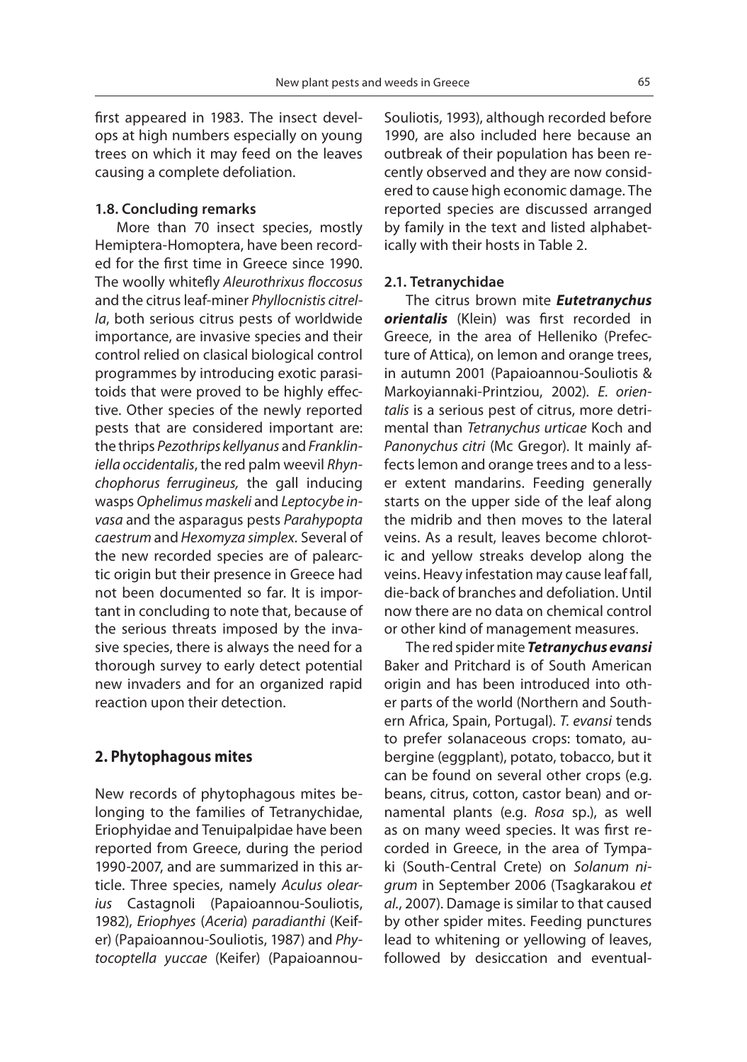first appeared in 1983. The insect develops at high numbers especially on young trees on which it may feed on the leaves causing a complete defoliation.

### 1.8. Concluding remarks

More than 70 insect species, mostly Hemiptera-Homoptera, have been recorded for the first time in Greece since 1990. The woolly whitefly *Aleurothrixus floccosus* and the citrus leaf-miner *Phyllocnistis citrella*, both serious citrus pests of worldwide importance, are invasive species and their control relied on clasical biological control programmes by introducing exotic parasitoids that were proved to be highly effective. Other species of the newly reported pests that are considered important are: the thrips *Pezothrips kellyanus* and *Frankliniella occidentalis*, the red palm weevil *Rhynchophorus ferrugineus,* the gall inducing wasps *Ophelimus maskeli* and *Leptocybe invasa* and the asparagus pests *Parahypopta caestrum* and *Hexomyza simplex.* Several of the new recorded species are of palearctic origin but their presence in Greece had not been documented so far. It is important in concluding to note that, because of the serious threats imposed by the invasive species, there is always the need for a thorough survey to early detect potential new invaders and for an organized rapid reaction upon their detection.

## 2. Phytophagous mites

New records of phytophagous mites belonging to the families of Tetranychidae, Eriophyidae and Tenuipalpidae have been reported from Greece, during the period 1990-2007, and are summarized in this article. Three species, namely *Aculus olearius* Castagnoli (Papaioannou-Souliotis, 1982), *Eriophyes* (*Aceria*) *paradianthi* (Keifer) (Papaioannou-Souliotis, 1987) and *Phytocoptella yuccae* (Keifer) (Papaioannou-Souliotis, 1993), although recorded before 1990, are also included here because an outbreak of their population has been recently observed and they are now considered to cause high economic damage. The reported species are discussed arranged by family in the text and listed alphabetically with their hosts in Table 2.

### 2.1. Tetranychidae

The citrus brown mite ***Eutetranychus orientalis*** (Klein) was first recorded in Greece, in the area of Helleniko (Prefecture of Attica), on lemon and orange trees, in autumn 2001 (Papaioannou-Souliotis & Markoyiannaki-Printziou, 2002). *E. orientalis* is a serious pest of citrus, more detrimental than *Tetranychus urticae* Koch and *Panonychus citri* (Mc Gregor). It mainly affects lemon and orange trees and to a lesser extent mandarins. Feeding generally starts on the upper side of the leaf along the midrib and then moves to the lateral veins. As a result, leaves become chlorotic and yellow streaks develop along the veins. Heavy infestation may cause leaf fall, die-back of branches and defoliation. Until now there are no data on chemical control or other kind of management measures.

The red spider mite ***Tetranychus evansi*** Baker and Pritchard is of South American origin and has been introduced into other parts of the world (Northern and Southern Africa, Spain, Portugal). *T. evansi* tends to prefer solanaceous crops: tomato, aubergine (eggplant), potato, tobacco, but it can be found on several other crops (e.g. beans, citrus, cotton, castor bean) and ornamental plants (e.g. *Rosa* sp.), as well as on many weed species. It was first recorded in Greece, in the area of Tympaki (South-Central Crete) on *Solanum nigrum* in September 2006 (Tsagkarakou *et al*., 2007). Damage is similar to that caused by other spider mites. Feeding punctures lead to whitening or yellowing of leaves, followed by desiccation and eventual-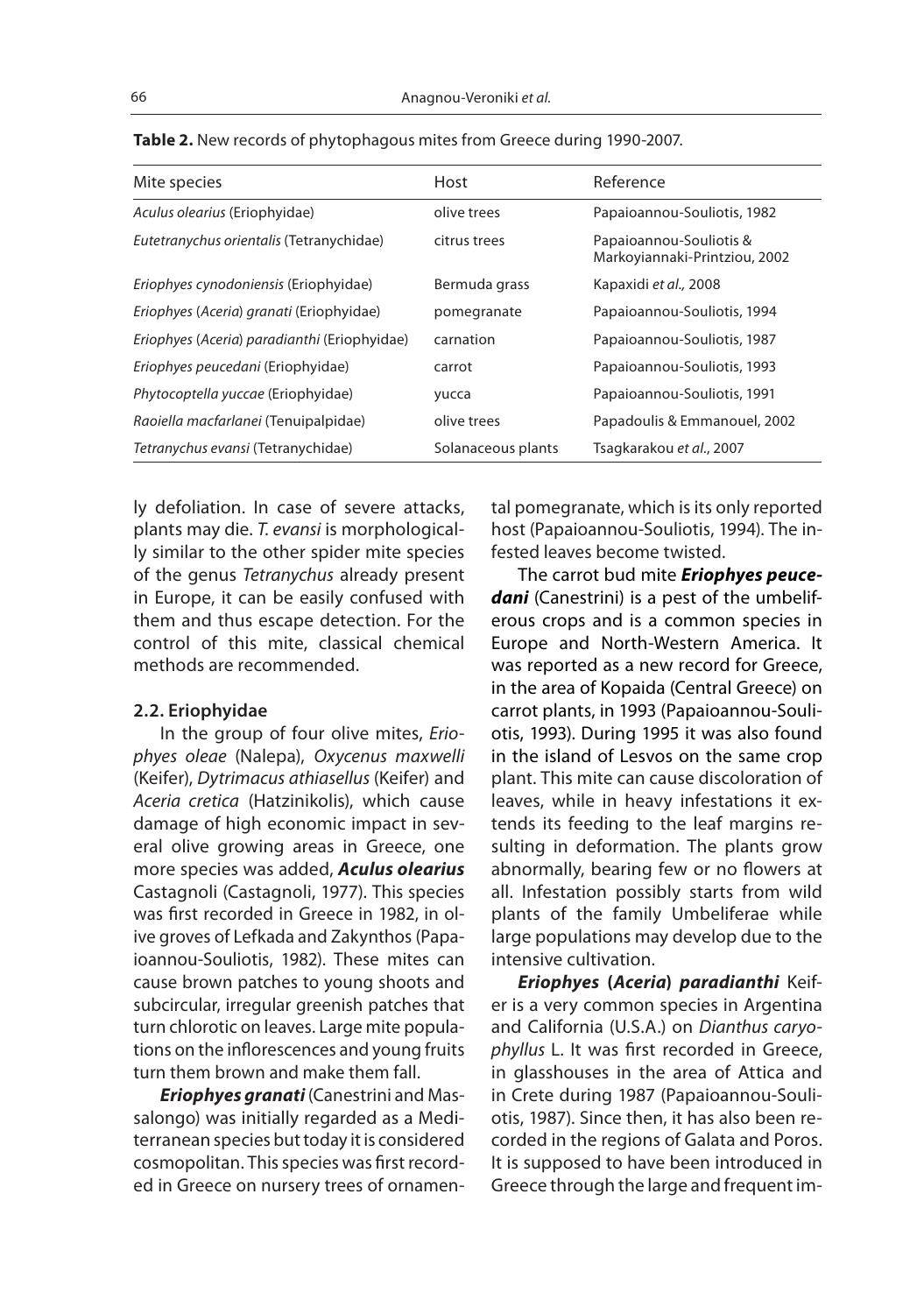**Table 2.** New records of phytophagous mites from Greece during 1990-2007.

| Mite species | Host | Reference |
|---|---|---|
| *Aculus olearius* (Eriophyidae) | olive trees | Papaioannou-Souliotis, 1982 |
| *Eutetranychus orientalis* (Tetranychidae) | citrus trees | Papaioannou-Souliotis & Markoyiannaki-Printziou, 2002 |
| *Eriophyes cynodoniensis* (Eriophyidae) | Bermuda grass | Kapaxidi *et al.,* 2008 |
| *Eriophyes* (*Aceria*) *granati* (Eriophyidae) | pomegranate | Papaioannou-Souliotis, 1994 |
| *Eriophyes* (*Aceria*) *paradianthi* (Eriophyidae) | carnation | Papaioannou-Souliotis, 1987 |
| *Eriophyes peucedani* (Eriophyidae) | carrot | Papaioannou-Souliotis, 1993 |
| *Phytocoptella yuccae* (Eriophyidae) | yucca | Papaioannou-Souliotis, 1991 |
| *Raoiella macfarlanei* (Tenuipalpidae) | olive trees | Papadoulis & Emmanouel, 2002 |
| *Tetranychus evansi* (Tetranychidae) | Solanaceous plants | Tsagkarakou *et al.*, 2007 |

ly defoliation. In case of severe attacks, plants may die. *T. evansi* is morphologically similar to the other spider mite species of the genus *Tetranychus* already present in Europe, it can be easily confused with them and thus escape detection. For the control of this mite, classical chemical methods are recommended.

### 2.2. Eriophyidae

In the group of four olive mites, *Eriophyes oleae* (Nalepa), *Oxycenus maxwelli* (Keifer), *Dytrimacus athiasellus* (Keifer) and *Aceria cretica* (Hatzinikolis), which cause damage of high economic impact in several olive growing areas in Greece, one more species was added, ***Aculus olearius*** Castagnoli (Castagnoli, 1977). This species was first recorded in Greece in 1982, in olive groves of Lefkada and Zakynthos (Papaioannou-Souliotis, 1982). These mites can cause brown patches to young shoots and subcircular, irregular greenish patches that turn chlorotic on leaves. Large mite populations on the inflorescences and young fruits turn them brown and make them fall.

***Eriophyes granati*** (Canestrini and Massalongo) was initially regarded as a Mediterranean species but today it is considered cosmopolitan. This species was first recorded in Greece on nursery trees of ornamental pomegranate, which is its only reported host (Papaioannou-Souliotis, 1994). The infested leaves become twisted.

The carrot bud mite ***Eriophyes peucedani*** (Canestrini) is a pest of the umbelliferous crops and is a common species in Europe and North-Western America. It was reported as a new record for Greece, in the area of Kopaida (Central Greece) on carrot plants, in 1993 (Papaioannou-Souliotis, 1993). During 1995 it was also found in the island of Lesvos on the same crop plant. This mite can cause discoloration of leaves, while in heavy infestations it extends its feeding to the leaf margins resulting in deformation. The plants grow abnormally, bearing few or no flowers at all. Infestation possibly starts from wild plants of the family Umbeliferae while large populations may develop due to the intensive cultivation.

***Eriophyes* (*Aceria*) *paradianthi*** Keifer is a very common species in Argentina and California (U.S.A.) on *Dianthus caryophyllus* L. It was first recorded in Greece, in glasshouses in the area of Attica and in Crete during 1987 (Papaioannou-Souliotis, 1987). Since then, it has also been recorded in the regions of Galata and Poros. It is supposed to have been introduced in Greece through the large and frequent im-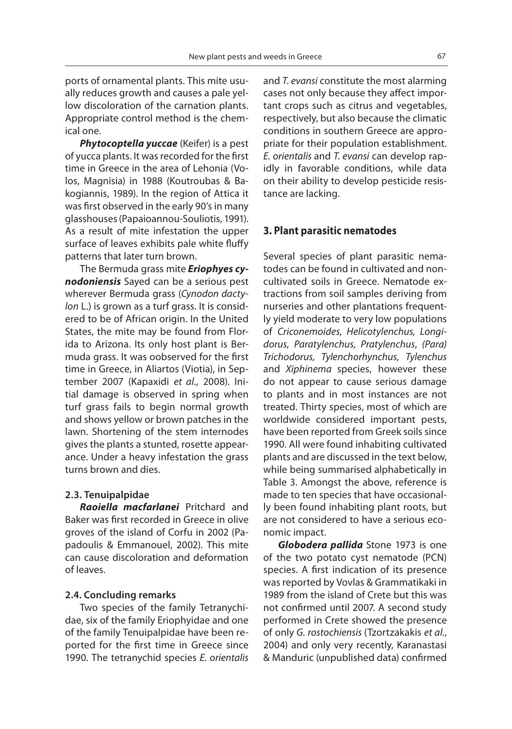ports of ornamental plants. This mite usually reduces growth and causes a pale yellow discoloration of the carnation plants. Appropriate control method is the chemical one.

***Phytocoptella yuccae*** (Keifer) is a pest of yucca plants. It was recorded for the first time in Greece in the area of Lehonia (Volos, Magnisia) in 1988 (Koutroubas & Bakogiannis, 1989). In the region of Attica it was first observed in the early 90's in many glasshouses (Papaioannou-Souliotis, 1991). As a result of mite infestation the upper surface of leaves exhibits pale white fluffy patterns that later turn brown.

The Bermuda grass mite ***Eriophyes cynodoniensis*** Sayed can be a serious pest wherever Bermuda grass (*Cynodon dactylon* L.) is grown as a turf grass. It is considered to be of African origin. In the United States, the mite may be found from Florida to Arizona. Its only host plant is Bermuda grass. It was oobserved for the first time in Greece, in Aliartos (Viotia), in September 2007 (Kapaxidi *et al*., 2008). Initial damage is observed in spring when turf grass fails to begin normal growth and shows yellow or brown patches in the lawn. Shortening of the stem internodes gives the plants a stunted, rosette appearance. Under a heavy infestation the grass turns brown and dies.

### 2.3. Tenuipalpidae

***Raoiella macfarlanei*** Pritchard and Baker was first recorded in Greece in olive groves of the island of Corfu in 2002 (Papadoulis & Emmanouel, 2002). This mite can cause discoloration and deformation of leaves.

### 2.4. Concluding remarks

Two species of the family Tetranychidae, six of the family Eriophyidae and one of the family Tenuipalpidae have been reported for the first time in Greece since 1990. The tetranychid species *E. orientalis* and *T. evansi* constitute the most alarming cases not only because they affect important crops such as citrus and vegetables, respectively, but also because the climatic conditions in southern Greece are appropriate for their population establishment. *E. orientalis* and *T. evansi* can develop rapidly in favorable conditions, while data on their ability to develop pesticide resistance are lacking.

## 3. Plant parasitic nematodes

Several species of plant parasitic nematodes can be found in cultivated and non-cultivated soils in Greece. Nematode extractions from soil samples deriving from nurseries and other plantations frequently yield moderate to very low populations of *Criconemoides, Helicotylenchus, Longidorus, Paratylenchus, Pratylenchus*, *(Para) Trichodorus, Tylenchorhynchus, Tylenchus* and *Xiphinema* species, however these do not appear to cause serious damage to plants and in most instances are not treated. Thirty species, most of which are worldwide considered important pests, have been reported from Greek soils since 1990. All were found inhabiting cultivated plants and are discussed in the text below, while being summarised alphabetically in Table 3. Amongst the above, reference is made to ten species that have occasionally been found inhabiting plant roots, but are not considered to have a serious economic impact.

***Globodera pallida*** Stone 1973 is one of the two potato cyst nematode (PCN) species. A first indication of its presence was reported by Vovlas & Grammatikaki in 1989 from the island of Crete but this was not confirmed until 2007. A second study performed in Crete showed the presence of only *G. rostochiensis* (Tzortzakakis *et al*., 2004) and only very recently, Karanastasi & Manduric (unpublished data) confirmed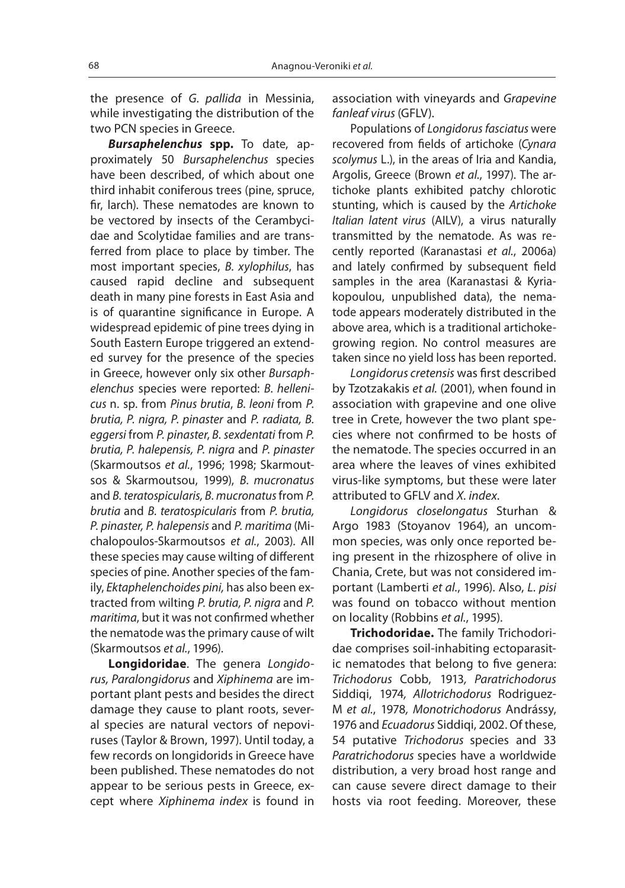the presence of *G. pallida* in Messinia, while investigating the distribution of the two PCN species in Greece.

***Bursaphelenchus* spp.** To date, approximately 50 *Bursaphelenchus* species have been described, of which about one third inhabit coniferous trees (pine, spruce, fir, larch). These nematodes are known to be vectored by insects of the Cerambycidae and Scolytidae families and are transferred from place to place by timber. The most important species, *B. xylophilus*, has caused rapid decline and subsequent death in many pine forests in East Asia and is of quarantine significance in Europe. A widespread epidemic of pine trees dying in South Eastern Europe triggered an extended survey for the presence of the species in Greece, however only six other *Bursaphelenchus* species were reported: *B. hellenicus* n. sp. from *Pinus brutia*, *B. leoni* from *P. brutia, P. nigra, P. pinaster* and *P. radiata, B. eggersi* from *P. pinaster*, *B. sexdentati* from *P. brutia, P. halepensis, P. nigra* and *P. pinaster* (Skarmoutsos *et al.*, 1996; 1998; Skarmoutsos & Skarmoutsou, 1999), *B. mucronatus* and *B. teratospicularis, B. mucronatus* from *P. brutia* and *B. teratospicularis* from *P. brutia, P. pinaster, P. halepensis* and *P. maritima* (Michalopoulos-Skarmoutsos *et al.*, 2003). All these species may cause wilting of different species of pine. Another species of the family, *Ektaphelenchoides pini,* has also been extracted from wilting *P. brutia, P. nigra* and *P. maritima*, but it was not confirmed whether the nematode was the primary cause of wilt (Skarmoutsos *et al.*, 1996).

**Longidoridae**. The genera *Longidorus, Paralongidorus* and *Xiphinema* are important plant pests and besides the direct damage they cause to plant roots, several species are natural vectors of nepoviruses (Taylor & Brown, 1997). Until today, a few records on longidorids in Greece have been published. These nematodes do not appear to be serious pests in Greece, except where *Xiphinema index* is found in association with vineyards and *Grapevine fanleaf virus* (GFLV).

Populations of *Longidorus fasciatus* were recovered from fields of artichoke (*Cynara scolymus* L.), in the areas of Iria and Kandia, Argolis, Greece (Brown *et al.*, 1997). The artichoke plants exhibited patchy chlorotic stunting, which is caused by the *Artichoke Italian latent virus* (AILV), a virus naturally transmitted by the nematode. As was recently reported (Karanastasi *et al.*, 2006a) and lately confirmed by subsequent field samples in the area (Karanastasi & Kyriakopoulou, unpublished data), the nematode appears moderately distributed in the above area, which is a traditional artichoke-growing region. No control measures are taken since no yield loss has been reported.

*Longidorus cretensis* was first described by Tzotzakakis *et al.* (2001), when found in association with grapevine and one olive tree in Crete, however the two plant species where not confirmed to be hosts of the nematode. The species occurred in an area where the leaves of vines exhibited virus-like symptoms, but these were later attributed to GFLV and *X. index*.

*Longidorus closelongatus* Sturhan & Argo 1983 (Stoyanov 1964), an uncommon species, was only once reported being present in the rhizosphere of olive in Chania, Crete, but was not considered important (Lamberti *et al.*, 1996). Also, *L. pisi* was found on tobacco without mention on locality (Robbins *et al.*, 1995).

**Trichodoridae.** The family Trichodoridae comprises soil-inhabiting ectoparasitic nematodes that belong to five genera: *Trichodorus* Cobb, 1913*, Paratrichodorus* Siddiqi, 1974*, Allotrichodorus* Rodriguez-M *et al.*, 1978*, Monotrichodorus* Andrássy, 1976 and *Ecuadorus* Siddiqi, 2002. Of these, 54 putative *Trichodorus* species and 33 *Paratrichodorus* species have a worldwide distribution, a very broad host range and can cause severe direct damage to their hosts via root feeding. Moreover, these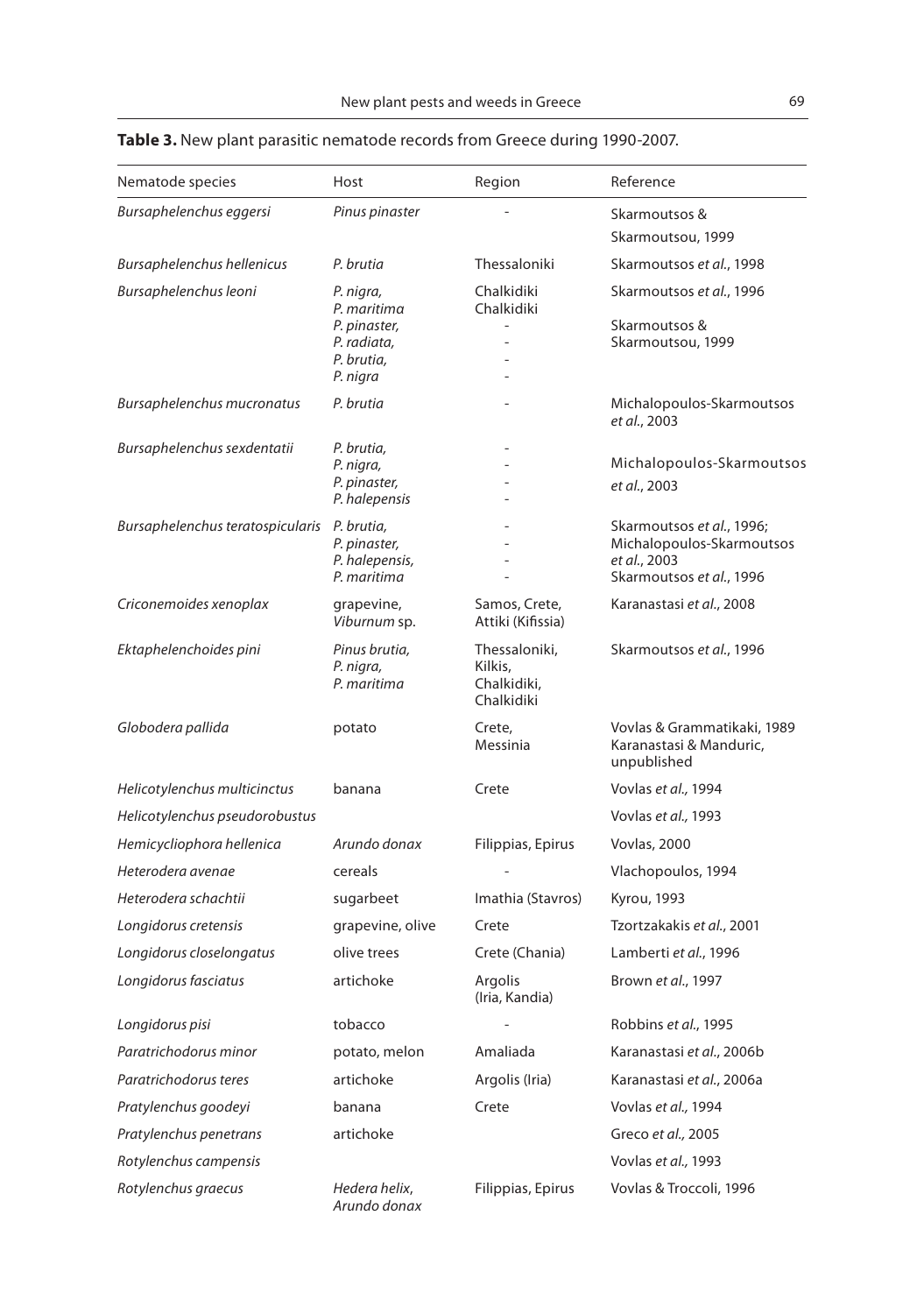**Table 3.** New plant parasitic nematode records from Greece during 1990-2007.

| Nematode species | Host | Region | Reference |
|---|---|---|---|
| *Bursaphelenchus eggersi* | *Pinus pinaster* | - | Skarmoutsos & Skarmoutsou, 1999 |
| *Bursaphelenchus hellenicus* | *P. brutia* | Thessaloniki | Skarmoutsos *et al.*, 1998 |
| *Bursaphelenchus leoni* | *P. nigra*, *P. maritima* | Chalkidiki Chalkidiki | Skarmoutsos *et al.*, 1996 |
| | *P. pinaster*, *P. radiata*, *P. brutia*, *P. nigra* | - - - - | Skarmoutsos & Skarmoutsou, 1999 |
| *Bursaphelenchus mucronatus* | *P. brutia* | - | Michalopoulos-Skarmoutsos *et al.*, 2003 |
| *Bursaphelenchus sexdentatii* | *P. brutia*, *P. nigra*, *P. pinaster*, *P. halepensis* | - - - - | Michalopoulos-Skarmoutsos *et al.*, 2003 |
| *Bursaphelenchus teratospicularis* | *P. brutia*, *P. pinaster*, *P. halepensis*, *P. maritima* | - - - - | Skarmoutsos *et al.*, 1996; Michalopoulos-Skarmoutsos *et al.*, 2003 Skarmoutsos *et al.*, 1996 |
| *Criconemoides xenoplax* | grapevine, *Viburnum* sp. | Samos, Crete, Attiki (Kifissia) | Karanastasi *et al.*, 2008 |
| *Ektaphelenchoides pini* | *Pinus brutia*, *P. nigra*, *P. maritima* | Thessaloniki, Kilkis, Chalkidiki, Chalkidiki | Skarmoutsos *et al.*, 1996 |
| *Globodera pallida* | potato | Crete, Messinia | Vovlas & Grammatikaki, 1989 Karanastasi & Manduric, unpublished |
| *Helicotylenchus multicinctus* | banana | Crete | Vovlas *et al.*, 1994 |
| *Helicotylenchus pseudorobustus* | | | Vovlas *et al.*, 1993 |
| *Hemicycliophora hellenica* | *Arundo donax* | Filippias, Epirus | Vovlas, 2000 |
| *Heterodera avenae* | cereals | - | Vlachopoulos, 1994 |
| *Heterodera schachtii* | sugarbeet | Imathia (Stavros) | Kyrou, 1993 |
| *Longidorus cretensis* | grapevine, olive | Crete | Tzortzakakis *et al.*, 2001 |
| *Longidorus closelongatus* | olive trees | Crete (Chania) | Lamberti *et al.*, 1996 |
| *Longidorus fasciatus* | artichoke | Argolis (Iria, Kandia) | Brown *et al.*, 1997 |
| *Longidorus pisi* | tobacco | - | Robbins *et al.*, 1995 |
| *Paratrichodorus minor* | potato, melon | Amaliada | Karanastasi *et al.*, 2006b |
| *Paratrichodorus teres* | artichoke | Argolis (Iria) | Karanastasi *et al.*, 2006a |
| *Pratylenchus goodeyi* | banana | Crete | Vovlas *et al.*, 1994 |
| *Pratylenchus penetrans* | artichoke | | Greco *et al.*, 2005 |
| *Rotylenchus campensis* | | | Vovlas *et al.*, 1993 |
| *Rotylenchus graecus* | *Hedera helix*, *Arundo donax* | Filippias, Epirus | Vovlas & Troccoli, 1996 |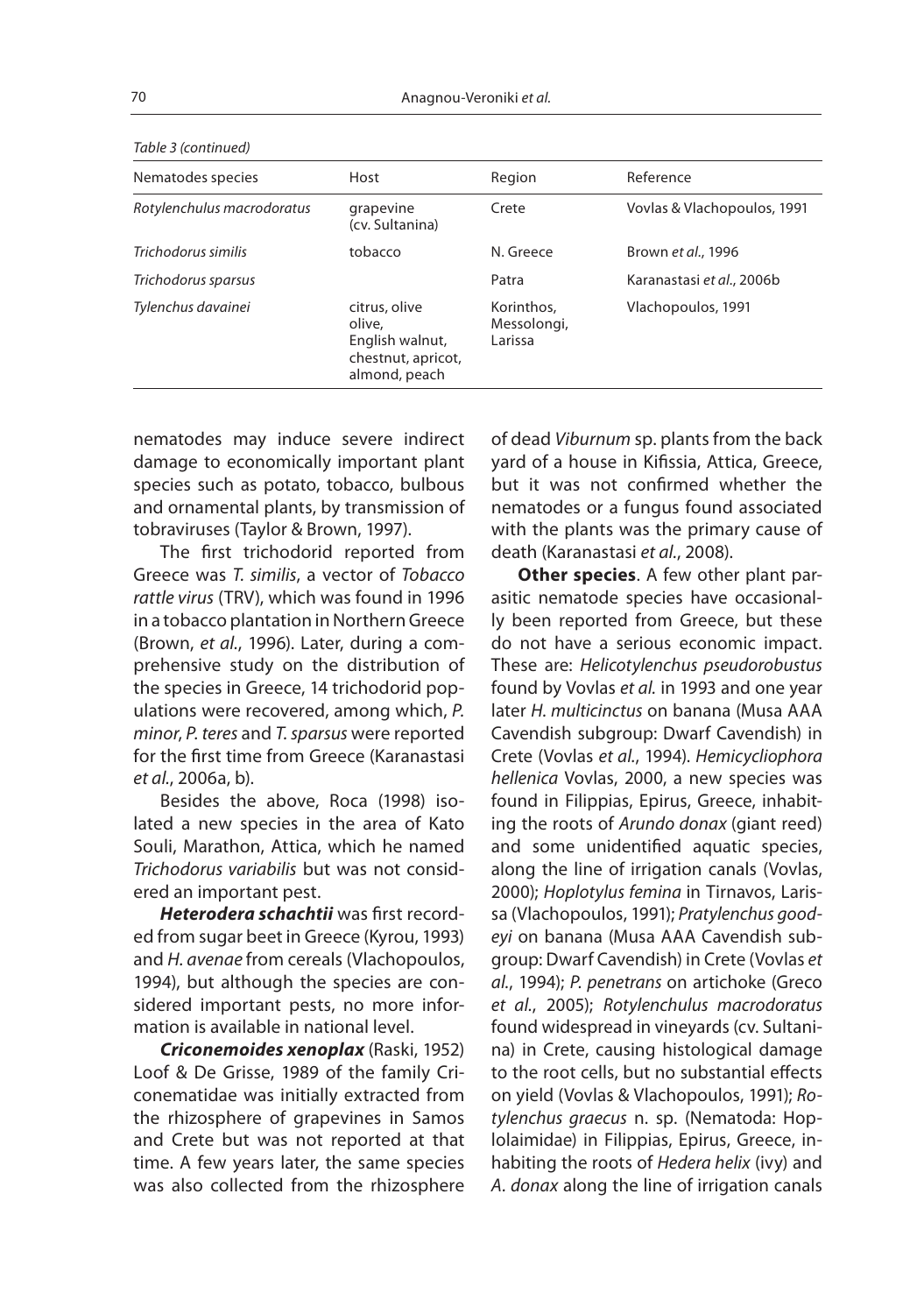*Table 3 (continued)*

| Nematodes species | Host | Region | Reference |
| --- | --- | --- | --- |
| *Rotylenchulus macrodoratus* | grapevine (cv. Sultanina) | Crete | Vovlas & Vlachopoulos, 1991 |
| *Trichodorus similis* | tobacco | N. Greece | Brown *et al.*, 1996 |
| *Trichodorus sparsus* | | Patra | Karanastasi *et al.*, 2006b |
| *Tylenchus davainei* | citrus, olive olive, English walnut, chestnut, apricot, almond, peach | Korinthos, Messolongi, Larissa | Vlachopoulos, 1991 |

nematodes may induce severe indirect damage to economically important plant species such as potato, tobacco, bulbous and ornamental plants, by transmission of tobraviruses (Taylor & Brown, 1997).

The first trichodorid reported from Greece was *T. similis*, a vector of *Tobacco rattle virus* (TRV), which was found in 1996 in a tobacco plantation in Northern Greece (Brown, *et al.*, 1996). Later, during a comprehensive study on the distribution of the species in Greece, 14 trichodorid populations were recovered, among which, *P. minor*, *P. teres* and *T. sparsus* were reported for the first time from Greece (Karanastasi *et al.*, 2006a, b).

Besides the above, Roca (1998) isolated a new species in the area of Kato Souli, Marathon, Attica, which he named *Trichodorus variabilis* but was not considered an important pest.

***Heterodera schachtii*** was first recorded from sugar beet in Greece (Kyrou, 1993) and *H. avenae* from cereals (Vlachopoulos, 1994), but although the species are considered important pests, no more information is available in national level.

***Criconemoides xenoplax*** (Raski, 1952) Loof & De Grisse, 1989 of the family Criconematidae was initially extracted from the rhizosphere of grapevines in Samos and Crete but was not reported at that time. A few years later, the same species was also collected from the rhizosphere of dead *Viburnum* sp. plants from the back yard of a house in Kifissia, Attica, Greece, but it was not confirmed whether the nematodes or a fungus found associated with the plants was the primary cause of death (Karanastasi *et al.*, 2008).

**Other species**. A few other plant parasitic nematode species have occasionally been reported from Greece, but these do not have a serious economic impact. These are: *Helicotylenchus pseudorobustus* found by Vovlas *et al.* in 1993 and one year later *H. multicinctus* on banana (Musa AAA Cavendish subgroup: Dwarf Cavendish) in Crete (Vovlas *et al.*, 1994). *Hemicycliophora hellenica* Vovlas, 2000, a new species was found in Filippias, Epirus, Greece, inhabiting the roots of *Arundo donax* (giant reed) and some unidentified aquatic species, along the line of irrigation canals (Vovlas, 2000); *Hoplotylus femina* in Tirnavos, Larissa (Vlachopoulos, 1991); *Pratylenchus goodeyi* on banana (Musa AAA Cavendish subgroup: Dwarf Cavendish) in Crete (Vovlas *et al.*, 1994); *P. penetrans* on artichoke (Greco *et al.*, 2005); *Rotylenchulus macrodoratus* found widespread in vineyards (cv. Sultanina) in Crete, causing histological damage to the root cells, but no substantial effects on yield (Vovlas & Vlachopoulos, 1991); *Rotylenchus graecus* n. sp. (Nematoda: Hoplolaimidae) in Filippias, Epirus, Greece, inhabiting the roots of *Hedera helix* (ivy) and *A. donax* along the line of irrigation canals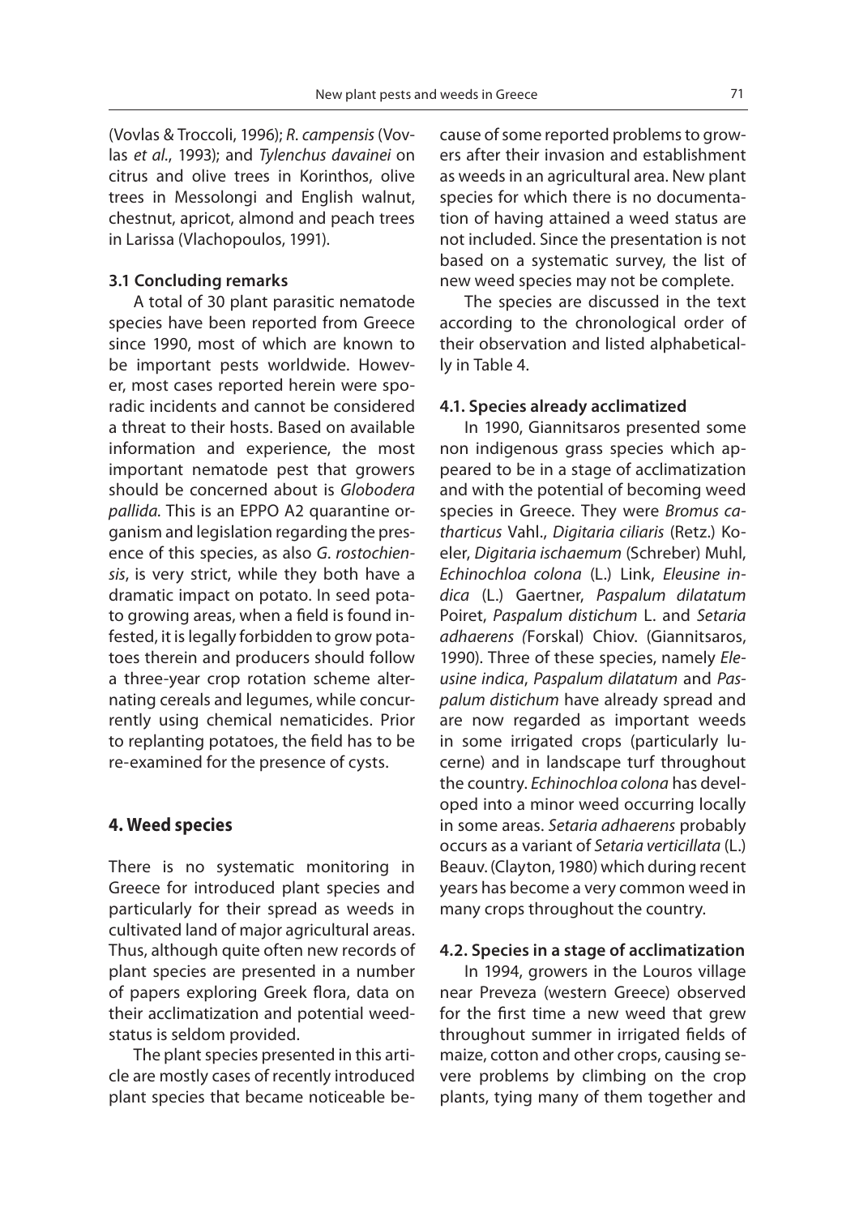(Vovlas & Troccoli, 1996); *R. campensis* (Vovlas *et al*., 1993); and *Tylenchus davainei* on citrus and olive trees in Korinthos, olive trees in Messolongi and English walnut, chestnut, apricot, almond and peach trees in Larissa (Vlachopoulos, 1991).

### 3.1 Concluding remarks

A total of 30 plant parasitic nematode species have been reported from Greece since 1990, most of which are known to be important pests worldwide. However, most cases reported herein were sporadic incidents and cannot be considered a threat to their hosts. Based on available information and experience, the most important nematode pest that growers should be concerned about is *Globodera pallida.* This is an EPPO A2 quarantine organism and legislation regarding the presence of this species, as also *G. rostochiensis*, is very strict, while they both have a dramatic impact on potato. In seed potato growing areas, when a field is found infested, it is legally forbidden to grow potatoes therein and producers should follow a three-year crop rotation scheme alternating cereals and legumes, while concurrently using chemical nematicides. Prior to replanting potatoes, the field has to be re-examined for the presence of cysts.

## 4. Weed species

There is no systematic monitoring in Greece for introduced plant species and particularly for their spread as weeds in cultivated land of major agricultural areas. Thus, although quite often new records of plant species are presented in a number of papers exploring Greek flora, data on their acclimatization and potential weed-status is seldom provided.

The plant species presented in this article are mostly cases of recently introduced plant species that became noticeable because of some reported problems to growers after their invasion and establishment as weeds in an agricultural area. New plant species for which there is no documentation of having attained a weed status are not included. Since the presentation is not based on a systematic survey, the list of new weed species may not be complete.

The species are discussed in the text according to the chronological order of their observation and listed alphabetically in Table 4.

### 4.1. Species already acclimatized

In 1990, Giannitsaros presented some non indigenous grass species which appeared to be in a stage of acclimatization and with the potential of becoming weed species in Greece. They were *Bromus catharticus* Vahl., *Digitaria ciliaris* (Retz.) Koeler, *Digitaria ischaemum* (Schreber) Muhl, *Echinochloa colona* (L.) Link, *Eleusine indica* (L.) Gaertner, *Paspalum dilatatum* Poiret, *Paspalum distichum* L. and *Setaria adhaerens (*Forskal) Chiov. (Giannitsaros, 1990). Three of these species, namely *Eleusine indica*, *Paspalum dilatatum* and *Paspalum distichum* have already spread and are now regarded as important weeds in some irrigated crops (particularly lucerne) and in landscape turf throughout the country. *Echinochloa colona* has developed into a minor weed occurring locally in some areas. *Setaria adhaerens* probably occurs as a variant of *Setaria verticillata* (L.) Beauv. (Clayton, 1980) which during recent years has become a very common weed in many crops throughout the country.

### 4.2. Species in a stage of acclimatization

In 1994, growers in the Louros village near Preveza (western Greece) observed for the first time a new weed that grew throughout summer in irrigated fields of maize, cotton and other crops, causing severe problems by climbing on the crop plants, tying many of them together and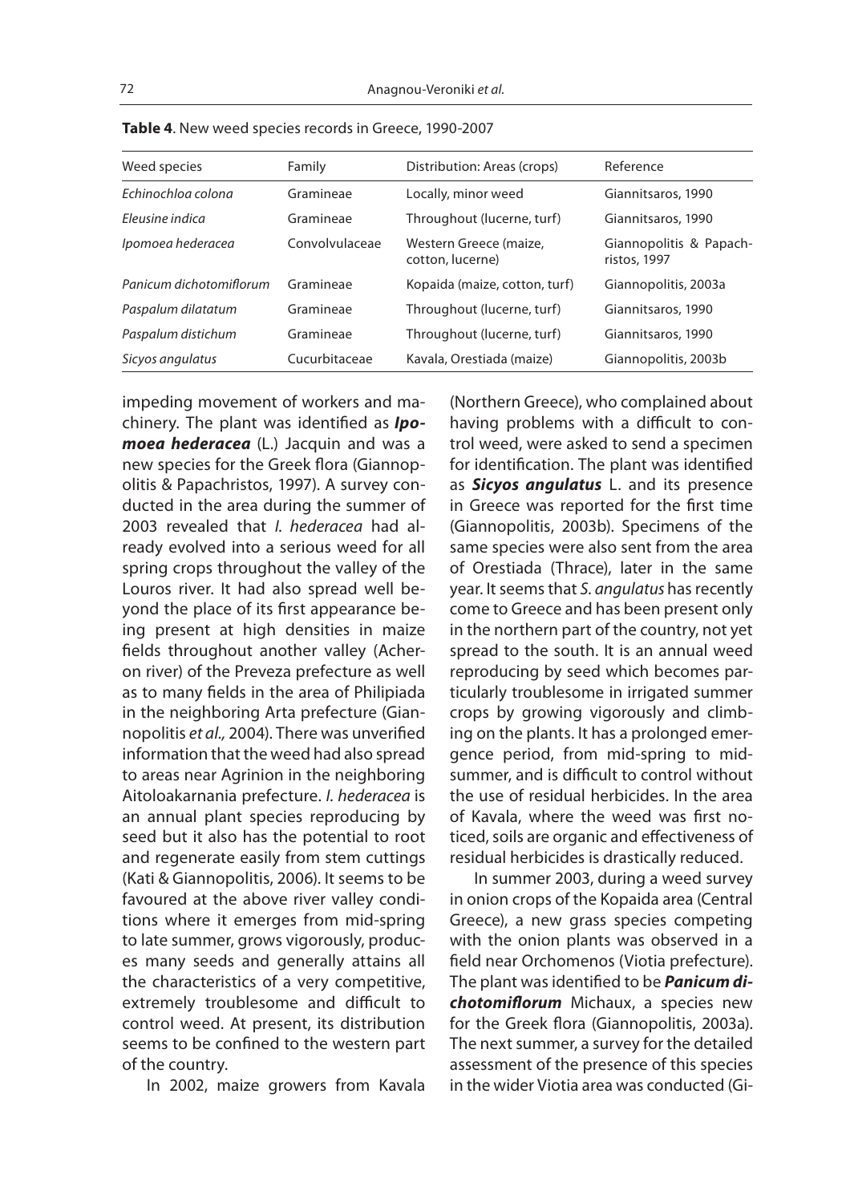**Table 4**. New weed species records in Greece, 1990-2007

| Weed species | Family | Distribution: Areas (crops) | Reference |
|---|---|---|---|
| *Echinochloa colona* | Gramineae | Locally, minor weed | Giannitsaros, 1990 |
| *Eleusine indica* | Gramineae | Throughout (lucerne, turf) | Giannitsaros, 1990 |
| *Ipomoea hederacea* | Convolvulaceae | Western Greece (maize, cotton, lucerne) | Giannopolitis & Papachristos, 1997 |
| *Panicum dichotomiflorum* | Gramineae | Kopaida (maize, cotton, turf) | Giannopolitis, 2003a |
| *Paspalum dilatatum* | Gramineae | Throughout (lucerne, turf) | Giannitsaros, 1990 |
| *Paspalum distichum* | Gramineae | Throughout (lucerne, turf) | Giannitsaros, 1990 |
| *Sicyos angulatus* | Cucurbitaceae | Kavala, Orestiada (maize) | Giannopolitis, 2003b |

impeding movement of workers and machinery. The plant was identified as ***Ipomoea hederacea*** (L.) Jacquin and was a new species for the Greek flora (Giannopolitis & Papachristos, 1997). A survey conducted in the area during the summer of 2003 revealed that *I. hederacea* had already evolved into a serious weed for all spring crops throughout the valley of the Louros river. It had also spread well beyond the place of its first appearance being present at high densities in maize fields throughout another valley (Acheron river) of the Preveza prefecture as well as to many fields in the area of Philipiada in the neighboring Arta prefecture (Giannopolitis *et al.,* 2004). There was unverified information that the weed had also spread to areas near Agrinion in the neighboring Aitoloakarnania prefecture. *I. hederacea* is an annual plant species reproducing by seed but it also has the potential to root and regenerate easily from stem cuttings (Kati & Giannopolitis, 2006). It seems to be favoured at the above river valley conditions where it emerges from mid-spring to late summer, grows vigorously, produces many seeds and generally attains all the characteristics of a very competitive, extremely troublesome and difficult to control weed. At present, its distribution seems to be confined to the western part of the country.

In 2002, maize growers from Kavala (Northern Greece), who complained about having problems with a difficult to control weed, were asked to send a specimen for identification. The plant was identified as ***Sicyos angulatus*** L. and its presence in Greece was reported for the first time (Giannopolitis, 2003b). Specimens of the same species were also sent from the area of Orestiada (Thrace), later in the same year. It seems that *S. angulatus* has recently come to Greece and has been present only in the northern part of the country, not yet spread to the south. It is an annual weed reproducing by seed which becomes particularly troublesome in irrigated summer crops by growing vigorously and climbing on the plants. It has a prolonged emergence period, from mid-spring to midsummer, and is difficult to control without the use of residual herbicides. In the area of Kavala, where the weed was first noticed, soils are organic and effectiveness of residual herbicides is drastically reduced.

In summer 2003, during a weed survey in onion crops of the Kopaida area (Central Greece), a new grass species competing with the onion plants was observed in a field near Orchomenos (Viotia prefecture). The plant was identified to be ***Panicum dichotomiflorum*** Michaux, a species new for the Greek flora (Giannopolitis, 2003a). The next summer, a survey for the detailed assessment of the presence of this species in the wider Viotia area was conducted (Gi-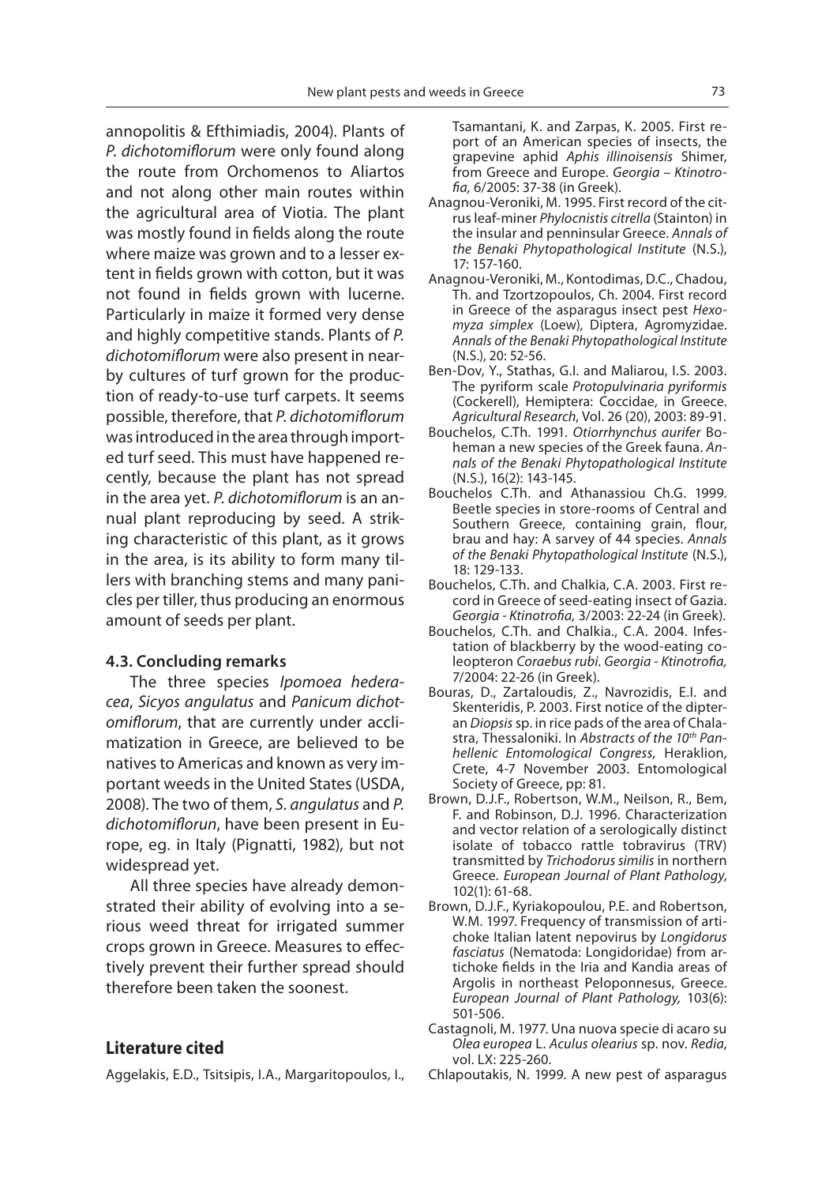annopolitis & Efthimiadis, 2004). Plants of *P. dichotomiflorum* were only found along the route from Orchomenos to Aliartos and not along other main routes within the agricultural area of Viotia. The plant was mostly found in fields along the route where maize was grown and to a lesser extent in fields grown with cotton, but it was not found in fields grown with lucerne. Particularly in maize it formed very dense and highly competitive stands. Plants of *P. dichotomiflorum* were also present in nearby cultures of turf grown for the production of ready-to-use turf carpets. It seems possible, therefore, that *P. dichotomiflorum* was introduced in the area through imported turf seed. This must have happened recently, because the plant has not spread in the area yet. *P. dichotomiflorum* is an annual plant reproducing by seed. A striking characteristic of this plant, as it grows in the area, is its ability to form many tillers with branching stems and many panicles per tiller, thus producing an enormous amount of seeds per plant.

### 4.3. Concluding remarks

The three species *Ipomoea hederacea*, *Sicyos angulatus* and *Panicum dichotomiflorum*, that are currently under acclimatization in Greece, are believed to be natives to Americas and known as very important weeds in the United States (USDA, 2008). The two of them, *S. angulatus* and *P. dichotomiflorun*, have been present in Europe, eg. in Italy (Pignatti, 1982), but not widespread yet.

All three species have already demonstrated their ability of evolving into a serious weed threat for irrigated summer crops grown in Greece. Measures to effectively prevent their further spread should therefore been taken the soonest.

## Literature cited

Aggelakis, E.D., Tsitsipis, I.A., Margaritopoulos, I., Tsamantani, K. and Zarpas, K. 2005. First report of an American species of insects, the grapevine aphid *Aphis illinoisensis* Shimer, from Greece and Europe. *Georgia – Ktinotrofia,* 6/2005: 37-38 (in Greek).

Anagnou-Veroniki, M. 1995. First record of the citrus leaf-miner *Phylocnistis citrella* (Stainton) in the insular and penninsular Greece. *Annals of the Benaki Phytopathological Institute* (N.S.), 17: 157-160.

Anagnou-Veroniki, M., Kontodimas, D.C., Chadou, Th. and Tzortzopoulos, Ch. 2004. First record in Greece of the asparagus insect pest *Hexomyza simplex* (Loew), Diptera, Agromyzidae. *Annals of the Benaki Phytopathological Institute* (N.S.), 20: 52-56.

Ben-Dov, Y., Stathas, G.I. and Maliarou, I.S. 2003. The pyriform scale *Protopulvinaria pyriformis* (Cockerell), Hemiptera: Coccidae, in Greece. *Agricultural Research*, Vol. 26 (20), 2003: 89-91.

Bouchelos, C.Th. 1991. *Otiorrhynchus aurifer* Boheman a new species of the Greek fauna. *Annals of the Benaki Phytopathological Institute* (N.S.), 16(2): 143-145.

Bouchelos C.Th. and Athanassiou Ch.G. 1999. Beetle species in store-rooms of Central and Southern Greece, containing grain, flour, brau and hay: A sarvey of 44 species. *Annals of the Benaki Phytopathological Institute* (N.S.), 18: 129-133.

Bouchelos, C.Th. and Chalkia, C.A. 2003. First record in Greece of seed-eating insect of Gazia. *Georgia - Ktinotrofia,* 3/2003: 22-24 (in Greek).

Bouchelos, C.Th. and Chalkia., C.A. 2004. Infestation of blackberry by the wood-eating coleopteron *Coraebus rubi*. *Georgia - Ktinotrofia,* 7/2004: 22-26 (in Greek).

Bouras, D., Zartaloudis, Z., Navrozidis, E.I. and Skenteridis, P. 2003. First notice of the dipteran *Diopsis* sp. in rice pads of the area of Chalastra, Thessaloniki. In *Abstracts of the 10th Panhellenic Entomological Congress*, Heraklion, Crete, 4-7 November 2003. Entomological Society of Greece, pp: 81.

Brown, D.J.F., Robertson, W.M., Neilson, R., Bem, F. and Robinson, D.J. 1996. Characterization and vector relation of a serologically distinct isolate of tobacco rattle tobravirus (TRV) transmitted by *Trichodorus similis* in northern Greece. *European Journal of Plant Pathology*, 102(1): 61-68.

Brown, D.J.F., Kyriakopoulou, P.E. and Robertson, W.M. 1997. Frequency of transmission of artichoke Italian latent nepovirus by *Longidorus fasciatus* (Nematoda: Longidoridae) from artichoke fields in the Iria and Kandia areas of Argolis in northeast Peloponnesus, Greece. *European Journal of Plant Pathology,* 103(6): 501-506.

Castagnoli, M. 1977. Una nuova specie di acaro su *Olea europea* L. *Aculus olearius* sp. nov. *Redia*, vol. LX: 225-260.

Chlapoutakis, N. 1999. A new pest of asparagus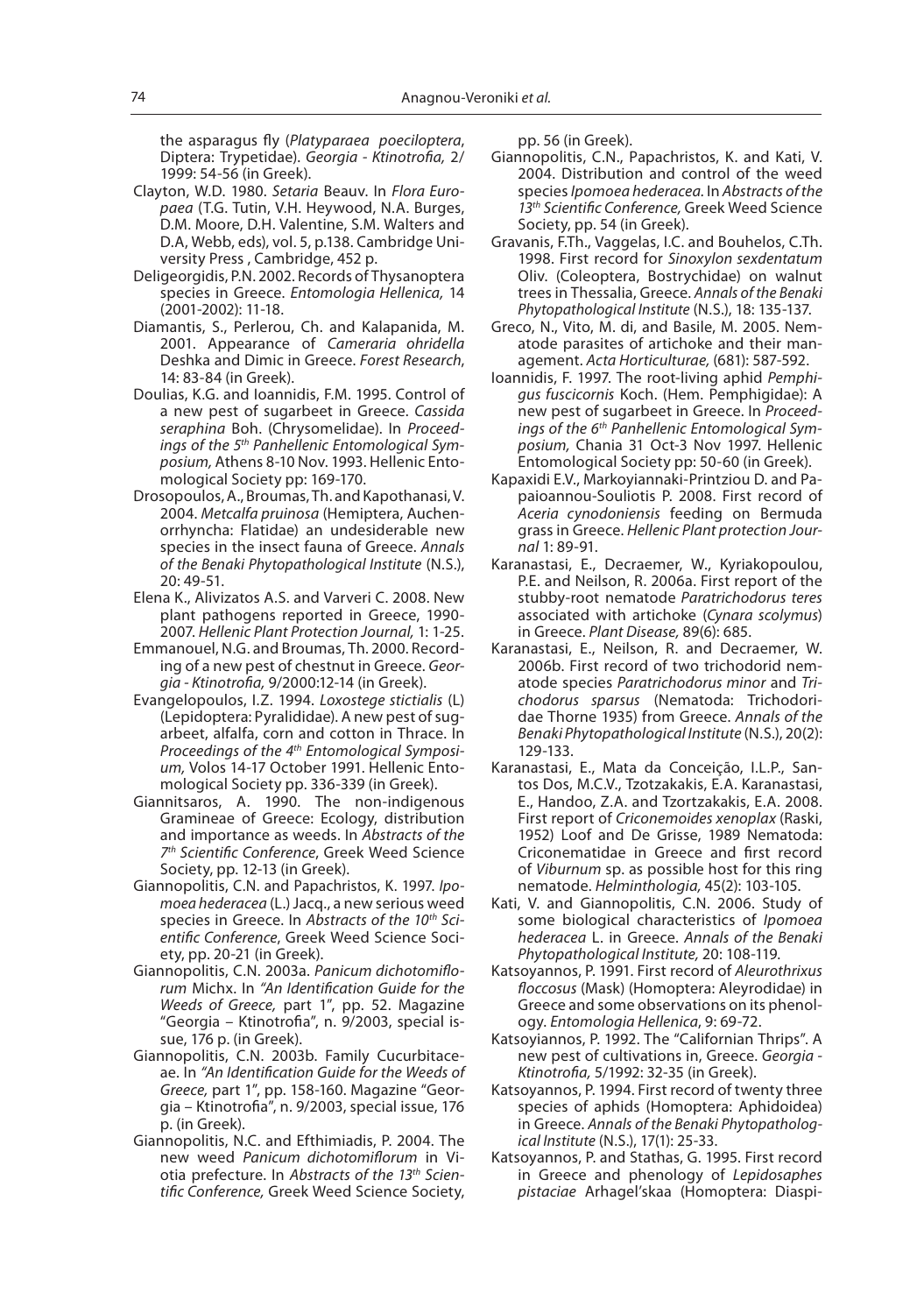the asparagus fly (*Platyparaea poeciloptera*, Diptera: Trypetidae). *Georgia - Ktinotrofia,* 2/ 1999: 54-56 (in Greek).

Clayton, W.D. 1980. *Setaria* Beauv. In *Flora Europaea* (T.G. Tutin, V.H. Heywood, N.A. Burges, D.M. Moore, D.H. Valentine, S.M. Walters and D.A, Webb, eds), vol. 5, p.138. Cambridge University Press , Cambridge, 452 p.

Deligeorgidis, P.N. 2002. Records of Thysanoptera species in Greece. *Entomologia Hellenica,* 14 (2001-2002): 11-18.

Diamantis, S., Perlerou, Ch. and Kalapanida, M. 2001. Appearance of *Cameraria ohridella* Deshka and Dimic in Greece. *Forest Research*, 14: 83-84 (in Greek).

Doulias, K.G. and Ioannidis, F.M. 1995. Control of a new pest of sugarbeet in Greece. *Cassida seraphina* Boh. (Chrysomelidae). In *Proceedings of the 5th Panhellenic Entomological Symposium,* Athens 8-10 Nov. 1993. Hellenic Entomological Society pp: 169-170.

Drosopoulos, A., Broumas, Th. and Kapothanasi, V. 2004. *Metcalfa pruinosa* (Hemiptera, Auchenorrhyncha: Flatidae) an undesiderable new species in the insect fauna of Greece. *Annals of the Benaki Phytopathological Institute* (N.S.), 20: 49-51.

Elena K., Alivizatos A.S. and Varveri C. 2008. New plant pathogens reported in Greece, 1990-2007. *Hellenic Plant Protection Journal,* 1: 1-25.

Emmanouel, N.G. and Broumas, Th. 2000. Recording of a new pest of chestnut in Greece. *Georgia - Ktinotrofia,* 9/2000:12-14 (in Greek).

Evangelopoulos, I.Z. 1994. *Loxostege stictialis* (L) (Lepidoptera: Pyralididae). A new pest of sugarbeet, alfalfa, corn and cotton in Thrace. In *Proceedings of the 4th Entomological Symposium,* Volos 14-17 October 1991. Hellenic Entomological Society pp. 336-339 (in Greek).

Giannitsaros, A. 1990. The non-indigenous Gramineae of Greece: Ecology, distribution and importance as weeds. In *Abstracts of the 7th Scientific Conference*, Greek Weed Science Society, pp. 12-13 (in Greek).

Giannopolitis, C.N. and Papachristos, K. 1997. *Ipomoea hederacea* (L.) Jacq., a new serious weed species in Greece. In *Abstracts of the 10th Scientific Conference*, Greek Weed Science Society, pp. 20-21 (in Greek).

Giannopolitis, C.N. 2003a. *Panicum dichotomiflorum* Michx. In *"An Identification Guide for the Weeds of Greece,* part 1", pp. 52. Magazine "Georgia – Ktinotrofia", n. 9/2003, special issue, 176 p. (in Greek).

Giannopolitis, C.N. 2003b. Family Cucurbitaceae. In *"An Identification Guide for the Weeds of Greece,* part 1", pp. 158-160. Magazine "Georgia – Ktinotrofia", n. 9/2003, special issue, 176 p. (in Greek).

Giannopolitis, N.C. and Efthimiadis, P. 2004. The new weed *Panicum dichotomiflorum* in Viotia prefecture. In *Abstracts of the 13th Scientific Conference,* Greek Weed Science Society, pp. 56 (in Greek).

Giannopolitis, C.N., Papachristos, K. and Kati, V. 2004. Distribution and control of the weed species *Ipomoea hederacea*. In *Abstracts of the 13th Scientific Conference,* Greek Weed Science Society, pp. 54 (in Greek).

Gravanis, F.Th., Vaggelas, I.C. and Bouhelos, C.Th. 1998. First record for *Sinoxylon sexdentatum* Oliv. (Coleoptera, Bostrychidae) on walnut trees in Thessalia, Greece. *Annals of the Benaki Phytopathological Institute* (N.S.), 18: 135-137.

Greco, N., Vito, M. di, and Basile, M. 2005. Nematode parasites of artichoke and their management. *Acta Horticulturae,* (681): 587-592.

Ioannidis, F. 1997. The root-living aphid *Pemphigus fuscicornis* Koch. (Hem. Pemphigidae): A new pest of sugarbeet in Greece. In *Proceedings of the 6th Panhellenic Entomological Symposium,* Chania 31 Oct-3 Nov 1997. Hellenic Entomological Society pp: 50-60 (in Greek).

Kapaxidi E.V., Markoyiannaki-Printziou D. and Papaioannou-Souliotis P. 2008. First record of *Aceria cynodoniensis* feeding on Bermuda grass in Greece. *Hellenic Plant protection Journal* 1: 89-91.

Karanastasi, E., Decraemer, W., Kyriakopoulou, P.E. and Neilson, R. 2006a. First report of the stubby-root nematode *Paratrichodorus teres* associated with artichoke (*Cynara scolymus*) in Greece. *Plant Disease,* 89(6): 685.

Karanastasi, E., Neilson, R. and Decraemer, W. 2006b. First record of two trichodorid nematode species *Paratrichodorus minor* and *Trichodorus sparsus* (Nematoda: Trichodoridae Thorne 1935) from Greece. *Annals of the Benaki Phytopathological Institute* (N.S.), 20(2): 129-133.

Karanastasi, E., Mata da Conceição, I.L.P., Santos Dos, M.C.V., Tzotzakakis, E.A. Karanastasi, E., Handoo, Z.A. and Tzortzakakis, E.A. 2008. First report of *Criconemoides xenoplax* (Raski, 1952) Loof and De Grisse, 1989 Nematoda: Criconematidae in Greece and first record of *Viburnum* sp. as possible host for this ring nematode. *Helminthologia,* 45(2): 103-105.

Kati, V. and Giannopolitis, C.N. 2006. Study of some biological characteristics of *Ipomoea hederacea* L. in Greece. *Annals of the Benaki Phytopathological Institute,* 20: 108-119.

Katsoyannos, P. 1991. First record of *Aleurothrixus floccosus* (Mask) (Homoptera: Aleyrodidae) in Greece and some observations on its phenology. *Entomologia Hellenica*, 9: 69-72.

Katsoyiannos, P. 1992. The "Californian Thrips". A new pest of cultivations in, Greece. *Georgia - Ktinotrofia,* 5/1992: 32-35 (in Greek).

Katsoyannos, P. 1994. First record of twenty three species of aphids (Homoptera: Aphidoidea) in Greece. *Annals of the Benaki Phytopathological Institute* (N.S.), 17(1): 25-33.

Katsoyannos, P. and Stathas, G. 1995. First record in Greece and phenology of *Lepidosaphes pistaciae* Arhagel'skaa (Homoptera: Diaspi-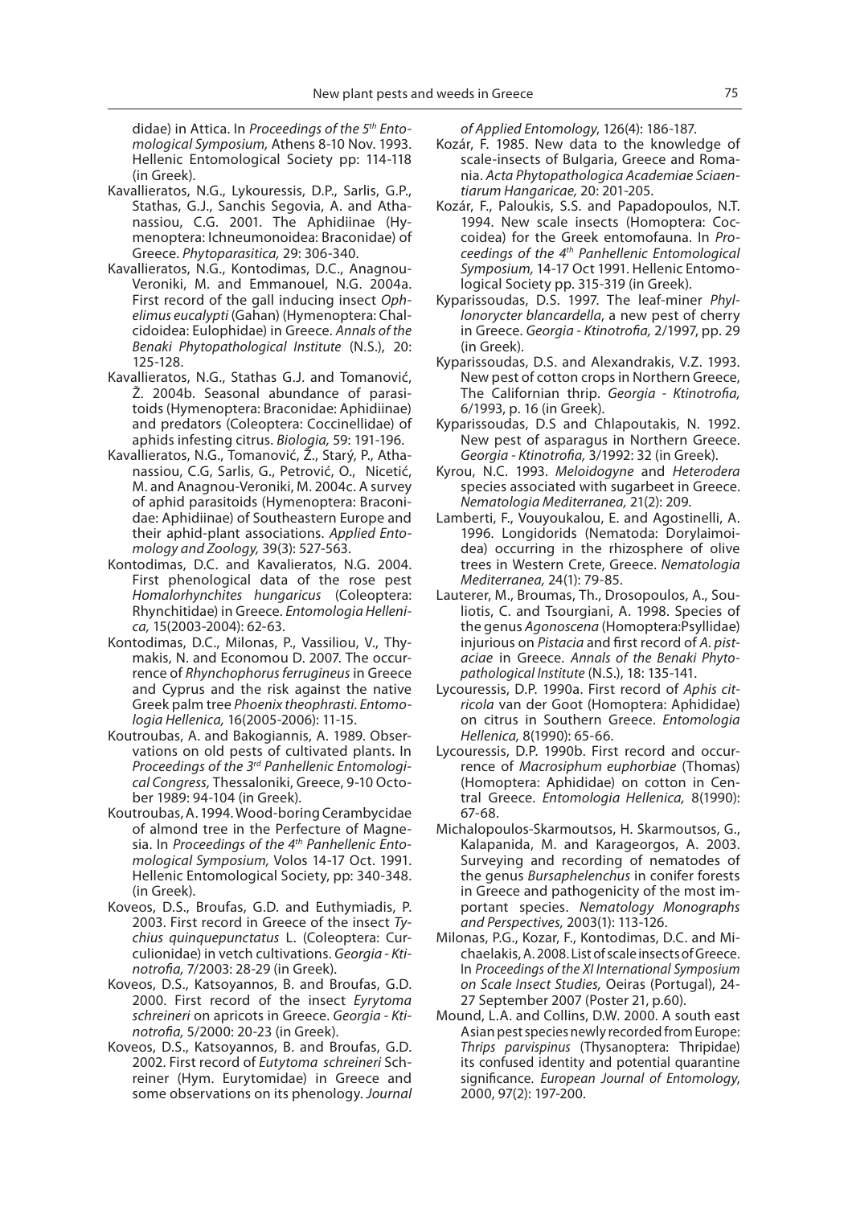didae) in Attica. In *Proceedings of the 5th Entomological Symposium,* Athens 8-10 Nov. 1993. Hellenic Entomological Society pp: 114-118 (in Greek).

Kavallieratos, N.G., Lykouressis, D.P., Sarlis, G.P., Stathas, G.J., Sanchis Segovia, A. and Athanassiou, C.G. 2001. The Aphidiinae (Hymenoptera: Ichneumonoidea: Braconidae) of Greece. *Phytoparasitica,* 29: 306-340.

Kavallieratos, N.G., Kontodimas, D.C., Anagnou-Veroniki, M. and Emmanouel, N.G. 2004a. First record of the gall inducing insect *Ophelimus eucalypti* (Gahan) (Hymenoptera: Chalcidoidea: Eulophidae) in Greece. *Annals of the Benaki Phytopathological Institute* (N.S.), 20: 125-128.

Kavallieratos, N.G., Stathas G.J. and Tomanović, Ž. 2004b. Seasonal abundance of parasitoids (Hymenoptera: Braconidae: Aphidiinae) and predators (Coleoptera: Coccinellidae) of aphids infesting citrus. *Biologia,* 59: 191-196.

Kavallieratos, N.G., Tomanović, Ž., Starý, P., Athanassiou, C.G, Sarlis, G., Petrović, O., Nicetić, M. and Anagnou-Veroniki, M. 2004c. A survey of aphid parasitoids (Hymenoptera: Braconidae: Aphidiinae) of Southeastern Europe and their aphid-plant associations. *Applied Entomology and Zoology,* 39(3): 527-563.

Kontodimas, D.C. and Kavalieratos, N.G. 2004. First phenological data of the rose pest *Homalorhynchites hungaricus* (Coleoptera: Rhynchitidae) in Greece. *Entomologia Hellenica,* 15(2003-2004): 62-63.

Kontodimas, D.C., Milonas, P., Vassiliou, V., Thymakis, N. and Economou D. 2007. The occurrence of *Rhynchophorus ferrugineus* in Greece and Cyprus and the risk against the native Greek palm tree *Phoenix theophrasti. Entomologia Hellenica,* 16(2005-2006): 11-15.

Koutroubas, A. and Bakogiannis, A. 1989. Observations on old pests of cultivated plants. In *Proceedings of the 3rd Panhellenic Entomological Congress,* Thessaloniki, Greece, 9-10 October 1989: 94-104 (in Greek).

Koutroubas, A. 1994. Wood-boring Cerambycidae of almond tree in the Perfecture of Magnesia. In *Proceedings of the 4th Panhellenic Entomological Symposium,* Volos 14-17 Oct. 1991. Hellenic Entomological Society, pp: 340-348. (in Greek).

Koveos, D.S., Broufas, G.D. and Euthymiadis, P. 2003. First record in Greece of the insect *Tychius quinquepunctatus* L. (Coleoptera: Curculionidae) in vetch cultivations. *Georgia - Ktinotrofia,* 7/2003: 28-29 (in Greek).

Koveos, D.S., Katsoyannos, B. and Broufas, G.D. 2000. First record of the insect *Eyrytoma schreineri* on apricots in Greece. *Georgia - Ktinotrofia,* 5/2000: 20-23 (in Greek).

Koveos, D.S., Katsoyannos, B. and Broufas, G.D. 2002. First record of *Eutytoma schreineri* Schreiner (Hym. Eurytomidae) in Greece and some observations on its phenology. *Journal of Applied Entomology,* 126(4): 186-187.

Kozár, F. 1985. New data to the knowledge of scale-insects of Bulgaria, Greece and Romania. *Acta Phytopathologica Academiae Sciaentiarum Hangaricae,* 20: 201-205.

Kozár, F., Paloukis, S.S. and Papadopoulos, N.T. 1994. New scale insects (Homoptera: Coccoidea) for the Greek entomofauna. In *Proceedings of the 4th Panhellenic Entomological Symposium,* 14-17 Oct 1991. Hellenic Entomological Society pp. 315-319 (in Greek).

Kyparissoudas, D.S. 1997. The leaf-miner *Phyllonorycter blancardella*, a new pest of cherry in Greece. *Georgia - Ktinotrofia,* 2/1997, pp. 29 (in Greek).

Kyparissoudas, D.S. and Alexandrakis, V.Z. 1993. New pest of cotton crops in Northern Greece, The Californian thrip. *Georgia - Ktinotrofia,* 6/1993, p. 16 (in Greek).

Kyparissoudas, D.S and Chlapoutakis, N. 1992. New pest of asparagus in Northern Greece. *Georgia - Ktinotrofia,* 3/1992: 32 (in Greek).

Kyrou, N.C. 1993. *Meloidogyne* and *Heterodera* species associated with sugarbeet in Greece. *Nematologia Mediterranea,* 21(2): 209.

Lamberti, F., Vouyoukalou, E. and Agostinelli, A. 1996. Longidorids (Nematoda: Dorylaimoidea) occurring in the rhizosphere of olive trees in Western Crete, Greece. *Nematologia Mediterranea,* 24(1): 79-85.

Lauterer, M., Broumas, Th., Drosopoulos, A., Souliotis, C. and Tsourgiani, A. 1998. Species of the genus *Agonoscena* (Homoptera:Psyllidae) injurious on *Pistacia* and first record of *A. pistaciae* in Greece. *Annals of the Benaki Phytopathological Institute* (N.S.), 18: 135-141.

Lycouressis, D.P. 1990a. First record of *Aphis citricola* van der Goot (Homoptera: Aphididae) on citrus in Southern Greece. *Entomologia Hellenica,* 8(1990): 65-66.

Lycouressis, D.P. 1990b. First record and occurrence of *Macrosiphum euphorbiae* (Thomas) (Homoptera: Aphididae) on cotton in Central Greece. *Entomologia Hellenica,* 8(1990): 67-68.

Michalopoulos-Skarmoutsos, H. Skarmoutsos, G., Kalapanida, M. and Karageorgos, A. 2003. Surveying and recording of nematodes of the genus *Bursaphelenchus* in conifer forests in Greece and pathogenicity of the most important species. *Nematology Monographs and Perspectives,* 2003(1): 113-126.

Milonas, P.G., Kozar, F., Kontodimas, D.C. and Michaelakis, A. 2008. List of scale insects of Greece. In *Proceedings of the XI International Symposium on Scale Insect Studies,* Oeiras (Portugal), 24-27 September 2007 (Poster 21, p.60).

Mound, L.A. and Collins, D.W. 2000. A south east Asian pest species newly recorded from Europe: *Thrips parvispinus* (Thysanoptera: Thripidae) its confused identity and potential quarantine significance. *European Journal of Entomology*, 2000, 97(2): 197-200.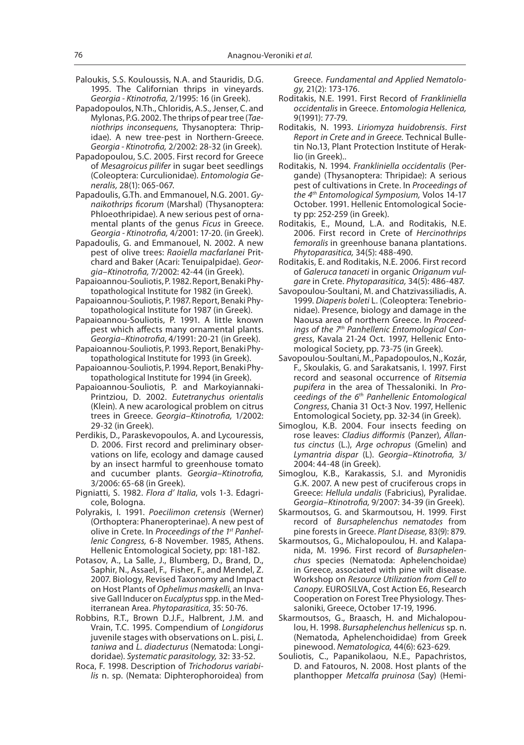Paloukis, S.S. Kouloussis, N.A. and Stauridis, D.G. 1995. The Californian thrips in vineyards. *Georgia - Ktinotrofia,* 2/1995: 16 (in Greek).

Papadopoulos, N.Th., Chloridis, A.S., Jenser, C. and Mylonas, P.G. 2002. The thrips of pear tree (*Taeniothrips inconsequens*, Thysanoptera: Thripidae). A new tree-pest in Northern-Greece. *Georgia - Ktinotrofia,* 2/2002: 28-32 (in Greek).

Papadopoulou, S.C. 2005. First record for Greece of *Mesagroicus pilifer* in sugar beet seedlings (Coleoptera: Curculionidae). *Entomologia Generalis,* 28(1): 065-067.

Papadoulis, G.Th. and Emmanouel, N.G. 2001. *Gynaikothrips ficorum* (Marshal) (Thysanoptera: Phloeothripidae). A new serious pest of ornamental plants of the genus *Ficus* in Greece. *Georgia - Ktinotrofia,* 4/2001: 17-20. (in Greek).

Papadoulis, G. and Emmanouel, N. 2002. A new pest of olive trees: *Raoiella macfarlanei* Pritchard and Baker (Acari: Tenuipalpidae). *Georgia–Ktinotrofia,* 7/2002: 42-44 (in Greek).

Papaioannou-Souliotis, P. 1982. Report, Benaki Phytopathological Institute for 1982 (in Greek).

Papaioannou-Souliotis, P. 1987. Report, Benaki Phytopathological Institute for 1987 (in Greek).

Papaioannou-Souliotis, P. 1991. A little known pest which affects many ornamental plants. *Georgia–Ktinotrofia*, 4/1991: 20-21 (in Greek).

Papaioannou-Souliotis, P. 1993. Report, Benaki Phytopathological Institute for 1993 (in Greek).

Papaioannou-Souliotis, P. 1994. Report, Benaki Phytopathological Institute for 1994 (in Greek).

Papaioannou-Souliotis, P. and Markoyiannaki-Printziou, D. 2002. *Eutetranychus orientalis* (Klein). A new acarological problem on citrus trees in Greece. *Georgia–Ktinotrofia,* 1/2002: 29-32 (in Greek).

Perdikis, D., Paraskevopoulos, A. and Lycouressis, D. 2006. First record and preliminary observations on life, ecology and damage caused by an insect harmful to greenhouse tomato and cucumber plants. *Georgia–Ktinotrofia,* 3/2006: 65-68 (in Greek).

Pigniatti, S. 1982. *Flora d' Italia*, vols 1-3. Edagricole, Bologna.

Polyrakis, I. 1991. *Poecilimon cretensis* (Werner) (Orthoptera: Phaneropterinae). A new pest of olive in Crete. In *Proceedings of the 1st Panhellenic Congress,* 6-8 November. 1985, Athens. Hellenic Entomological Society, pp: 181-182.

Potasov, A., La Salle, J., Blumberg, D., Brand, D., Saphir, N., Assael, F., Fisher, F., and Mendel, Z. 2007. Biology, Revised Taxonomy and Impact on Host Plants of *Ophelimus maskelli*, an Invasive Gall Inducer on *Eucalyptus* spp. in the Mediterranean Area. *Phytoparasitica*, 35: 50-76.

Robbins, R.T., Brown D.J.F., Halbrent, J.M. and Vrain, T.C. 1995. Compendium of *Longidorus* juvenile stages with observations on L. pisi*, L. taniwa* and *L. diadecturus* (Nematoda: Longidoridae). *Systematic parasitology,* 32: 33-52.

Roca, F. 1998. Description of *Trichodorus variabilis* n. sp. (Nemata: Diphterophoroidea) from Greece. *Fundamental and Applied Nematology,* 21(2): 173-176.

Roditakis, N.E. 1991. First Record of *Frankliniella occidentalis* in Greece. *Entomologia Hellenica,* 9(1991): 77-79.

Roditakis, N. 1993. *Liriomyza huidobrensis*. *First Report in Crete and in Greece.* Technical Bulletin No.13, Plant Protection Institute of Heraklio (in Greek)..

Roditakis, N. 1994. *Frankliniella occidentalis* (Pergande) (Thysanoptera: Thripidae): A serious pest of cultivations in Crete. In *Proceedings of the 4th Entomological Symposium,* Volos 14-17 October. 1991. Hellenic Entomological Society pp: 252-259 (in Greek).

Roditakis, E., Mound, L.A. and Roditakis, N.E. 2006. First record in Crete of *Hercinothrips femoralis* in greenhouse banana plantations. *Phytoparasitica,* 34(5): 488-490.

Roditakis, E. and Roditakis, N.E. 2006. First record of *Galeruca tanaceti* in organic *Origanum vulgare* in Crete. *Phytoparasitica,* 34(5): 486-487.

Savopoulou-Soultani, M. and Chatzivassiliadis, A. 1999. *Diaperis boleti* L. (Coleoptera: Tenebrionidae). Presence, biology and damage in the Naousa area of northern Greece. In *Proceedings of the 7th Panhellenic Entomological Congress*, Kavala 21-24 Oct. 1997, Hellenic Entomological Society, pp. 73-75 (in Greek).

Savopoulou-Soultani, M., Papadopoulos, N., Kozár, F., Skoulakis, G. and Sarakatsanis, I. 1997. First record and seasonal occurrence of *Ritsemia pupifera* in the area of Thessaloniki. In *Proceedings of the 6th Panhellenic Entomological Congress*, Chania 31 Oct-3 Nov. 1997, Hellenic Entomological Society, pp. 32-34 (in Greek).

Simoglou, K.B. 2004. Four insects feeding on rose leaves: *Cladius difformis* (Panzer), *Allantus cinctus* (L.), *Arge ochropus* (Gmelin) and *Lymantria dispar* (L). *Georgia–Ktinotrofia,* 3/ 2004: 44-48 (in Greek).

Simoglou, K.B., Karakassis, S.I. and Myronidis G.K. 2007. A new pest of cruciferous crops in Greece: *Hellula undalis* (Fabricius), Pyralidae. *Georgia–Ktinotrofia,* 9/2007: 34-39 (in Greek).

Skarmoutsos, G. and Skarmoutsou, H. 1999. First record of *Bursaphelenchus nematodes* from pine forests in Greece. *Plant Disease,* 83(9): 879.

Skarmoutsos, G., Michalopoulou, H. and Kalapanida, M. 1996. First record of *Bursaphelenchus* species (Nematoda: Aphelenchoidae) in Greece, associated with pine wilt disease. Workshop on *Resource Utilization from Cell to Canopy.* EUROSILVA, Cost Action E6, Research Cooperation on Forest Tree Physiology. Thessaloniki, Greece, October 17-19, 1996.

Skarmoutsos, G., Braasch, H. and Michalopoulou, H. 1998. *Bursaphelenchus hellenicus* sp. n. (Nematoda, Aphelenchoididae) from Greek pinewood. *Nematologica,* 44(6): 623-629.

Souliotis, C., Papanikolaou, N.E., Papachristos, D. and Fatouros, N. 2008. Host plants of the planthopper *Metcalfa pruinosa* (Say) (Hemi-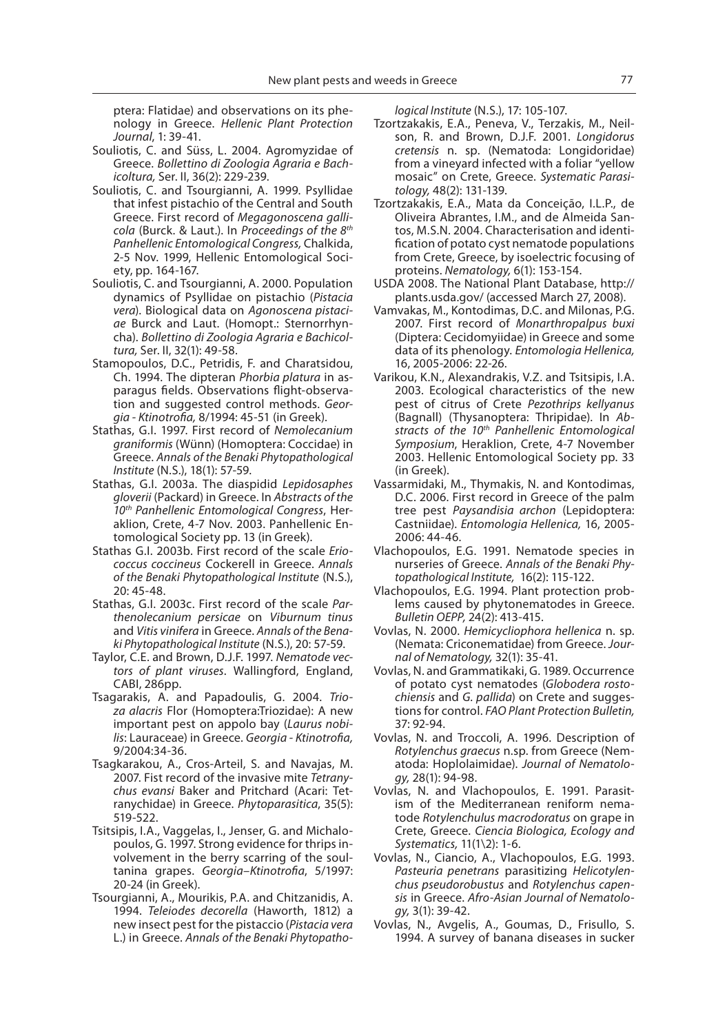ptera: Flatidae) and observations on its phenology in Greece. *Hellenic Plant Protection Journal*, 1: 39-41.

Souliotis, C. and Süss, L. 2004. Agromyzidae of Greece. *Bollettino di Zoologia Agraria e Bachicoltura,* Ser. II, 36(2): 229-239.

Souliotis, C. and Tsourgianni, A. 1999. Psyllidae that infest pistachio of the Central and South Greece. First record of *Megagonoscena gallicola* (Burck. & Laut.). In *Proceedings of the 8th Panhellenic Entomological Congress,* Chalkida, 2-5 Nov. 1999, Hellenic Entomological Society, pp. 164-167.

Souliotis, C. and Tsourgianni, A. 2000. Population dynamics of Psyllidae on pistachio (*Pistacia vera*). Biological data on *Agonoscena pistaciae* Burck and Laut. (Homopt.: Sternorrhyncha). *Bollettino di Zoologia Agraria e Bachicoltura,* Ser. II, 32(1): 49-58.

Stamopoulos, D.C., Petridis, F. and Charatsidou, Ch. 1994. The dipteran *Phorbia platura* in asparagus fields. Observations flight-observation and suggested control methods. *Georgia - Ktinotrofia,* 8/1994: 45-51 (in Greek).

Stathas, G.I. 1997. First record of *Nemolecanium graniformis* (Wünn) (Homoptera: Coccidae) in Greece. *Annals of the Benaki Phytopathological Institute* (N.S.), 18(1): 57-59.

Stathas, G.I. 2003a. The diaspidid *Lepidosaphes gloverii* (Packard) in Greece. In *Abstracts of the 10th Panhellenic Entomological Congress*, Heraklion, Crete, 4-7 Nov. 2003. Panhellenic Entomological Society pp. 13 (in Greek).

Stathas G.I. 2003b. First record of the scale *Eriococcus coccineus* Cockerell in Greece. *Annals of the Benaki Phytopathological Institute* (N.S.), 20: 45-48.

Stathas, G.I. 2003c. First record of the scale *Parthenolecanium persicae* on *Viburnum tinus* and *Vitis vinifera* in Greece. *Annals of the Benaki Phytopathological Institute* (N.S.), 20: 57-59.

Taylor, C.E. and Brown, D.J.F. 1997. *Nematode vectors of plant viruses*. Wallingford, England, CABI, 286pp.

Tsagarakis, A. and Papadoulis, G. 2004. *Trioza alacris* Flor (Homoptera:Triozidae): A new important pest on appolo bay (*Laurus nobilis*: Lauraceae) in Greece. *Georgia - Ktinotrofia,* 9/2004:34-36.

Tsagkarakou, A., Cros-Arteil, S. and Navajas, M. 2007. Fist record of the invasive mite *Tetranychus evansi* Baker and Pritchard (Acari: Tetranychidae) in Greece. *Phytoparasitica*, 35(5): 519-522.

Tsitsipis, I.A., Vaggelas, I., Jenser, G. and Michalopoulos, G. 1997. Strong evidence for thrips involvement in the berry scarring of the soultanina grapes. *Georgia–Ktinotrofia*, 5/1997: 20-24 (in Greek).

Tsourgianni, A., Mourikis, P.A. and Chitzanidis, A. 1994. *Teleiodes decorella* (Haworth, 1812) a new insect pest for the pistaccio (*Pistacia vera* L.) in Greece. *Annals of the Benaki Phytopathological Institute* (N.S.), 17: 105-107.

Tzortzakakis, E.A., Peneva, V., Terzakis, M., Neilson, R. and Brown, D.J.F. 2001. *Longidorus cretensis* n. sp. (Nematoda: Longidoridae) from a vineyard infected with a foliar "yellow mosaic" on Crete, Greece. *Systematic Parasitology,* 48(2): 131-139.

Tzortzakakis, E.A., Mata da Conceição, I.L.P., de Oliveira Abrantes, I.M., and de Almeida Santos, M.S.N. 2004. Characterisation and identification of potato cyst nematode populations from Crete, Greece, by isoelectric focusing of proteins. *Nematology,* 6(1): 153-154.

USDA 2008. The National Plant Database, http://plants.usda.gov/ (accessed March 27, 2008).

Vamvakas, M., Kontodimas, D.C. and Milonas, P.G. 2007. First record of *Monarthropalpus buxi* (Diptera: Cecidomyiidae) in Greece and some data of its phenology. *Entomologia Hellenica,* 16, 2005-2006: 22-26.

Varikou, K.N., Alexandrakis, V.Z. and Tsitsipis, I.A. 2003. Ecological characteristics of the new pest of citrus of Crete *Pezothrips kellyanus* (Bagnall) (Thysanoptera: Thripidae). In *Abstracts of the 10th Panhellenic Entomological Symposium*, Heraklion, Crete, 4-7 November 2003. Hellenic Entomological Society pp. 33 (in Greek).

Vassarmidaki, M., Thymakis, N. and Kontodimas, D.C. 2006. First record in Greece of the palm tree pest *Paysandisia archon* (Lepidoptera: Castniidae). *Entomologia Hellenica,* 16, 2005-2006: 44-46.

Vlachopoulos, E.G. 1991. Nematode species in nurseries of Greece. *Annals of the Benaki Phytopathological Institute,* 16(2): 115-122.

Vlachopoulos, E.G. 1994. Plant protection problems caused by phytonematodes in Greece. *Bulletin OEPP,* 24(2): 413-415.

Vovlas, N. 2000. *Hemicycliophora hellenica* n. sp. (Nemata: Criconematidae) from Greece. *Journal of Nematology,* 32(1): 35-41.

Vovlas, N. and Grammatikaki, G. 1989. Occurrence of potato cyst nematodes (*Globodera rostochiensis* and *G. pallida*) on Crete and suggestions for control. *FAO Plant Protection Bulletin,* 37: 92-94.

Vovlas, N. and Troccoli, A. 1996. Description of *Rotylenchus graecus* n.sp. from Greece (Nematoda: Hoplolaimidae). *Journal of Nematology,* 28(1): 94-98.

Vovlas, N. and Vlachopoulos, E. 1991. Parasitism of the Mediterranean reniform nematode *Rotylenchulus macrodoratus* on grape in Crete, Greece. *Ciencia Biologica, Ecology and Systematics,* 11(1\2): 1-6.

Vovlas, N., Ciancio, A., Vlachopoulos, E.G. 1993. *Pasteuria penetrans* parasitizing *Helicotylenchus pseudorobustus* and *Rotylenchus capensis* in Greece. *Afro-Asian Journal of Nematology,* 3(1): 39-42.

Vovlas, N., Avgelis, A., Goumas, D., Frisullo, S. 1994. A survey of banana diseases in sucker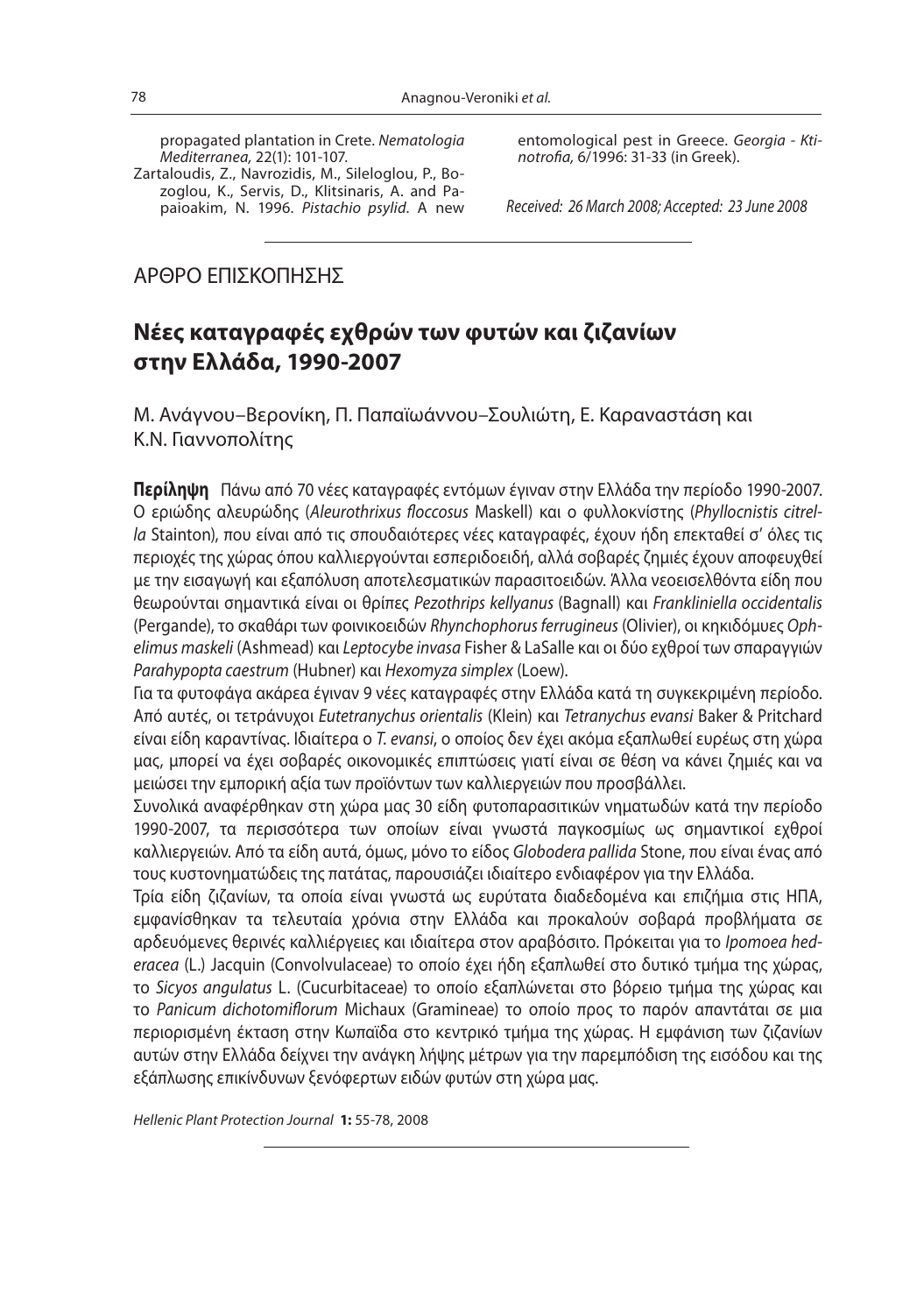propagated plantation in Crete. *Nematologia Mediterranea,* 22(1): 101-107.

Zartaloudis, Z., Navrozidis, M., Sileloglou, P., Bozoglou, K., Servis, D., Klitsinaris, A. and Papaioakim, N. 1996. *Pistachio psylid*. A new entomological pest in Greece. *Georgia - Ktinotrofia,* 6/1996: 31-33 (in Greek).

*Received: 26 March 2008; Accepted: 23 June 2008*

ΑΡΘΡΟ ΕΠΙΣΚΟΠΗΣΗΣ

## Νέες καταγραφές εχθρών των φυτών και ζιζανίων στην Ελλάδα, 1990-2007

Μ. Ανάγνου–Βερονίκη, Π. Παπαϊωάννου–Σουλιώτη, Ε. Καραναστάση και Κ.Ν. Γιαννοπολίτης

**Περίληψη** Πάνω από 70 νέες καταγραφές εντόμων έγιναν στην Ελλάδα την περίοδο 1990-2007. Ο εριώδης αλευρώδης (*Aleurothrixus floccosus* Maskell) και ο φυλλοκνίστης (*Phyllocnistis citrella* Stainton), που είναι από τις σπουδαιότερες νέες καταγραφές, έχουν ήδη επεκταθεί σ' όλες τις περιοχές της χώρας όπου καλλιεργούνται εσπεριδοειδή, αλλά σοβαρές ζημιές έχουν αποφευχθεί με την εισαγωγή και εξαπόλυση αποτελεσματικών παρασιτοειδών. Άλλα νεοεισελθόντα είδη που θεωρούνται σημαντικά είναι οι θρίπες *Pezothrips kellyanus* (Bagnall) και *Frankliniella occidentalis* (Pergande), το σκαθάρι των φοινικοειδών *Rhynchophorus ferrugineus* (Olivier), οι κηκιδόμυες *Ophelimus maskeli* (Ashmead) και *Leptocybe invasa* Fisher & LaSalle και οι δύο εχθροί των σπαραγγιών *Parahypopta caestrum* (Hubner) και *Hexomyza simplex* (Loew).

Για τα φυτοφάγα ακάρεα έγιναν 9 νέες καταγραφές στην Ελλάδα κατά τη συγκεκριμένη περίοδο. Από αυτές, οι τετράνυχοι *Eutetranychus orientalis* (Klein) και *Tetranychus evansi* Baker & Pritchard είναι είδη καραντίνας. Ιδιαίτερα ο *T. evansi*, ο οποίος δεν έχει ακόμα εξαπλωθεί ευρέως στη χώρα μας, μπορεί να έχει σοβαρές οικονομικές επιπτώσεις γιατί είναι σε θέση να κάνει ζημιές και να μειώσει την εμπορική αξία των προϊόντων των καλλιεργειών που προσβάλλει.

Συνολικά αναφέρθηκαν στη χώρα μας 30 είδη φυτοπαρασιτικών νηματωδών κατά την περίοδο 1990-2007, τα περισσότερα των οποίων είναι γνωστά παγκοσμίως ως σημαντικοί εχθροί καλλιεργειών. Από τα είδη αυτά, όμως, μόνο το είδος *Globodera pallida* Stone, που είναι ένας από τους κυστονηματώδεις της πατάτας, παρουσιάζει ιδιαίτερο ενδιαφέρον για την Ελλάδα.

Τρία είδη ζιζανίων, τα οποία είναι γνωστά ως ευρύτατα διαδεδομένα και επιζήμια στις ΗΠΑ, εμφανίσθηκαν τα τελευταία χρόνια στην Ελλάδα και προκαλούν σοβαρά προβλήματα σε αρδευόμενες θερινές καλλιέργειες και ιδιαίτερα στον αραβόσιτο. Πρόκειται για το *Ipomoea hederacea* (L.) Jacquin (Convolvulaceae) το οποίο έχει ήδη εξαπλωθεί στο δυτικό τμήμα της χώρας, το *Sicyos angulatus* L. (Cucurbitaceae) το οποίο εξαπλώνεται στο βόρειο τμήμα της χώρας και το *Panicum dichotomiflorum* Michaux (Gramineae) το οποίο προς το παρόν απαντάται σε μια περιορισμένη έκταση στην Κωπαΐδα στο κεντρικό τμήμα της χώρας. Η εμφάνιση των ζιζανίων αυτών στην Ελλάδα δείχνει την ανάγκη λήψης μέτρων για την παρεμπόδιση της εισόδου και της εξάπλωσης επικίνδυνων ξενόφερτων ειδών φυτών στη χώρα μας.

*Hellenic Plant Protection Journal* **1:** 55-78, 2008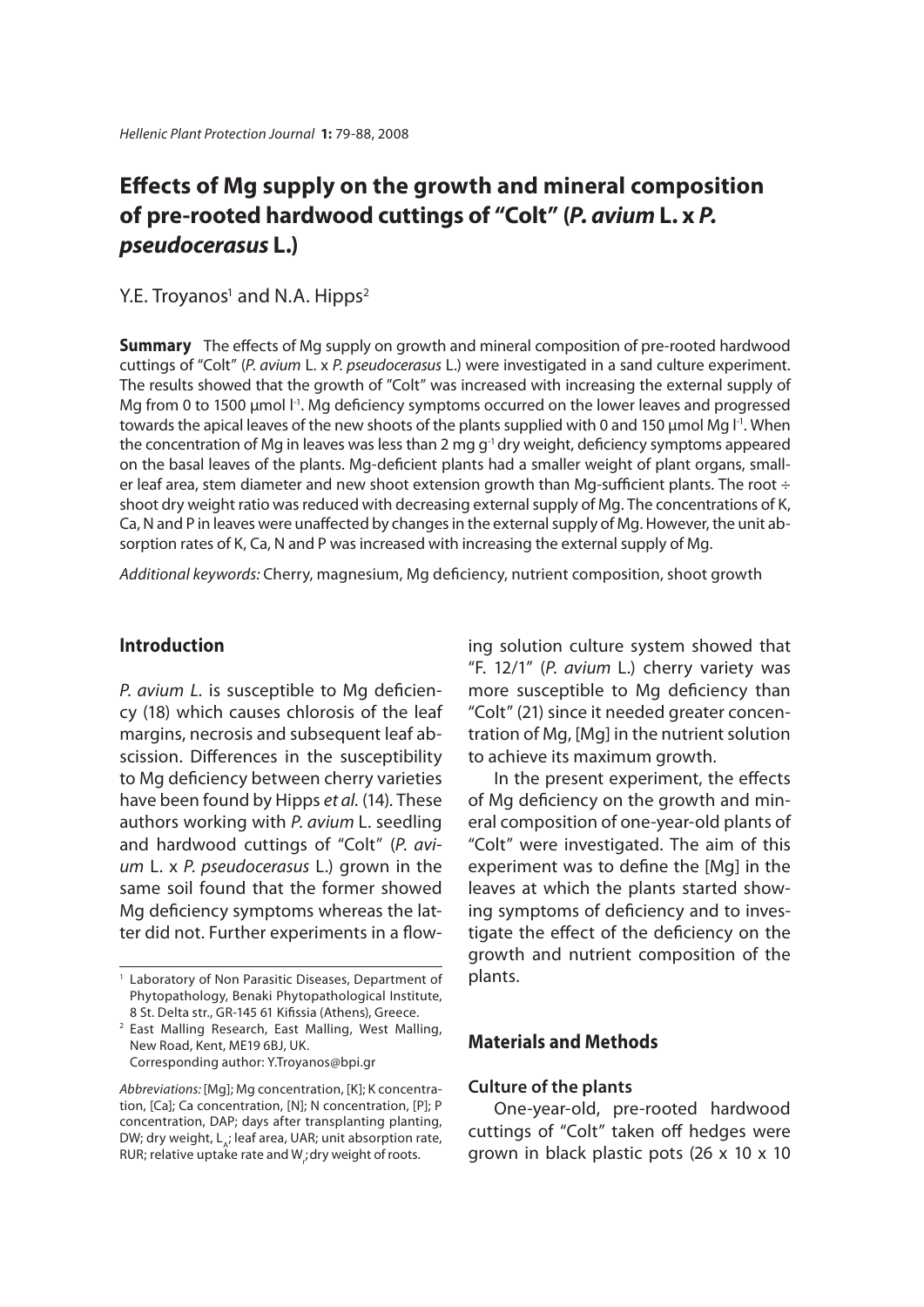# Effects of Mg supply on the growth and mineral composition of pre-rooted hardwood cuttings of "Colt" (*P. avium* L. x *P. pseudocerasus* L.)

Y.E. Troyanos[1] and N.A. Hipps[2]

**Summary** The effects of Mg supply on growth and mineral composition of pre-rooted hardwood cuttings of "Colt" (*P. avium* L. x *P. pseudocerasus* L.) were investigated in a sand culture experiment. The results showed that the growth of "Colt" was increased with increasing the external supply of Mg from 0 to 1500 μmol $l^{-1}$. Mg deficiency symptoms occurred on the lower leaves and progressed towards the apical leaves of the new shoots of the plants supplied with 0 and 150 μmol Mg $l^{-1}$. When the concentration of Mg in leaves was less than 2 mg $g^{-1}$ dry weight, deficiency symptoms appeared on the basal leaves of the plants. Mg-deficient plants had a smaller weight of plant organs, smaller leaf area, stem diameter and new shoot extension growth than Mg-sufficient plants. The root ÷ shoot dry weight ratio was reduced with decreasing external supply of Mg. The concentrations of K, Ca, N and P in leaves were unaffected by changes in the external supply of Mg. However, the unit absorption rates of K, Ca, N and P was increased with increasing the external supply of Mg.

*Additional keywords:* Cherry, magnesium, Mg deficiency, nutrient composition, shoot growth

## Introduction

*P. avium L*. is susceptible to Mg deficiency (18) which causes chlorosis of the leaf margins, necrosis and subsequent leaf abscission. Differences in the susceptibility to Mg deficiency between cherry varieties have been found by Hipps *et al.* (14). These authors working with *P. avium* L. seedling and hardwood cuttings of "Colt" (*P. avium* L. x *P. pseudocerasus* L.) grown in the same soil found that the former showed Mg deficiency symptoms whereas the latter did not. Further experiments in a flowing solution culture system showed that "F. 12/1" (*P. avium* L.) cherry variety was more susceptible to Mg deficiency than "Colt" (21) since it needed greater concentration of Mg, [Mg] in the nutrient solution to achieve its maximum growth.

In the present experiment, the effects of Mg deficiency on the growth and mineral composition of one-year-old plants of "Colt" were investigated. The aim of this experiment was to define the [Mg] in the leaves at which the plants started showing symptoms of deficiency and to investigate the effect of the deficiency on the growth and nutrient composition of the plants.

## Materials and Methods

### Culture of the plants

One-year-old, pre-rooted hardwood cuttings of "Colt" taken off hedges were grown in black plastic pots (26 x 10 x 10

---

[1] Laboratory of Non Parasitic Diseases, Department of Phytopathology, Benaki Phytopathological Institute, 8 St. Delta str., GR-145 61 Kifissia (Athens), Greece.

[2] East Malling Research, East Malling, West Malling, New Road, Kent, ME19 6BJ, UK.
Corresponding author: Y.Troyanos@bpi.gr

*Abbreviations:* [Mg]; Mg concentration, [K]; K concentration, [Ca]; Ca concentration, [N]; N concentration, [P]; P concentration, DAP; days after transplanting planting, DW; dry weight, $L_A$; leaf area, UAR; unit absorption rate, RUR; relative uptake rate and $W_r$; dry weight of roots.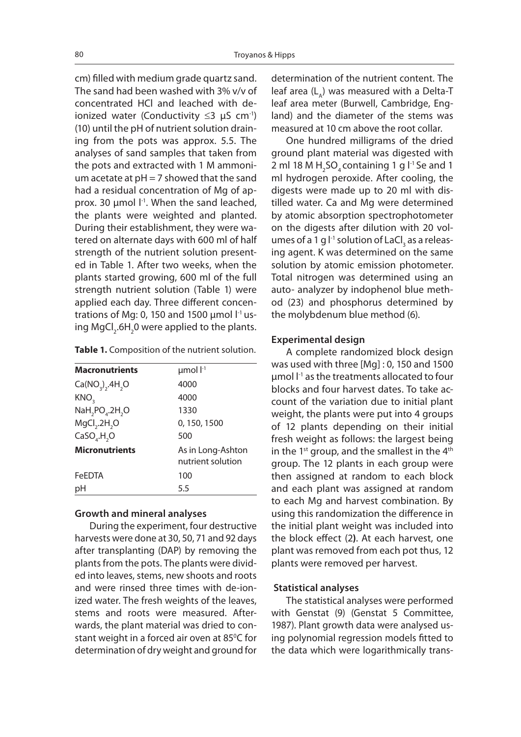cm) filled with medium grade quartz sand. The sand had been washed with 3% v/v of concentrated HCl and leached with de-ionized water (Conductivity ≤3 μS $cm^{-1}$) (10) until the pH of nutrient solution draining from the pots was approx. 5.5. The analyses of sand samples that taken from the pots and extracted with 1 M ammonium acetate at pH = 7 showed that the sand had a residual concentration of Mg of approx. 30 μmol $l^{-1}$. When the sand leached, the plants were weighted and planted. During their establishment, they were watered on alternate days with 600 ml of half strength of the nutrient solution presented in Table 1. After two weeks, when the plants started growing, 600 ml of the full strength nutrient solution (Table 1) were applied each day. Three different concentrations of Mg: 0, 150 and 1500 μmol $l^{-1}$ using $MgCl_2.6H_20$ were applied to the plants.

**Table 1.** Composition of the nutrient solution.

| **Macronutrients** | μmol $l^{-1}$ |
|---|---|
| $Ca(NO_3)_2.4H_2O$ | 4000 |
| $KNO_3$ | 4000 |
| $NaH_2PO_4.2H_2O$ | 1330 |
| $MgCl_2.2H_2O$ | 0, 150, 1500 |
| $CaSO_4.H_2O$ | 500 |
| **Micronutrients** | As in Long-Ashton nutrient solution |
| FeEDTA | 100 |
| pH | 5.5 |

### Growth and mineral analyses

During the experiment, four destructive harvests were done at 30, 50, 71 and 92 days after transplanting (DAP) by removing the plants from the pots. The plants were divided into leaves, stems, new shoots and roots and were rinsed three times with de-ionized water. The fresh weights of the leaves, stems and roots were measured. Afterwards, the plant material was dried to constant weight in a forced air oven at 85$^0$C for determination of dry weight and ground for determination of the nutrient content. The leaf area ($L_A$) was measured with a Delta-T leaf area meter (Burwell, Cambridge, England) and the diameter of the stems was measured at 10 cm above the root collar.

One hundred milligrams of the dried ground plant material was digested with 2 ml 18 M $H_2SO_4$ containing 1 g $l^{-1}$ Se and 1 ml hydrogen peroxide. After cooling, the digests were made up to 20 ml with distilled water. Ca and Mg were determined by atomic absorption spectrophotometer on the digests after dilution with 20 volumes of a 1 g $l^{-1}$ solution of $LaCl_3$ as a releasing agent. K was determined on the same solution by atomic emission photometer. Total nitrogen was determined using an auto- analyzer by indophenol blue method (23) and phosphorus determined by the molybdenum blue method (6).

### Experimental design

A complete randomized block design was used with three [Mg] : 0, 150 and 1500 μmol $l^{-1}$ as the treatments allocated to four blocks and four harvest dates. To take account of the variation due to initial plant weight, the plants were put into 4 groups of 12 plants depending on their initial fresh weight as follows: the largest being in the 1$^{st}$ group, and the smallest in the 4$^{th}$ group. The 12 plants in each group were then assigned at random to each block and each plant was assigned at random to each Mg and harvest combination. By using this randomization the difference in the initial plant weight was included into the block effect (2**)**. At each harvest, one plant was removed from each pot thus, 12 plants were removed per harvest.

### Statistical analyses

The statistical analyses were performed with Genstat (9) (Genstat 5 Committee, 1987). Plant growth data were analysed using polynomial regression models fitted to the data which were logarithmically trans-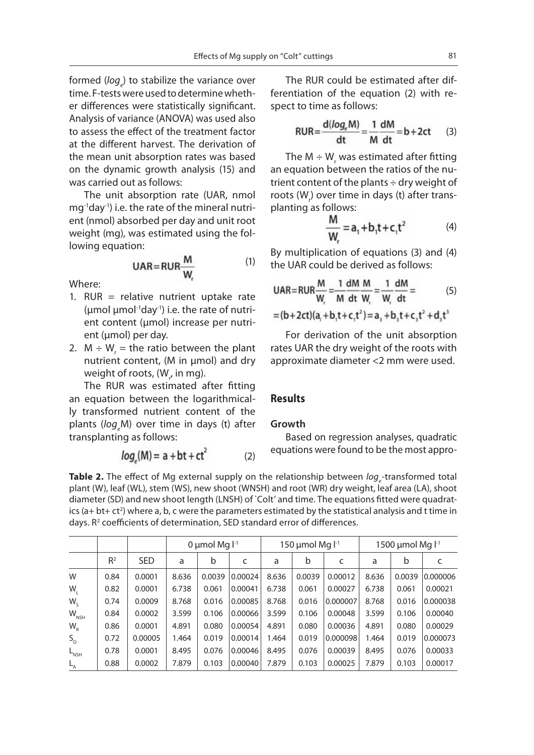formed ($log_e$) to stabilize the variance over time. F-tests were used to determine whether differences were statistically significant. Analysis of variance (ANOVA) was used also to assess the effect of the treatment factor at the different harvest. The derivation of the mean unit absorption rates was based on the dynamic growth analysis (15) and was carried out as follows:

The unit absorption rate (UAR, nmol $mg^{-1}day^{-1}$) i.e. the rate of the mineral nutrient (nmol) absorbed per day and unit root weight (mg), was estimated using the following equation:

$$UAR = RUR\frac{M}{W_r} \tag{1}$$

Where:

1. RUR = relative nutrient uptake rate ($\mu mol\ \mu mol^{-1}day^{-1}$) i.e. the rate of nutrient content (µmol) increase per nutrient (µmol) per day.
2. $M \div W_r$ = the ratio between the plant nutrient content, (M in µmol) and dry weight of roots, ($W_r$, in mg).

The RUR was estimated after fitting an equation between the logarithmically transformed nutrient content of the plants ($log_e M$) over time in days (t) after transplanting as follows:

$$log_e(M) = a + bt + ct^2 \tag{2}$$

The RUR could be estimated after differentiation of the equation (2) with respect to time as follows:

$$RUR = \frac{d(log_e M)}{dt} = \frac{1}{M}\frac{dM}{dt} = b + 2ct \tag{3}$$

The $M \div W_r$ was estimated after fitting an equation between the ratios of the nutrient content of the plants ÷ dry weight of roots ($W_r$) over time in days (t) after transplanting as follows:

$$\frac{M}{W_r} = a_1 + b_1 t + c_1 t^2 \tag{4}$$

By multiplication of equations (3) and (4) the UAR could be derived as follows:

$$UAR = RUR\frac{M}{W_r} = \frac{1}{M}\frac{dM}{dt}\frac{M}{W_r} = \frac{1}{W_r}\frac{dM}{dt} = \tag{5}$$
$$= (b + 2ct)(a_1 + b_1 t + c_1 t^2) = a_3 + b_3 t + c_3 t^2 + d_3 t^3$$

For derivation of the unit absorption rates UAR the dry weight of the roots with approximate diameter <2 mm were used.

## Results

### Growth

Based on regression analyses, quadratic equations were found to be the most appro-

**Table 2.** The effect of Mg external supply on the relationship between $log_e$-transformed total plant (W), leaf (WL), stem (WS), new shoot (WNSH) and root (WR) dry weight, leaf area (LA), shoot diameter (SD) and new shoot length (LNSH) of `Colt' and time. The equations fitted were quadratics ($a + bt + ct^2$) where a, b, c were the parameters estimated by the statistical analysis and t time in days. $R^2$ coefficients of determination, SED standard error of differences.

| | | | 0 µmol Mg $l^{-1}$ | | | 150 µmol Mg $l^{-1}$ | | | 1500 µmol Mg $l^{-1}$ | | |
|---|---|---|---|---|---|---|---|---|---|---|---|
| | $R^2$ | SED | a | b | c | a | b | c | a | b | c |
| W | 0.84 | 0.0001 | 8.636 | 0.0039 | 0.00024 | 8.636 | 0.0039 | 0.00012 | 8.636 | 0.0039 | 0.000006 |
| $W_L$ | 0.82 | 0.0001 | 6.738 | 0.061 | 0.00041 | 6.738 | 0.061 | 0.00027 | 6.738 | 0.061 | 0.00021 |
| $W_S$ | 0.74 | 0.0009 | 8.768 | 0.016 | 0.00085 | 8.768 | 0.016 | 0.000007 | 8.768 | 0.016 | 0.000038 |
| $W_{NSH}$ | 0.84 | 0.0002 | 3.599 | 0.106 | 0.00066 | 3.599 | 0.106 | 0.00048 | 3.599 | 0.106 | 0.00040 |
| $W_R$ | 0.86 | 0.0001 | 4.891 | 0.080 | 0.00054 | 4.891 | 0.080 | 0.00036 | 4.891 | 0.080 | 0.00029 |
| $S_D$ | 0.72 | 0.00005 | 1.464 | 0.019 | 0.00014 | 1.464 | 0.019 | 0.000098 | 1.464 | 0.019 | 0.000073 |
| $L_{NSH}$ | 0.78 | 0.0001 | 8.495 | 0.076 | 0.00046 | 8.495 | 0.076 | 0.00039 | 8.495 | 0.076 | 0.00033 |
| $L_A$ | 0.88 | 0.0002 | 7.879 | 0.103 | 0.00040 | 7.879 | 0.103 | 0.00025 | 7.879 | 0.103 | 0.00017 |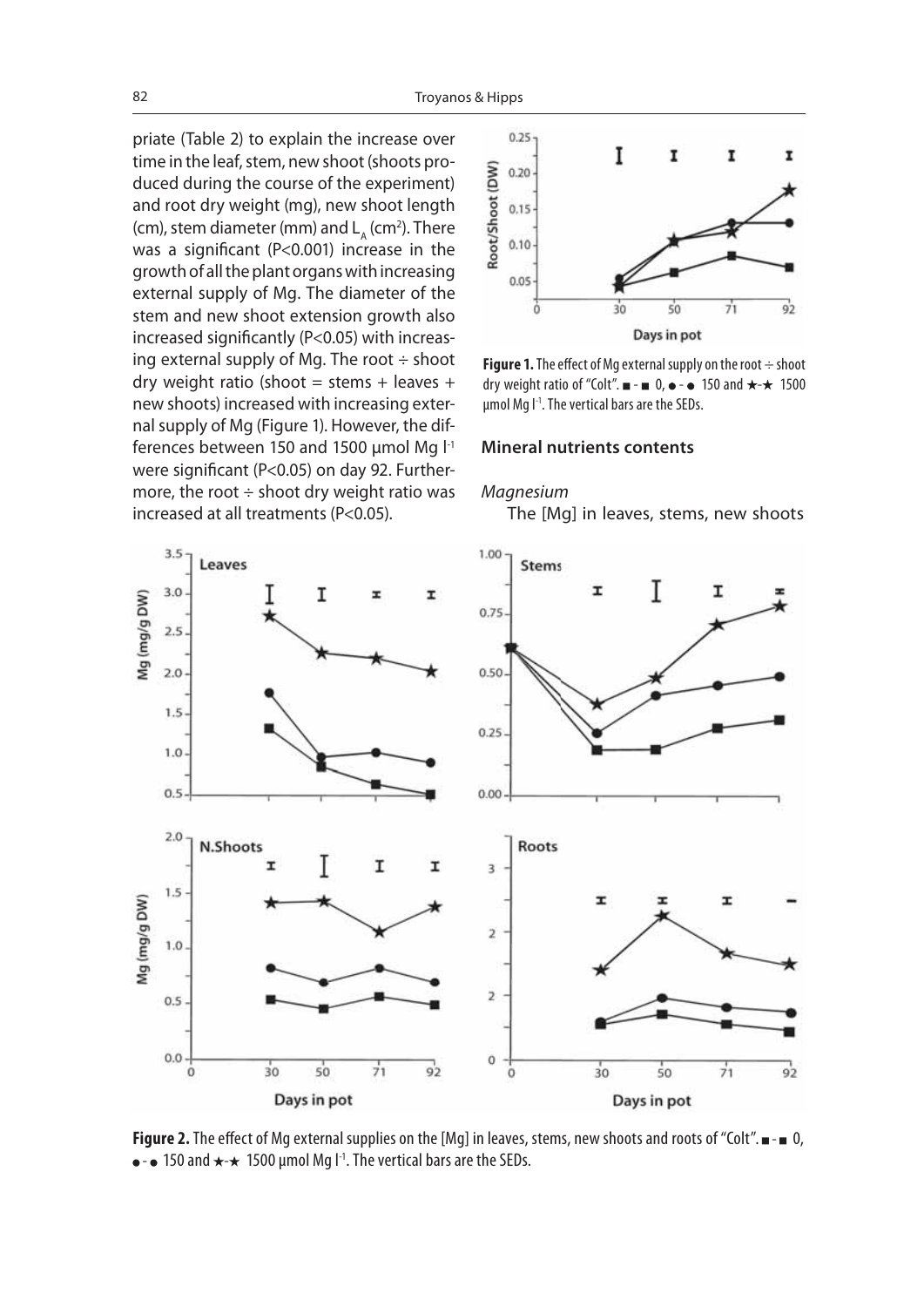priate (Table 2) to explain the increase over time in the leaf, stem, new shoot (shoots produced during the course of the experiment) and root dry weight (mg), new shoot length (cm), stem diameter (mm) and $L_A$ ($cm^2$). There was a significant ($P<0.001$) increase in the growth of all the plant organs with increasing external supply of Mg. The diameter of the stem and new shoot extension growth also increased significantly ($P<0.05$) with increasing external supply of Mg. The root ÷ shoot dry weight ratio (shoot = stems + leaves + new shoots) increased with increasing external supply of Mg (Figure 1). However, the differences between 150 and 1500 µmol Mg $l^{-1}$ were significant ($P<0.05$) on day 92. Furthermore, the root ÷ shoot dry weight ratio was increased at all treatments ($P<0.05$).

**Figure 1.** The effect of Mg external supply on the root ÷ shoot dry weight ratio of "Colt". ■-■ 0, ●-● 150 and ★-★ 1500 µmol Mg $l^{-1}$. The vertical bars are the SEDs.

## Mineral nutrients contents

### *Magnesium*

The [Mg] in leaves, stems, new shoots

**Figure 2.** The effect of Mg external supplies on the [Mg] in leaves, stems, new shoots and roots of "Colt". ■-■ 0, ●-● 150 and ★-★ 1500 µmol Mg $l^{-1}$. The vertical bars are the SEDs.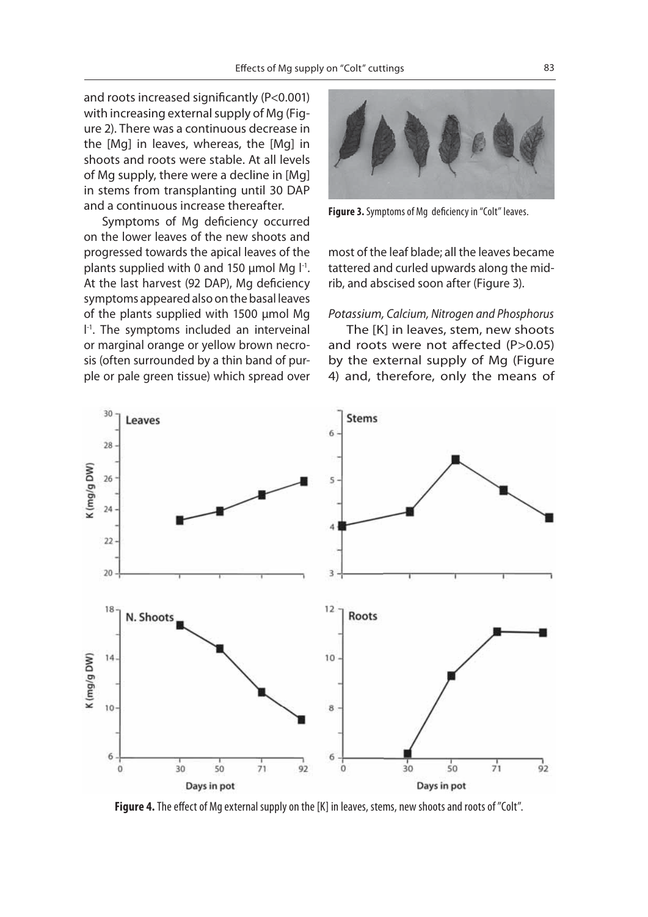and roots increased significantly ($P<0.001$) with increasing external supply of Mg (Figure 2). There was a continuous decrease in the [Mg] in leaves, whereas, the [Mg] in shoots and roots were stable. At all levels of Mg supply, there were a decline in [Mg] in stems from transplanting until 30 DAP and a continuous increase thereafter.

Symptoms of Mg deficiency occurred on the lower leaves of the new shoots and progressed towards the apical leaves of the plants supplied with 0 and 150 µmol Mg $l^{-1}$. At the last harvest (92 DAP), Mg deficiency symptoms appeared also on the basal leaves of the plants supplied with 1500 µmol Mg $l^{-1}$. The symptoms included an interveinal or marginal orange or yellow brown necrosis (often surrounded by a thin band of purple or pale green tissue) which spread over most of the leaf blade; all the leaves became tattered and curled upwards along the midrib, and abscised soon after (Figure 3).

**Figure 3.** Symptoms of Mg deficiency in "Colt" leaves.

*Potassium, Calcium, Nitrogen and Phosphorus*

The [K] in leaves, stem, new shoots and roots were not affected ($P>0.05$) by the external supply of Mg (Figure 4) and, therefore, only the means of

**Figure 4.** The effect of Mg external supply on the [K] in leaves, stems, new shoots and roots of "Colt".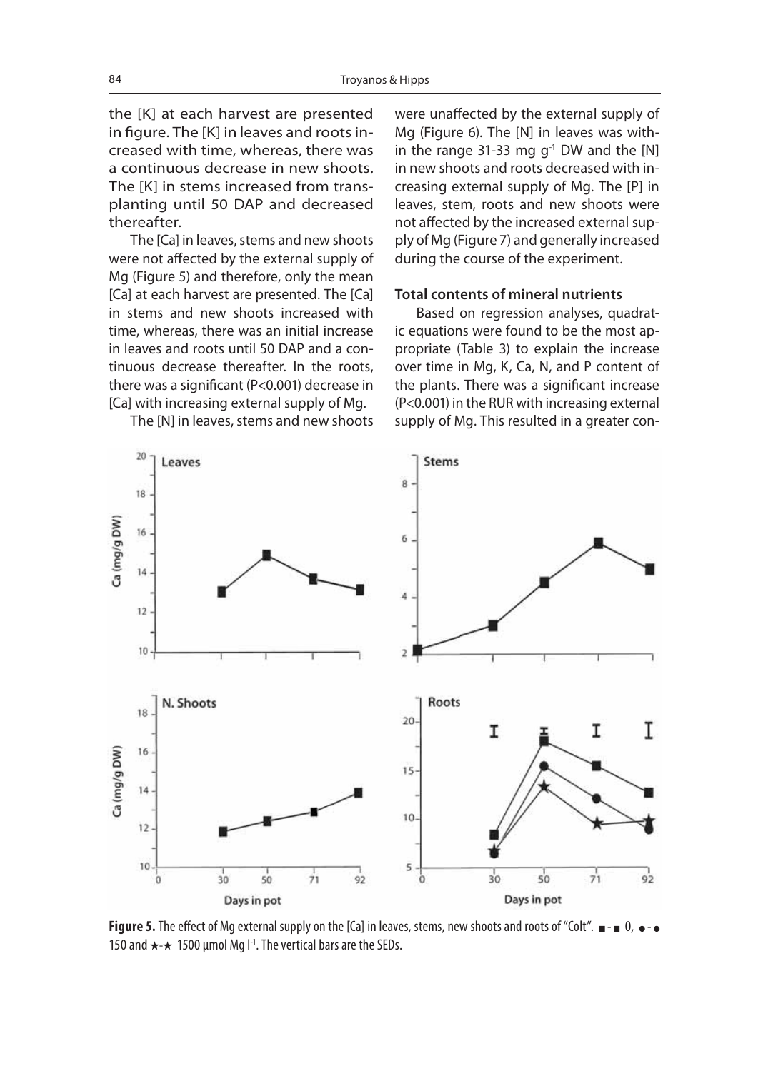the [K] at each harvest are presented in figure. The [K] in leaves and roots increased with time, whereas, there was a continuous decrease in new shoots. The [K] in stems increased from transplanting until 50 DAP and decreased thereafter.

The [Ca] in leaves, stems and new shoots were not affected by the external supply of Mg (Figure 5) and therefore, only the mean [Ca] at each harvest are presented. The [Ca] in stems and new shoots increased with time, whereas, there was an initial increase in leaves and roots until 50 DAP and a continuous decrease thereafter. In the roots, there was a significant ($P<0.001$) decrease in [Ca] with increasing external supply of Mg.

The [N] in leaves, stems and new shoots were unaffected by the external supply of Mg (Figure 6). The [N] in leaves was within the range 31-33 mg $g^{-1}$ DW and the [N] in new shoots and roots decreased with increasing external supply of Mg. The [P] in leaves, stem, roots and new shoots were not affected by the increased external supply of Mg (Figure 7) and generally increased during the course of the experiment.

### Total contents of mineral nutrients

Based on regression analyses, quadratic equations were found to be the most appropriate (Table 3) to explain the increase over time in Mg, K, Ca, N, and P content of the plants. There was a significant increase ($P<0.001$) in the RUR with increasing external supply of Mg. This resulted in a greater con-

**Figure 5.** The effect of Mg external supply on the [Ca] in leaves, stems, new shoots and roots of "Colt". ■-■ 0, ●-● 150 and ★-★ 1500 µmol Mg $l^{-1}$. The vertical bars are the SEDs.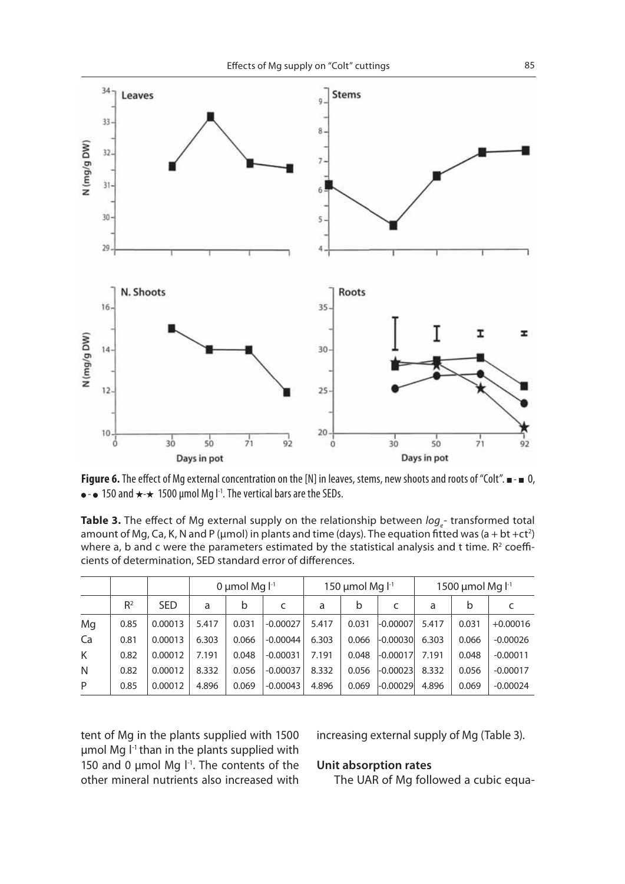**Figure 6.** The effect of Mg external concentration on the [N] in leaves, stems, new shoots and roots of "Colt". ■-■ 0, ●-● 150 and ★-★ 1500 µmol Mg $l^{-1}$. The vertical bars are the SEDs.

**Table 3.** The effect of Mg external supply on the relationship between $log_e$- transformed total amount of Mg, Ca, K, N and P (µmol) in plants and time (days). The equation fitted was $(a + bt + ct^2)$ where a, b and c were the parameters estimated by the statistical analysis and t time. $R^2$ coefficients of determination, SED standard error of differences.

| | | | 0 µmol Mg $l^{-1}$ | | | 150 µmol Mg $l^{-1}$ | | | 1500 µmol Mg $l^{-1}$ | | |
|---|---|---|---|---|---|---|---|---|---|---|---|
| | $R^2$ | SED | a | b | c | a | b | c | a | b | c |
| Mg | 0.85 | 0.00013 | 5.417 | 0.031 | -0.00027 | 5.417 | 0.031 | -0.00007 | 5.417 | 0.031 | +0.00016 |
| Ca | 0.81 | 0.00013 | 6.303 | 0.066 | -0.00044 | 6.303 | 0.066 | -0.00030 | 6.303 | 0.066 | -0.00026 |
| K | 0.82 | 0.00012 | 7.191 | 0.048 | -0.00031 | 7.191 | 0.048 | -0.00017 | 7.191 | 0.048 | -0.00011 |
| N | 0.82 | 0.00012 | 8.332 | 0.056 | -0.00037 | 8.332 | 0.056 | -0.00023 | 8.332 | 0.056 | -0.00017 |
| P | 0.85 | 0.00012 | 4.896 | 0.069 | -0.00043 | 4.896 | 0.069 | -0.00029 | 4.896 | 0.069 | -0.00024 |

tent of Mg in the plants supplied with 1500 µmol Mg $l^{-1}$ than in the plants supplied with 150 and 0 µmol Mg $l^{-1}$. The contents of the other mineral nutrients also increased with increasing external supply of Mg (Table 3).

### Unit absorption rates

The UAR of Mg followed a cubic equa-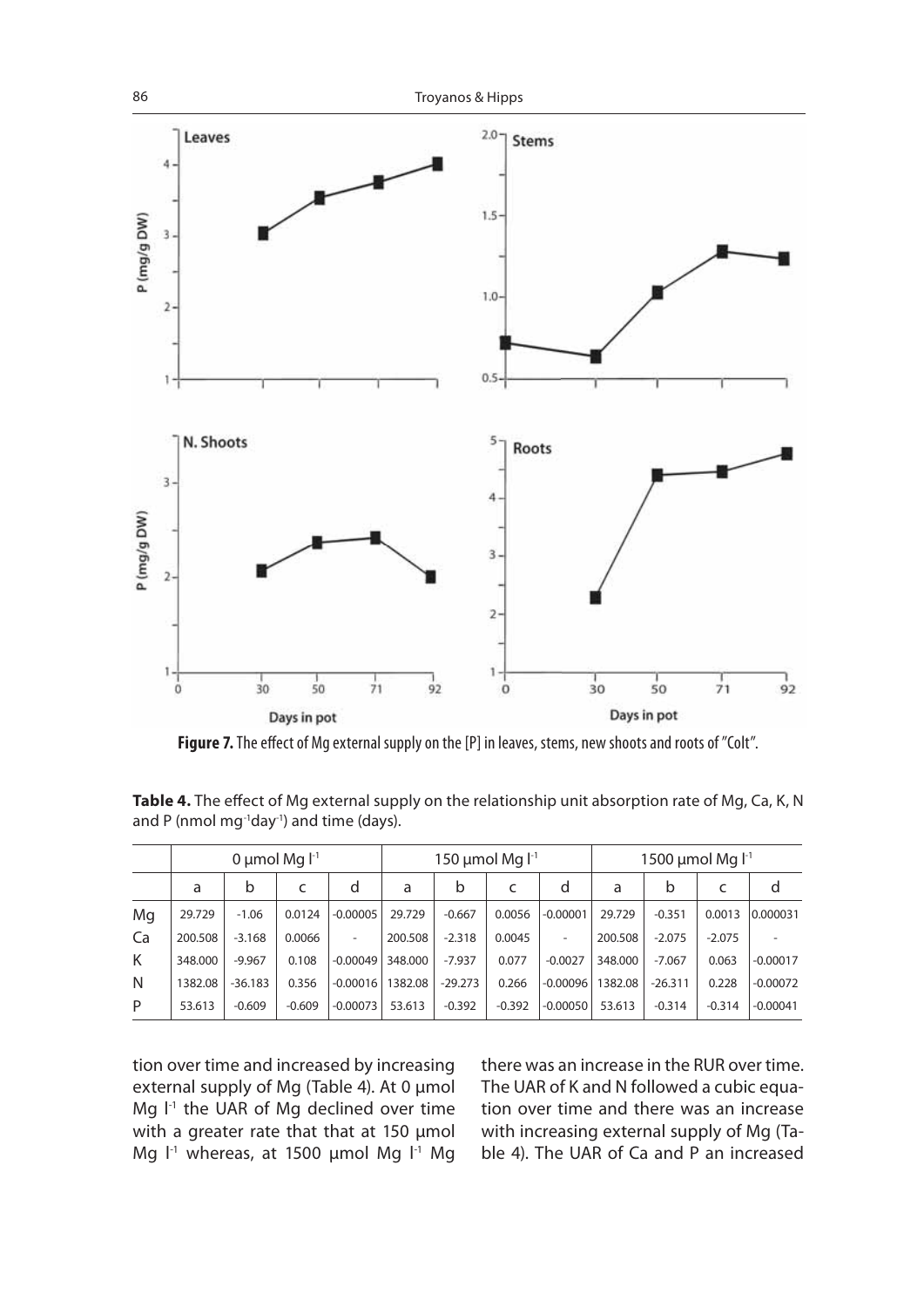**Figure 7.** The effect of Mg external supply on the [P] in leaves, stems, new shoots and roots of "Colt".

**Table 4.** The effect of Mg external supply on the relationship unit absorption rate of Mg, Ca, K, N and P (nmol $mg^{-1}day^{-1}$) and time (days).

| | 0 μmol Mg $l^{-1}$ | | | | 150 μmol Mg $l^{-1}$ | | | | 1500 μmol Mg $l^{-1}$ | | | |
|---|---|---|---|---|---|---|---|---|---|---|---|---|
| | a | b | c | d | a | b | c | d | a | b | c | d |
| Mg | 29.729 | -1.06 | 0.0124 | -0.00005 | 29.729 | -0.667 | 0.0056 | -0.00001 | 29.729 | -0.351 | 0.0013 | 0.000031 |
| Ca | 200.508 | -3.168 | 0.0066 | - | 200.508 | -2.318 | 0.0045 | - | 200.508 | -2.075 | -2.075 | - |
| K | 348.000 | -9.967 | 0.108 | -0.00049 | 348.000 | -7.937 | 0.077 | -0.0027 | 348.000 | -7.067 | 0.063 | -0.00017 |
| N | 1382.08 | -36.183 | 0.356 | -0.00016 | 1382.08 | -29.273 | 0.266 | -0.00096 | 1382.08 | -26.311 | 0.228 | -0.00072 |
| P | 53.613 | -0.609 | -0.609 | -0.00073 | 53.613 | -0.392 | -0.392 | -0.00050 | 53.613 | -0.314 | -0.314 | -0.00041 |

tion over time and increased by increasing external supply of Mg (Table 4). At 0 μmol Mg $l^{-1}$ the UAR of Mg declined over time with a greater rate that that at 150 μmol Mg $l^{-1}$ whereas, at 1500 μmol Mg $l^{-1}$ Mg there was an increase in the RUR over time. The UAR of K and N followed a cubic equation over time and there was an increase with increasing external supply of Mg (Table 4). The UAR of Ca and P an increased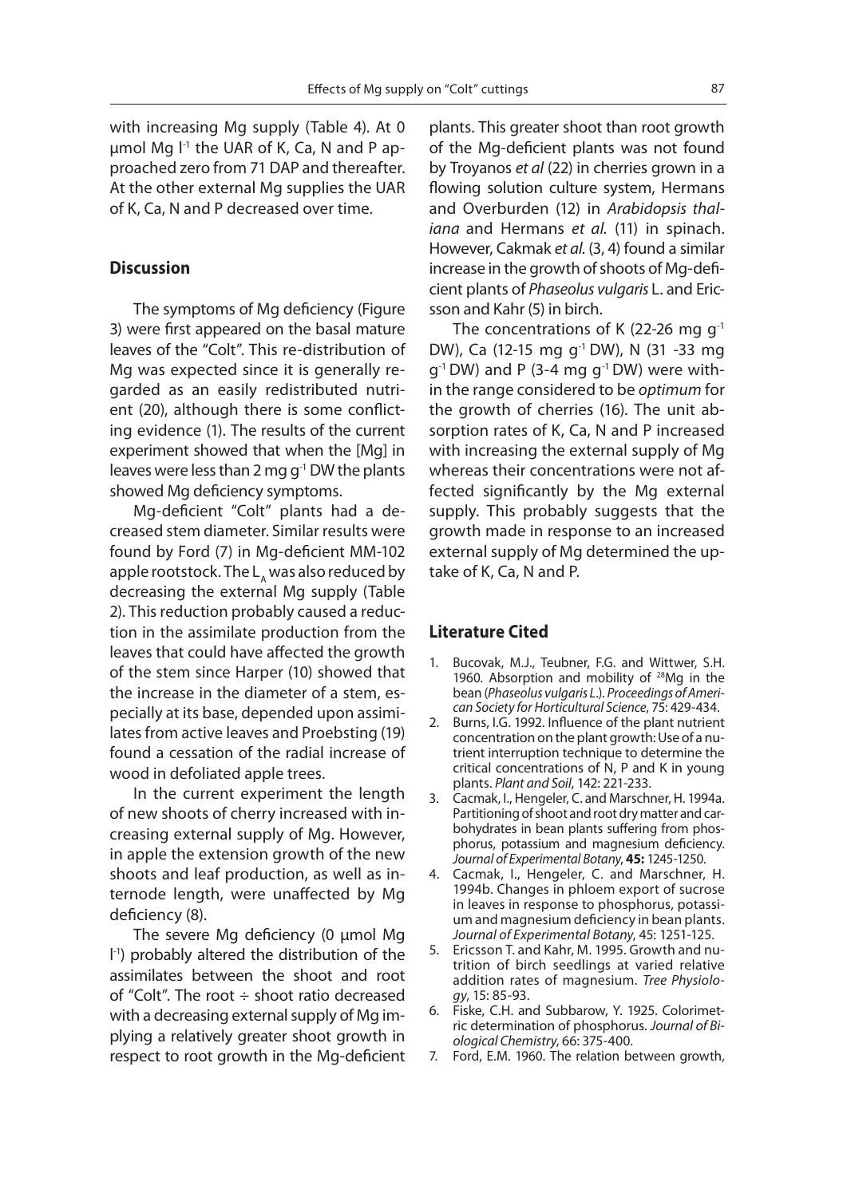with increasing Mg supply (Table 4). At 0 μmol Mg $l^{-1}$ the UAR of K, Ca, N and P approached zero from 71 DAP and thereafter. At the other external Mg supplies the UAR of K, Ca, N and P decreased over time.

## Discussion

The symptoms of Mg deficiency (Figure 3) were first appeared on the basal mature leaves of the "Colt". This re-distribution of Mg was expected since it is generally regarded as an easily redistributed nutrient (20), although there is some conflicting evidence (1). The results of the current experiment showed that when the [Mg] in leaves were less than 2 mg $g^{-1}$ DW the plants showed Mg deficiency symptoms.

Mg-deficient "Colt" plants had a decreased stem diameter. Similar results were found by Ford (7) in Mg-deficient MM-102 apple rootstock. The $L_A$ was also reduced by decreasing the external Mg supply (Table 2). This reduction probably caused a reduction in the assimilate production from the leaves that could have affected the growth of the stem since Harper (10) showed that the increase in the diameter of a stem, especially at its base, depended upon assimilates from active leaves and Proebsting (19) found a cessation of the radial increase of wood in defoliated apple trees.

In the current experiment the length of new shoots of cherry increased with increasing external supply of Mg. However, in apple the extension growth of the new shoots and leaf production, as well as internode length, were unaffected by Mg deficiency (8).

The severe Mg deficiency (0 μmol Mg $l^{-1}$) probably altered the distribution of the assimilates between the shoot and root of "Colt". The root ÷ shoot ratio decreased with a decreasing external supply of Mg implying a relatively greater shoot growth in respect to root growth in the Mg-deficient plants. This greater shoot than root growth of the Mg-deficient plants was not found by Troyanos *et al* (22) in cherries grown in a flowing solution culture system, Hermans and Overburden (12) in *Arabidopsis thaliana* and Hermans *et al.* (11) in spinach. However, Cakmak *et al.* (3, 4) found a similar increase in the growth of shoots of Mg-deficient plants of *Phaseolus vulgaris* L. and Ericsson and Kahr (5) in birch.

The concentrations of K (22-26 mg $g^{-1}$ DW), Ca (12-15 mg $g^{-1}$ DW), N (31 -33 mg $g^{-1}$ DW) and P (3-4 mg $g^{-1}$ DW) were within the range considered to be *optimum* for the growth of cherries (16). The unit absorption rates of K, Ca, N and P increased with increasing the external supply of Mg whereas their concentrations were not affected significantly by the Mg external supply. This probably suggests that the growth made in response to an increased external supply of Mg determined the uptake of K, Ca, N and P.

## Literature Cited

1. Bucovak, M.J., Teubner, F.G. and Wittwer, S.H. 1960. Absorption and mobility of $^{28}Mg$ in the bean (*Phaseolus vulgaris L.*). *Proceedings of American Society for Horticultural Science*, 75: 429-434.
2. Burns, I.G. 1992. Influence of the plant nutrient concentration on the plant growth: Use of a nutrient interruption technique to determine the critical concentrations of N, P and K in young plants. *Plant and Soil*, 142: 221-233.
3. Cacmak, I., Hengeler, C. and Marschner, H. 1994a. Partitioning of shoot and root dry matter and carbohydrates in bean plants suffering from phosphorus, potassium and magnesium deficiency. *Journal of Experimental Botany*, **45:** 1245-1250.
4. Cacmak, I., Hengeler, C. and Marschner, H. 1994b. Changes in phloem export of sucrose in leaves in response to phosphorus, potassium and magnesium deficiency in bean plants. *Journal of Experimental Botany*, 45: 1251-125.
5. Ericsson T. and Kahr, M. 1995. Growth and nutrition of birch seedlings at varied relative addition rates of magnesium. *Tree Physiology*, 15: 85-93.
6. Fiske, C.H. and Subbarow, Y. 1925. Colorimetric determination of phosphorus. *Journal of Biological Chemistry*, 66: 375-400.
7. Ford, E.M. 1960. The relation between growth,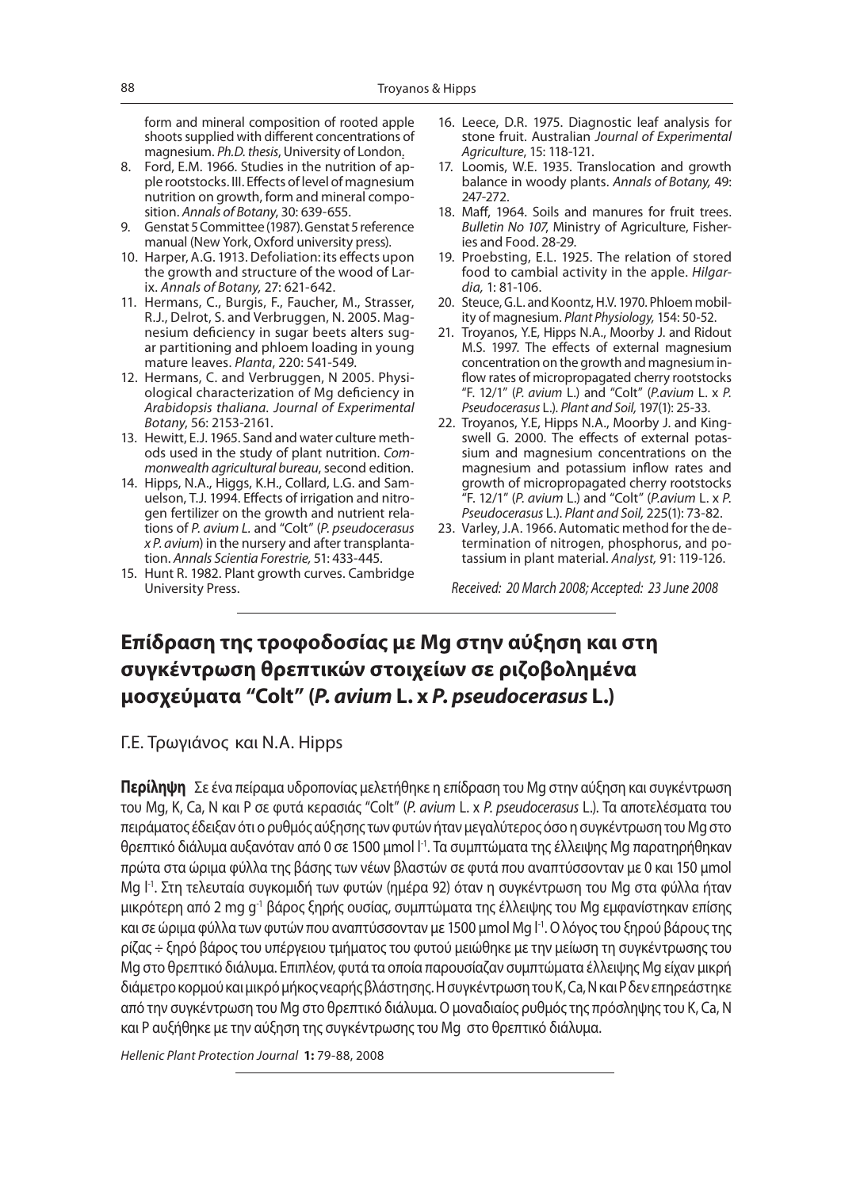form and mineral composition of rooted apple shoots supplied with different concentrations of magnesium. *Ph.D. thesis*, University of London.

8. Ford, E.M. 1966. Studies in the nutrition of apple rootstocks. III. Effects of level of magnesium nutrition on growth, form and mineral composition. *Annals of Botany*, 30: 639-655.
9. Genstat 5 Committee (1987). Genstat 5 reference manual (New York, Oxford university press).
10. Harper, A.G. 1913. Defoliation: its effects upon the growth and structure of the wood of Larix. *Annals of Botany,* 27: 621-642.
11. Hermans, C., Burgis, F., Faucher, M., Strasser, R.J., Delrot, S. and Verbruggen, N. 2005. Magnesium deficiency in sugar beets alters sugar partitioning and phloem loading in young mature leaves. *Planta*, 220: 541-549.
12. Hermans, C. and Verbruggen, N 2005. Physiological characterization of Mg deficiency in *Arabidopsis thaliana*. *Journal of Experimental Botany*, 56: 2153-2161.
13. Hewitt, E.J. 1965. Sand and water culture methods used in the study of plant nutrition. *Commonwealth agricultural bureau*, second edition.
14. Hipps, N.A., Higgs, K.H., Collard, L.G. and Samuelson, T.J. 1994. Effects of irrigation and nitrogen fertilizer on the growth and nutrient relations of *P. avium L.* and "Colt" (*P. pseudocerasus x P. avium*) in the nursery and after transplantation. *Annals Scientia Forestrie,* 51: 433-445.
15. Hunt R. 1982. Plant growth curves. Cambridge University Press.
16. Leece, D.R. 1975. Diagnostic leaf analysis for stone fruit. Australian *Journal of Experimental Agriculture*, 15: 118-121.
17. Loomis, W.E. 1935. Translocation and growth balance in woody plants. *Annals of Botany,* 49: 247-272.
18. Maff, 1964. Soils and manures for fruit trees. *Bulletin No 107,* Ministry of Agriculture, Fisheries and Food. 28-29.
19. Proebsting, E.L. 1925. The relation of stored food to cambial activity in the apple. *Hilgardia,* 1: 81-106.
20. Steuce, G.L. and Koontz, H.V. 1970. Phloem mobility of magnesium. *Plant Physiology,* 154: 50-52.
21. Troyanos, Y.E, Hipps N.A., Moorby J. and Ridout M.S. 1997. The effects of external magnesium concentration on the growth and magnesium inflow rates of micropropagated cherry rootstocks "F. 12/1" (*P. avium* L.) and "Colt" (*P.avium* L. x *P. Pseudocerasus* L.). *Plant and Soil,* 197(1): 25-33.
22. Troyanos, Y.E, Hipps N.A., Moorby J. and Kingswell G. 2000. The effects of external potassium and magnesium concentrations on the magnesium and potassium inflow rates and growth of micropropagated cherry rootstocks "F. 12/1" (*P. avium* L.) and "Colt" (*P.avium* L. x *P. Pseudocerasus* L.). *Plant and Soil,* 225(1): 73-82.
23. Varley, J.A. 1966. Automatic method for the determination of nitrogen, phosphorus, and potassium in plant material. *Analyst,* 91: 119-126.

*Received: 20 March 2008; Accepted: 23 June 2008*

## Επίδραση της τροφοδοσίας με Mg στην αύξηση και στη συγκέντρωση θρεπτικών στοιχείων σε ριζοβολημένα μοσχεύματα "Colt" (*P. avium* L. x *P. pseudocerasus* L.)

Γ.Ε. Τρωγιάνος και N.A. Hipps

**Περίληψη** Σε ένα πείραμα υδροπονίας μελετήθηκε η επίδραση του Mg στην αύξηση και συγκέντρωση του Mg, K, Ca, N και P σε φυτά κερασιάς "Colt" (*P. avium* L. x *P. pseudocerasus* L.). Τα αποτελέσματα του πειράματος έδειξαν ότι ο ρυθμός αύξησης των φυτών ήταν μεγαλύτερος όσο η συγκέντρωση του Mg στο θρεπτικό διάλυμα αυξανόταν από 0 σε 1500 μmol $l^{-1}$. Τα συμπτώματα της έλλειψης Mg παρατηρήθηκαν πρώτα στα ώριμα φύλλα της βάσης των νέων βλαστών σε φυτά που αναπτύσσονταν με 0 και 150 μmol Mg $l^{-1}$. Στη τελευταία συγκομιδή των φυτών (ημέρα 92) όταν η συγκέντρωση του Mg στα φύλλα ήταν μικρότερη από 2 mg $g^{-1}$ βάρος ξηρής ουσίας, συμπτώματα της έλλειψης του Mg εμφανίστηκαν επίσης και σε ώριμα φύλλα των φυτών που αναπτύσσονταν με 1500 μmol Mg $l^{-1}$. Ο λόγος του ξηρού βάρους της ρίζας ÷ ξηρό βάρος του υπέργειου τμήματος του φυτού μειώθηκε με την μείωση τη συγκέντρωσης του Mg στο θρεπτικό διάλυμα. Επιπλέον, φυτά τα οποία παρουσίαζαν συμπτώματα έλλειψης Mg είχαν μικρή διάμετρο κορμού και μικρό μήκος νεαρής βλάστησης. Η συγκέντρωση του K, Ca, N και P δεν επηρεάστηκε από την συγκέντρωση του Mg στο θρεπτικό διάλυμα. Ο μοναδιαίος ρυθμός της πρόσληψης του K, Ca, N και P αυξήθηκε με την αύξηση της συγκέντρωσης του Mg στο θρεπτικό διάλυμα.

*Hellenic Plant Protection Journal* **1:** 79-88, 2008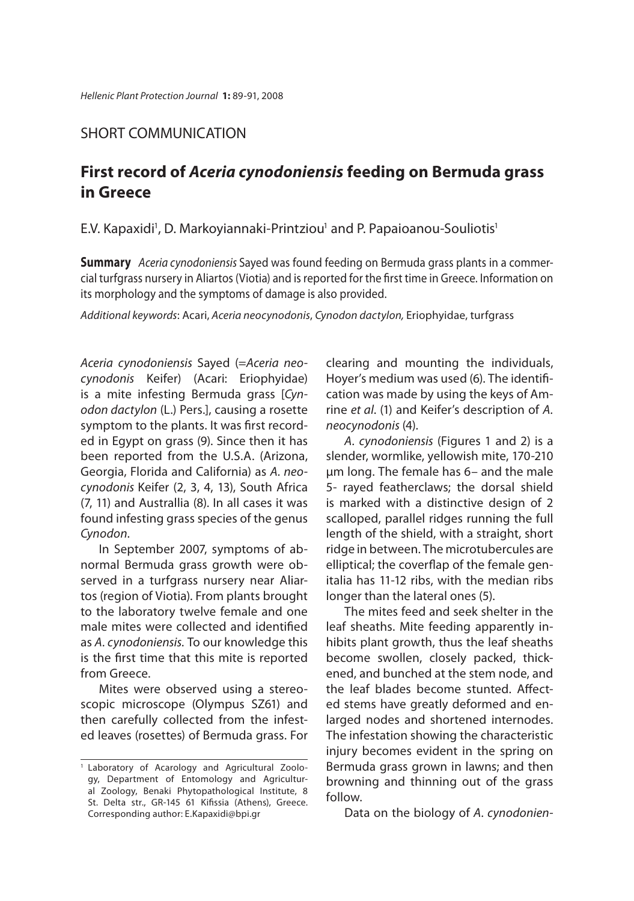SHORT COMMUNICATION

# First record of *Aceria cynodoniensis* feeding on Bermuda grass in Greece

E.V. Kapaxidi[1], D. Markoyiannaki-Printziou[1] and P. Papaioanou-Souliotis[1]

**Summary** *Aceria cynodoniensis* Sayed was found feeding on Bermuda grass plants in a commercial turfgrass nursery in Aliartos (Viotia) and is reported for the first time in Greece. Information on its morphology and the symptoms of damage is also provided.

*Additional keywords*: Acari, *Aceria neocynodonis*, *Cynodon dactylon,* Eriophyidae, turfgrass

*Aceria cynodoniensis* Sayed (=*Aceria neocynodonis* Keifer) (Acari: Eriophyidae) is a mite infesting Bermuda grass [*Cynodon dactylon* (L.) Pers.], causing a rosette symptom to the plants. It was first recorded in Egypt on grass (9). Since then it has been reported from the U.S.A. (Arizona, Georgia, Florida and California) as *A. neocynodonis* Keifer (2, 3, 4, 13), South Africa (7, 11) and Australlia (8). In all cases it was found infesting grass species of the genus *Cynodon*.

In September 2007, symptoms of abnormal Bermuda grass growth were observed in a turfgrass nursery near Aliartos (region of Viotia). From plants brought to the laboratory twelve female and one male mites were collected and identified as *A. cynodoniensis*. To our knowledge this is the first time that this mite is reported from Greece.

Mites were observed using a stereoscopic microscope (Olympus SZ61) and then carefully collected from the infested leaves (rosettes) of Bermuda grass. For clearing and mounting the individuals, Hoyer's medium was used (6). The identification was made by using the keys of Amrine *et al*. (1) and Keifer's description of *A. neocynodonis* (4).

*A. cynodoniensis* (Figures 1 and 2) is a slender, wormlike, yellowish mite, 170-210 μm long. The female has 6– and the male 5- rayed featherclaws; the dorsal shield is marked with a distinctive design of 2 scalloped, parallel ridges running the full length of the shield, with a straight, short ridge in between. The microtubercules are elliptical; the coverflap of the female genitalia has 11-12 ribs, with the median ribs longer than the lateral ones (5).

The mites feed and seek shelter in the leaf sheaths. Mite feeding apparently inhibits plant growth, thus the leaf sheaths become swollen, closely packed, thickened, and bunched at the stem node, and the leaf blades become stunted. Affected stems have greatly deformed and enlarged nodes and shortened internodes. The infestation showing the characteristic injury becomes evident in the spring on Bermuda grass grown in lawns; and then browning and thinning out of the grass follow.

Data on the biology of *A. cynodonien-*

[1] Laboratory of Acarology and Agricultural Zoology, Department of Entomology and Agricultural Zoology, Benaki Phytopathological Institute, 8 St. Delta str., GR-145 61 Kifissia (Athens), Greece. Corresponding author: E.Kapaxidi@bpi.gr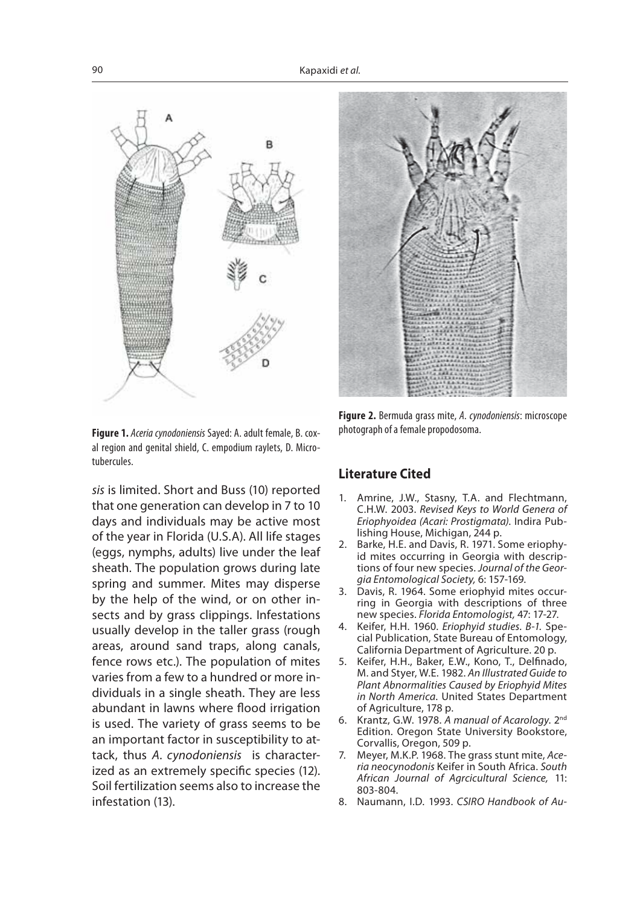**Figure 1.** *Aceria cynodoniensis* Sayed: A. adult female, B. coxal region and genital shield, C. empodium raylets, D. Microtubercules.

**Figure 2.** Bermuda grass mite, *A. cynodoniensis*: microscope photograph of a female propodosoma.

*sis* is limited. Short and Buss (10) reported that one generation can develop in 7 to 10 days and individuals may be active most of the year in Florida (U.S.A). All life stages (eggs, nymphs, adults) live under the leaf sheath. The population grows during late spring and summer. Mites may disperse by the help of the wind, or on other insects and by grass clippings. Infestations usually develop in the taller grass (rough areas, around sand traps, along canals, fence rows etc.). The population of mites varies from a few to a hundred or more individuals in a single sheath. They are less abundant in lawns where flood irrigation is used. The variety of grass seems to be an important factor in susceptibility to attack, thus *A. cynodoniensis* is characterized as an extremely specific species (12). Soil fertilization seems also to increase the infestation (13).

## Literature Cited

1. Amrine, J.W., Stasny, T.A. and Flechtmann, C.H.W. 2003. *Revised Keys to World Genera of Eriophyoidea (Acari: Prostigmata)*. Indira Publishing House, Michigan, 244 p.
2. Barke, H.E. and Davis, R. 1971. Some eriophyid mites occurring in Georgia with descriptions of four new species. *Journal of the Georgia Entomological Society,* 6: 157-169.
3. Davis, R. 1964. Some eriophyid mites occurring in Georgia with descriptions of three new species. *Florida Entomologist,* 47: 17-27.
4. Keifer, H.H. 1960. *Eriophyid studies. B-1.* Special Publication, State Bureau of Entomology, California Department of Agriculture. 20 p.
5. Keifer, H.H., Baker, E.W., Kono, T., Delfinado, M. and Styer, W.E. 1982. *An Illustrated Guide to Plant Abnormalities Caused by Eriophyid Mites in North America.* United States Department of Agriculture, 178 p.
6. Krantz, G.W. 1978. *A manual of Acarology.* 2nd Edition. Oregon State University Bookstore, Corvallis, Oregon, 509 p.
7. Meyer, M.K.P. 1968. The grass stunt mite, *Aceria neocynodonis* Keifer in South Africa. *South African Journal of Agrcicultural Science,* 11: 803-804.
8. Naumann, I.D. 1993. *CSIRO Handbook of Au-*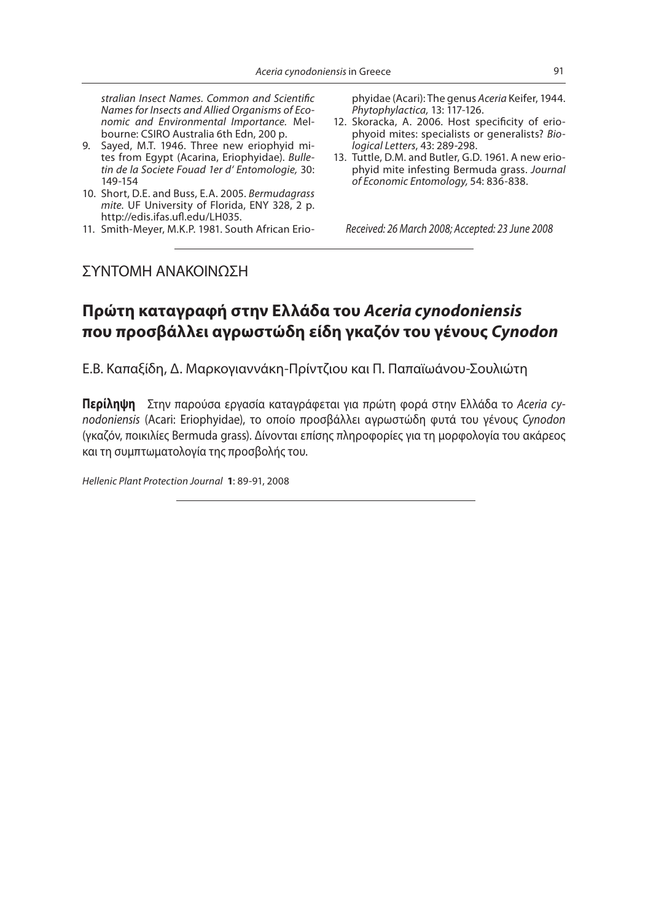*stralian Insect Names. Common and Scientific Names for Insects and Allied Organisms of Economic and Environmental Importance.* Melbourne: CSIRO Australia 6th Edn, 200 p.

9. Sayed, M.T. 1946. Three new eriophyid mites from Egypt (Acarina, Eriophyidae). *Bulletin de la Societe Fouad 1er d' Entomologie,* 30: 149-154
10. Short, D.E. and Buss, E.A. 2005. *Bermudagrass mite.* UF University of Florida, ENY 328, 2 p. http://edis.ifas.ufl.edu/LH035.
11. Smith-Meyer, M.K.P. 1981. South African Eriophyidae (Acari): The genus *Aceria* Keifer, 1944. *Phytophylactica,* 13: 117-126.
12. Skoracka, A. 2006. Host specificity of eriophyoid mites: specialists or generalists? *Biological Letters*, 43: 289-298.
13. Tuttle, D.M. and Butler, G.D. 1961. A new eriophyid mite infesting Bermuda grass. *Journal of Economic Entomology,* 54: 836-838.

*Received: 26 March 2008; Accepted: 23 June 2008*

ΣΥΝΤΟΜΗ ΑΝΑΚΟΙΝΩΣΗ

# Πρώτη καταγραφή στην Ελλάδα του *Aceria cynodoniensis* που προσβάλλει αγρωστώδη είδη γκαζόν του γένους *Cynodon*

Ε.Β. Καπαξίδη, Δ. Μαρκογιαννάκη-Πρίντζιου και Π. Παπαϊωάνου-Σουλιώτη

**Περίληψη** Στην παρούσα εργασία καταγράφεται για πρώτη φορά στην Ελλάδα το *Aceria cynodoniensis* (Acari: Eriophyidae), το οποίο προσβάλλει αγρωστώδη φυτά του γένους *Cynodon* (γκαζόν, ποικιλίες Bermuda grass). Δίνονται επίσης πληροφορίες για τη μορφολογία του ακάρεος και τη συμπτωματολογία της προσβολής του.

*Hellenic Plant Protection Journal* **1**: 89-91, 2008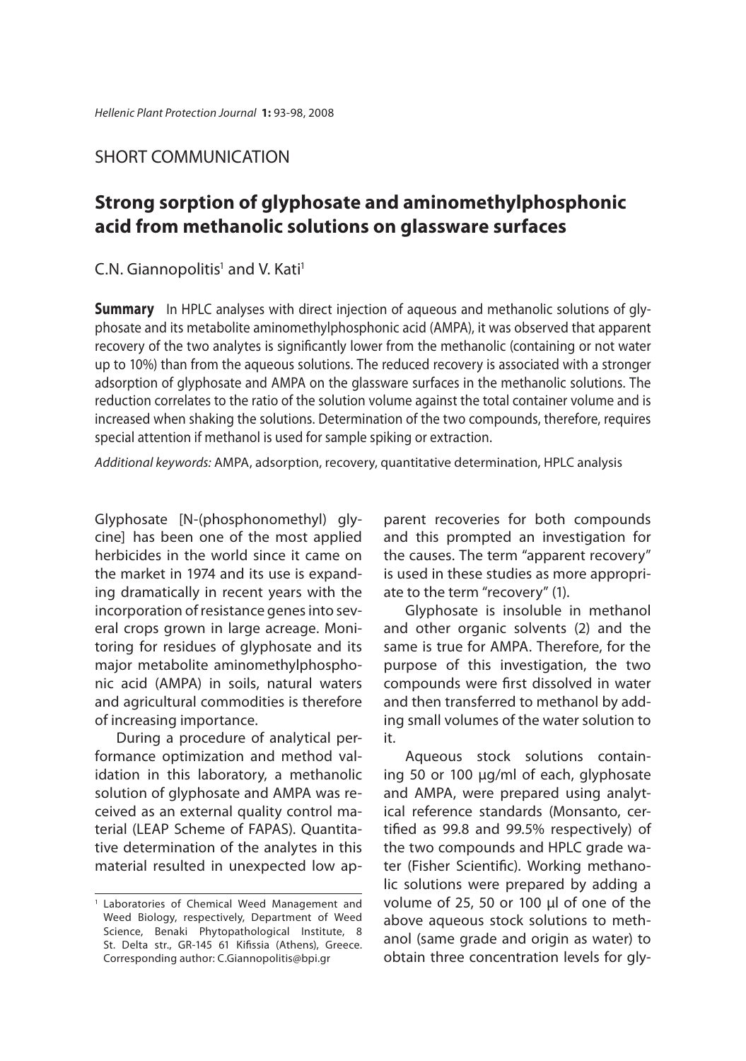SHORT COMMUNICATION

# Strong sorption of glyphosate and aminomethylphosphonic acid from methanolic solutions on glassware surfaces

C.N. Giannopolitis[1] and V. Kati[1]

**Summary** In HPLC analyses with direct injection of aqueous and methanolic solutions of glyphosate and its metabolite aminomethylphosphonic acid (AMPA), it was observed that apparent recovery of the two analytes is significantly lower from the methanolic (containing or not water up to 10%) than from the aqueous solutions. The reduced recovery is associated with a stronger adsorption of glyphosate and AMPA on the glassware surfaces in the methanolic solutions. The reduction correlates to the ratio of the solution volume against the total container volume and is increased when shaking the solutions. Determination of the two compounds, therefore, requires special attention if methanol is used for sample spiking or extraction.

*Additional keywords:* AMPA, adsorption, recovery, quantitative determination, HPLC analysis

Glyphosate [N-(phosphonomethyl) glycine] has been one of the most applied herbicides in the world since it came on the market in 1974 and its use is expanding dramatically in recent years with the incorporation of resistance genes into several crops grown in large acreage. Monitoring for residues of glyphosate and its major metabolite aminomethylphosphonic acid (AMPA) in soils, natural waters and agricultural commodities is therefore of increasing importance.

During a procedure of analytical performance optimization and method validation in this laboratory, a methanolic solution of glyphosate and AMPA was received as an external quality control material (LEAP Scheme of FAPAS). Quantitative determination of the analytes in this material resulted in unexpected low apparent recoveries for both compounds and this prompted an investigation for the causes. The term "apparent recovery" is used in these studies as more appropriate to the term "recovery" (1).

Glyphosate is insoluble in methanol and other organic solvents (2) and the same is true for AMPA. Therefore, for the purpose of this investigation, the two compounds were first dissolved in water and then transferred to methanol by adding small volumes of the water solution to it.

Aqueous stock solutions containing 50 or 100 μg/ml of each, glyphosate and AMPA, were prepared using analytical reference standards (Monsanto, certified as 99.8 and 99.5% respectively) of the two compounds and HPLC grade water (Fisher Scientific). Working methanolic solutions were prepared by adding a volume of 25, 50 or 100 μl of one of the above aqueous stock solutions to methanol (same grade and origin as water) to obtain three concentration levels for gly-

[1] Laboratories of Chemical Weed Management and Weed Biology, respectively, Department of Weed Science, Benaki Phytopathological Institute, 8 St. Delta str., GR-145 61 Kifissia (Athens), Greece. Corresponding author: C.Giannopolitis@bpi.gr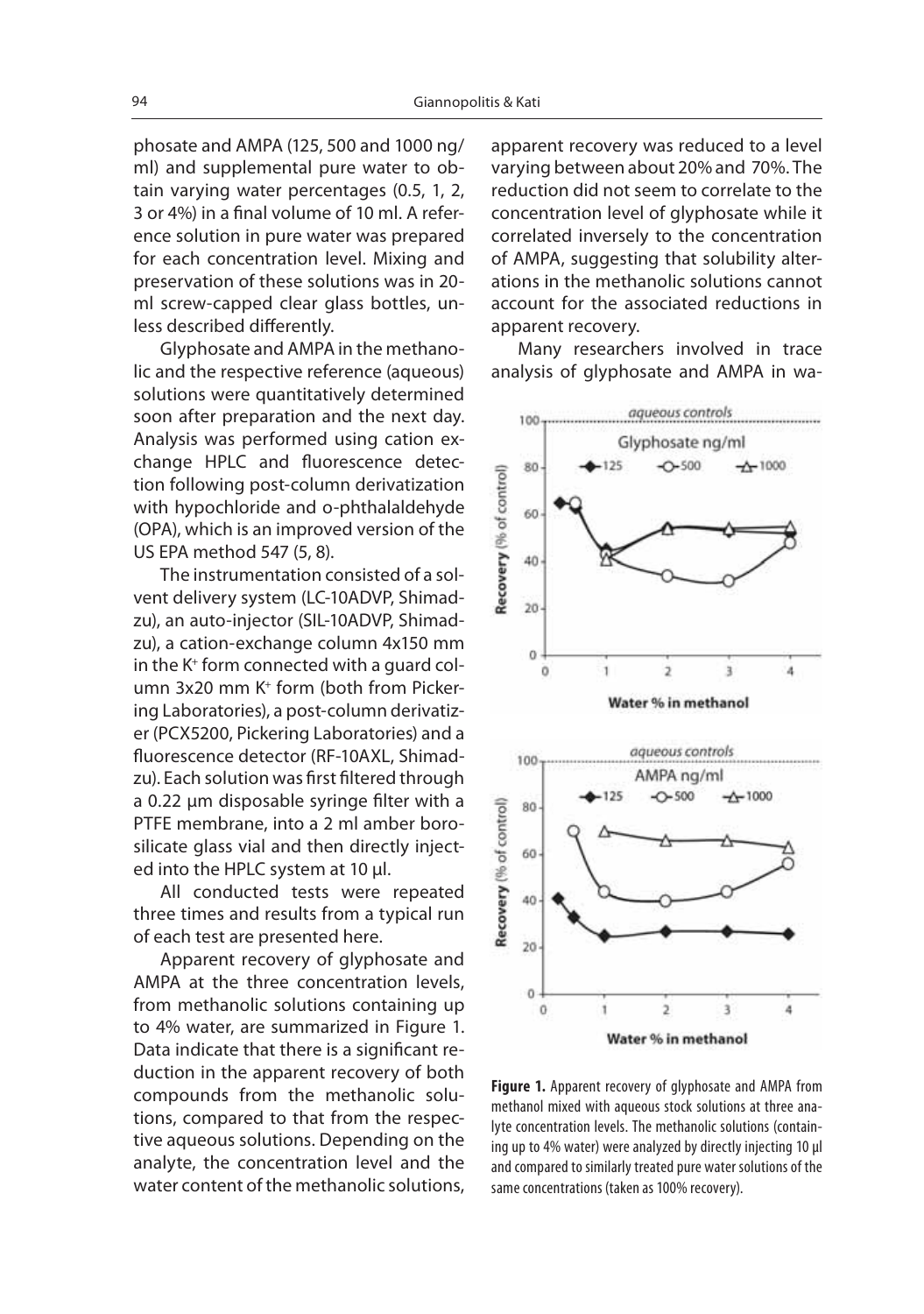phosate and AMPA (125, 500 and 1000 ng/ml) and supplemental pure water to obtain varying water percentages (0.5, 1, 2, 3 or 4%) in a final volume of 10 ml. A reference solution in pure water was prepared for each concentration level. Mixing and preservation of these solutions was in 20-ml screw-capped clear glass bottles, unless described differently.

Glyphosate and AMPA in the methanolic and the respective reference (aqueous) solutions were quantitatively determined soon after preparation and the next day. Analysis was performed using cation exchange HPLC and fluorescence detection following post-column derivatization with hypochloride and o-phthalaldehyde (OPA), which is an improved version of the US EPA method 547 (5, 8).

The instrumentation consisted of a solvent delivery system (LC-10ADVP, Shimadzu), an auto-injector (SIL-10ADVP, Shimadzu), a cation-exchange column 4x150 mm in the $K^+$ form connected with a guard column 3x20 mm $K^+$ form (both from Pickering Laboratories), a post-column derivatizer (PCX5200, Pickering Laboratories) and a fluorescence detector (RF-10AXL, Shimadzu). Each solution was first filtered through a 0.22 μm disposable syringe filter with a PTFE membrane, into a 2 ml amber borosilicate glass vial and then directly injected into the HPLC system at 10 μl.

All conducted tests were repeated three times and results from a typical run of each test are presented here.

Apparent recovery of glyphosate and AMPA at the three concentration levels, from methanolic solutions containing up to 4% water, are summarized in Figure 1. Data indicate that there is a significant reduction in the apparent recovery of both compounds from the methanolic solutions, compared to that from the respective aqueous solutions. Depending on the analyte, the concentration level and the water content of the methanolic solutions, apparent recovery was reduced to a level varying between about 20% and 70%. The reduction did not seem to correlate to the concentration level of glyphosate while it correlated inversely to the concentration of AMPA, suggesting that solubility alterations in the methanolic solutions cannot account for the associated reductions in apparent recovery.

Many researchers involved in trace analysis of glyphosate and AMPA in wa-

**Figure 1.** Apparent recovery of glyphosate and AMPA from methanol mixed with aqueous stock solutions at three analyte concentration levels. The methanolic solutions (containing up to 4% water) were analyzed by directly injecting 10 μl and compared to similarly treated pure water solutions of the same concentrations (taken as 100% recovery).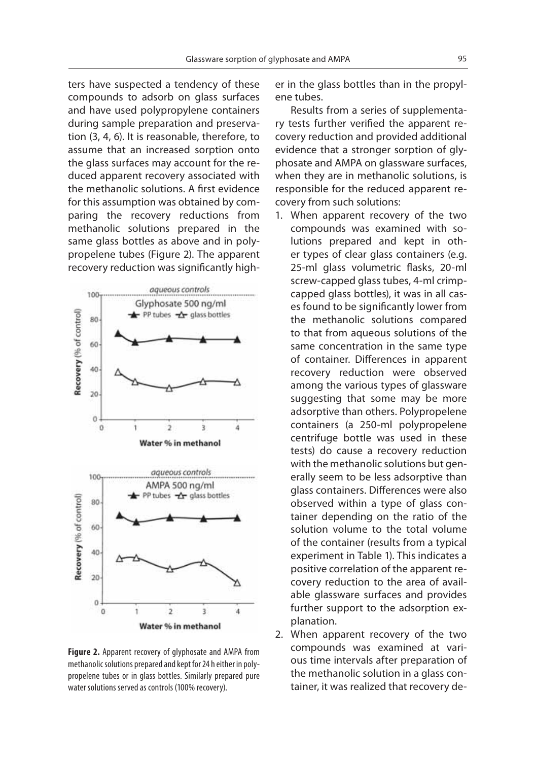ters have suspected a tendency of these compounds to adsorb on glass surfaces and have used polypropylene containers during sample preparation and preservation (3, 4, 6). It is reasonable, therefore, to assume that an increased sorption onto the glass surfaces may account for the reduced apparent recovery associated with the methanolic solutions. A first evidence for this assumption was obtained by comparing the recovery reductions from methanolic solutions prepared in the same glass bottles as above and in polypropelene tubes (Figure 2). The apparent recovery reduction was significantly higher in the glass bottles than in the propylene tubes.

**Figure 2.** Apparent recovery of glyphosate and AMPA from methanolic solutions prepared and kept for 24 h either in polypropelene tubes or in glass bottles. Similarly prepared pure water solutions served as controls (100% recovery).

Results from a series of supplementary tests further verified the apparent recovery reduction and provided additional evidence that a stronger sorption of glyphosate and AMPA on glassware surfaces, when they are in methanolic solutions, is responsible for the reduced apparent recovery from such solutions:

1. When apparent recovery of the two compounds was examined with solutions prepared and kept in other types of clear glass containers (e.g. 25-ml glass volumetric flasks, 20-ml screw-capped glass tubes, 4-ml crimp-capped glass bottles), it was in all cases found to be significantly lower from the methanolic solutions compared to that from aqueous solutions of the same concentration in the same type of container. Differences in apparent recovery reduction were observed among the various types of glassware suggesting that some may be more adsorptive than others. Polypropelene containers (a 250-ml polypropelene centrifuge bottle was used in these tests) do cause a recovery reduction with the methanolic solutions but generally seem to be less adsorptive than glass containers. Differences were also observed within a type of glass container depending on the ratio of the solution volume to the total volume of the container (results from a typical experiment in Table 1). This indicates a positive correlation of the apparent recovery reduction to the area of available glassware surfaces and provides further support to the adsorption explanation.
2. When apparent recovery of the two compounds was examined at various time intervals after preparation of the methanolic solution in a glass container, it was realized that recovery de-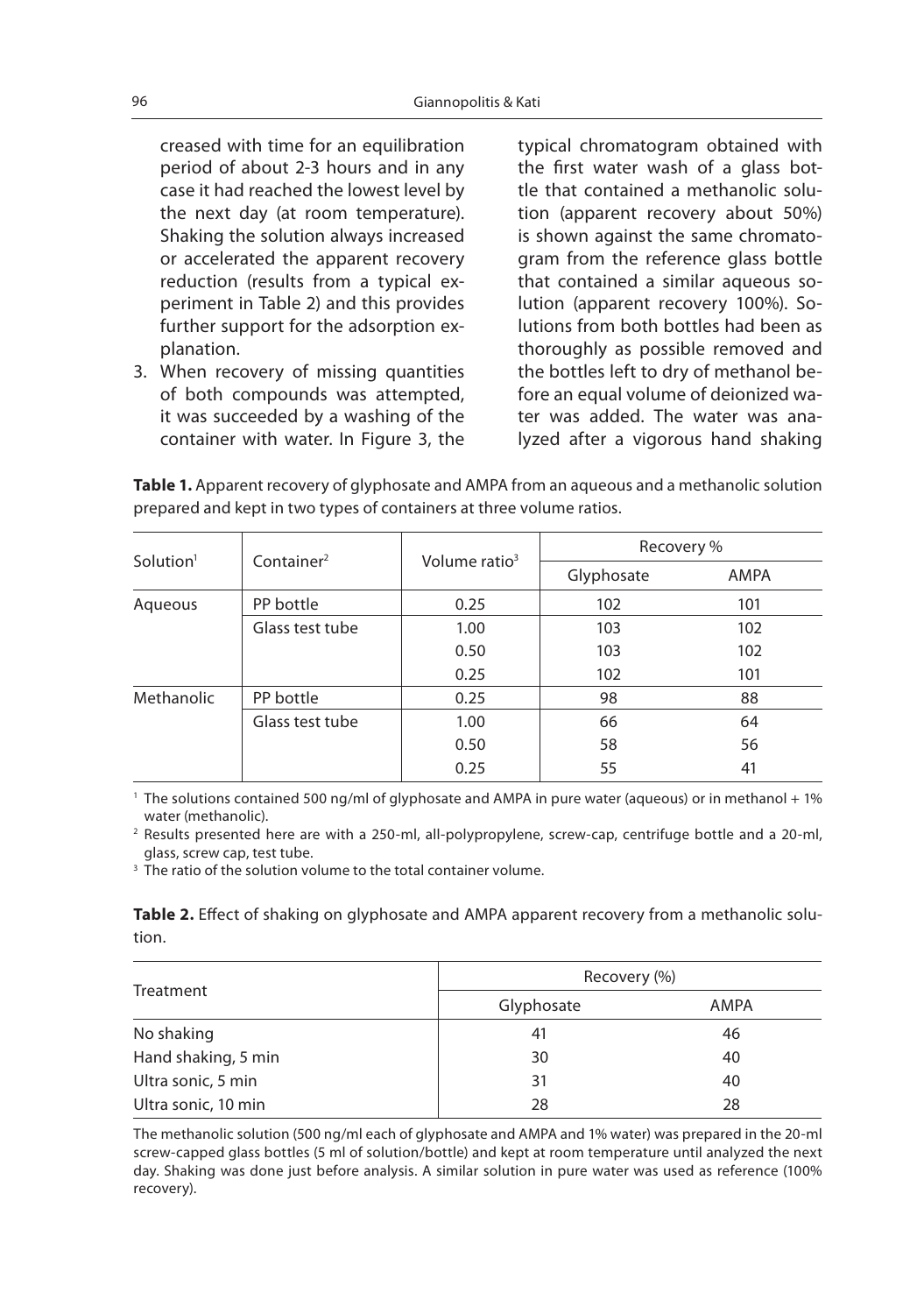creased with time for an equilibration period of about 2-3 hours and in any case it had reached the lowest level by the next day (at room temperature). Shaking the solution always increased or accelerated the apparent recovery reduction (results from a typical experiment in Table 2) and this provides further support for the adsorption explanation.

3. When recovery of missing quantities of both compounds was attempted, it was succeeded by a washing of the container with water. In Figure 3, the typical chromatogram obtained with the first water wash of a glass bottle that contained a methanolic solution (apparent recovery about 50%) is shown against the same chromatogram from the reference glass bottle that contained a similar aqueous solution (apparent recovery 100%). Solutions from both bottles had been as thoroughly as possible removed and the bottles left to dry of methanol before an equal volume of deionized water was added. The water was analyzed after a vigorous hand shaking

**Table 1.** Apparent recovery of glyphosate and AMPA from an aqueous and a methanolic solution prepared and kept in two types of containers at three volume ratios.

| Solution[1] | Container[2] | Volume ratio[3] | Recovery % | |
|---|---|---|---|---|
| | | | Glyphosate | AMPA |
| Aqueous | PP bottle | 0.25 | 102 | 101 |
| | Glass test tube | 1.00 | 103 | 102 |
| | | 0.50 | 103 | 102 |
| | | 0.25 | 102 | 101 |
| Methanolic | PP bottle | 0.25 | 98 | 88 |
| | Glass test tube | 1.00 | 66 | 64 |
| | | 0.50 | 58 | 56 |
| | | 0.25 | 55 | 41 |

[1] The solutions contained 500 ng/ml of glyphosate and AMPA in pure water (aqueous) or in methanol + 1% water (methanolic).

[2] Results presented here are with a 250-ml, all-polypropylene, screw-cap, centrifuge bottle and a 20-ml, glass, screw cap, test tube.

[3] The ratio of the solution volume to the total container volume.

**Table 2.** Effect of shaking on glyphosate and AMPA apparent recovery from a methanolic solution.

| Treatment | Recovery (%) | |
|---|---|---|
| | Glyphosate | AMPA |
| No shaking | 41 | 46 |
| Hand shaking, 5 min | 30 | 40 |
| Ultra sonic, 5 min | 31 | 40 |
| Ultra sonic, 10 min | 28 | 28 |

The methanolic solution (500 ng/ml each of glyphosate and AMPA and 1% water) was prepared in the 20-ml screw-capped glass bottles (5 ml of solution/bottle) and kept at room temperature until analyzed the next day. Shaking was done just before analysis. A similar solution in pure water was used as reference (100% recovery).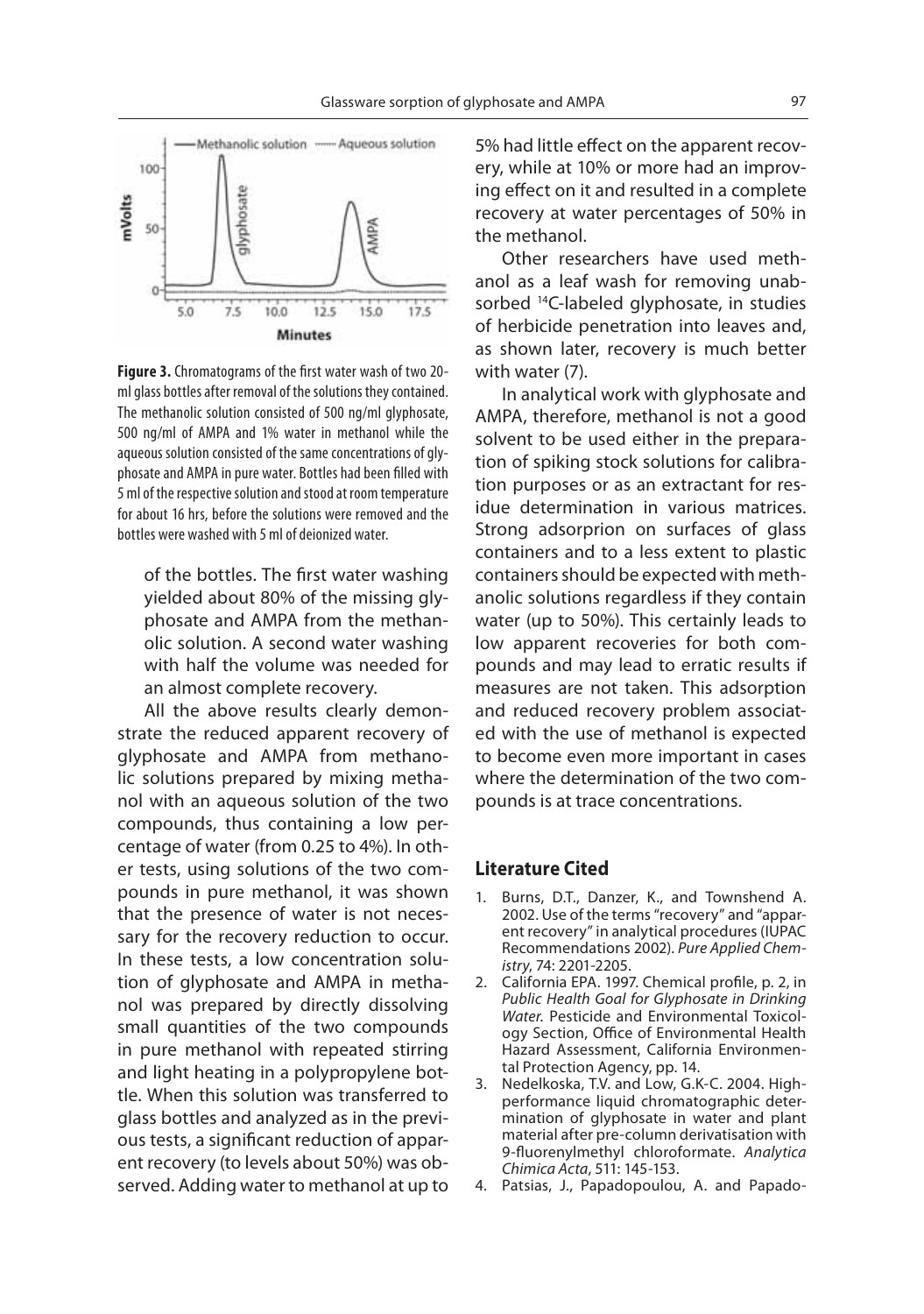**Figure 3.** Chromatograms of the first water wash of two 20-ml glass bottles after removal of the solutions they contained. The methanolic solution consisted of 500 ng/ml glyphosate, 500 ng/ml of AMPA and 1% water in methanol while the aqueous solution consisted of the same concentrations of glyphosate and AMPA in pure water. Bottles had been filled with 5 ml of the respective solution and stood at room temperature for about 16 hrs, before the solutions were removed and the bottles were washed with 5 ml of deionized water.

of the bottles. The first water washing yielded about 80% of the missing glyphosate and AMPA from the methanolic solution. A second water washing with half the volume was needed for an almost complete recovery.

All the above results clearly demonstrate the reduced apparent recovery of glyphosate and AMPA from methanolic solutions prepared by mixing methanol with an aqueous solution of the two compounds, thus containing a low percentage of water (from 0.25 to 4%). In other tests, using solutions of the two compounds in pure methanol, it was shown that the presence of water is not necessary for the recovery reduction to occur. In these tests, a low concentration solution of glyphosate and AMPA in methanol was prepared by directly dissolving small quantities of the two compounds in pure methanol with repeated stirring and light heating in a polypropylene bottle. When this solution was transferred to glass bottles and analyzed as in the previous tests, a significant reduction of apparent recovery (to levels about 50%) was observed. Adding water to methanol at up to 5% had little effect on the apparent recovery, while at 10% or more had an improving effect on it and resulted in a complete recovery at water percentages of 50% in the methanol.

Other researchers have used methanol as a leaf wash for removing unabsorbed $^{14}$C-labeled glyphosate, in studies of herbicide penetration into leaves and, as shown later, recovery is much better with water (7).

In analytical work with glyphosate and AMPA, therefore, methanol is not a good solvent to be used either in the preparation of spiking stock solutions for calibration purposes or as an extractant for residue determination in various matrices. Strong adsorprion on surfaces of glass containers and to a less extent to plastic containers should be expected with methanolic solutions regardless if they contain water (up to 50%). This certainly leads to low apparent recoveries for both compounds and may lead to erratic results if measures are not taken. This adsorption and reduced recovery problem associated with the use of methanol is expected to become even more important in cases where the determination of the two compounds is at trace concentrations.

## Literature Cited

1. Burns, D.T., Danzer, K., and Townshend A. 2002. Use of the terms "recovery" and "apparent recovery" in analytical procedures (IUPAC Recommendations 2002). *Pure Applied Chemistry*, 74: 2201-2205.
2. California EPA. 1997. Chemical profile, p. 2, in *Public Health Goal for Glyphosate in Drinking Water.* Pesticide and Environmental Toxicology Section, Office of Environmental Health Hazard Assessment, California Environmental Protection Agency, pp. 14.
3. Nedelkoska, T.V. and Low, G.K-C. 2004. High-performance liquid chromatographic determination of glyphosate in water and plant material after pre-column derivatisation with 9-fluorenylmethyl chloroformate. *Analytica Chimica Acta*, 511: 145-153.
4. Patsias, J., Papadopoulou, A. and Papado-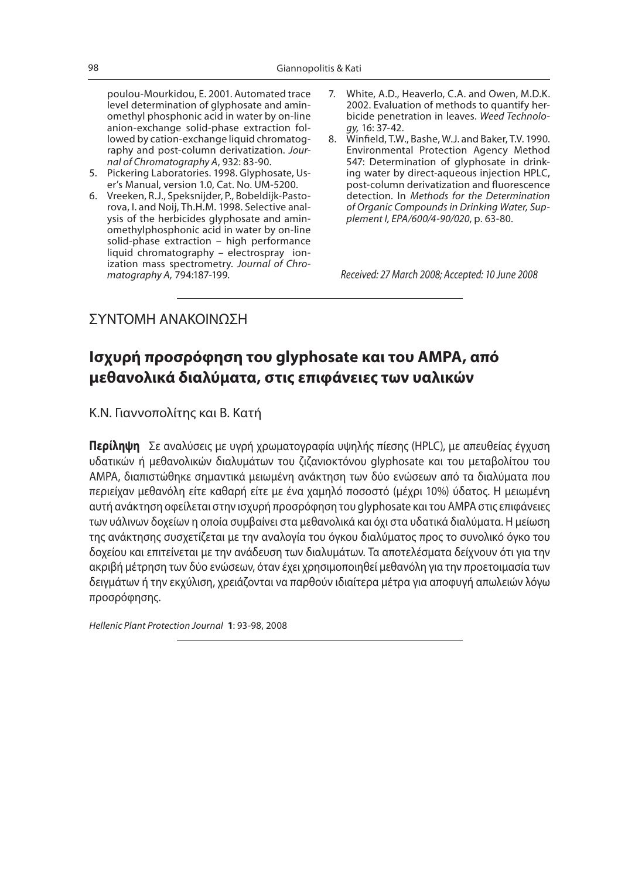poulou-Mourkidou, E. 2001. Automated trace level determination of glyphosate and aminomethyl phosphonic acid in water by on-line anion-exchange solid-phase extraction followed by cation-exchange liquid chromatography and post-column derivatization. *Journal of Chromatography A*, 932: 83-90.

5. Pickering Laboratories. 1998. Glyphosate, User's Manual, version 1.0, Cat. No. UM-5200.
6. Vreeken, R.J., Speksnijder, P., Bobeldijk-Pastorova, I. and Noij, Th.H.M. 1998. Selective analysis of the herbicides glyphosate and aminomethylphosphonic acid in water by on-line solid-phase extraction – high performance liquid chromatography – electrospray ionization mass spectrometry. *Journal of Chromatography A,* 794:187-199.
7. White, A.D., Heaverlo, C.A. and Owen, M.D.K. 2002. Evaluation of methods to quantify herbicide penetration in leaves. *Weed Technology,* 16: 37-42.
8. Winfield, T.W., Bashe, W.J. and Baker, T.V. 1990. Environmental Protection Agency Method 547: Determination of glyphosate in drinking water by direct-aqueous injection HPLC, post-column derivatization and fluorescence detection. In *Methods for the Determination of Organic Compounds in Drinking Water, Supplement I, EPA/600/4-90/020*, p. 63-80.

*Received: 27 March 2008; Accepted: 10 June 2008*

---

ΣΥΝΤΟΜΗ ΑΝΑΚΟΙΝΩΣΗ

# Ισχυρή προσρόφηση του glyphosate και του AMPA, από μεθανολικά διαλύματα, στις επιφάνειες των υαλικών

Κ.Ν. Γιαννοπολίτης και Β. Κατή

**Περίληψη** Σε αναλύσεις με υγρή χρωματογραφία υψηλής πίεσης (HPLC), με απευθείας έγχυση υδατικών ή μεθανολικών διαλυμάτων του ζιζανιοκτόνου glyphosate και του μεταβολίτου του AMPA, διαπιστώθηκε σημαντικά μειωμένη ανάκτηση των δύο ενώσεων από τα διαλύματα που περιείχαν μεθανόλη είτε καθαρή είτε με ένα χαμηλό ποσοστό (μέχρι 10%) ύδατος. Η μειωμένη αυτή ανάκτηση οφείλεται στην ισχυρή προσρόφηση του glyphosate και του AMPA στις επιφάνειες των υάλινων δοχείων η οποία συμβαίνει στα μεθανολικά και όχι στα υδατικά διαλύματα. Η μείωση της ανάκτησης συσχετίζεται με την αναλογία του όγκου διαλύματος προς το συνολικό όγκο του δοχείου και επιτείνεται με την ανάδευση των διαλυμάτων. Τα αποτελέσματα δείχνουν ότι για την ακριβή μέτρηση των δύο ενώσεων, όταν έχει χρησιμοποιηθεί μεθανόλη για την προετοιμασία των δειγμάτων ή την εκχύλιση, χρειάζονται να παρθούν ιδιαίτερα μέτρα για αποφυγή απωλειών λόγω προσρόφησης.

*Hellenic Plant Protection Journal* **1**: 93-98, 2008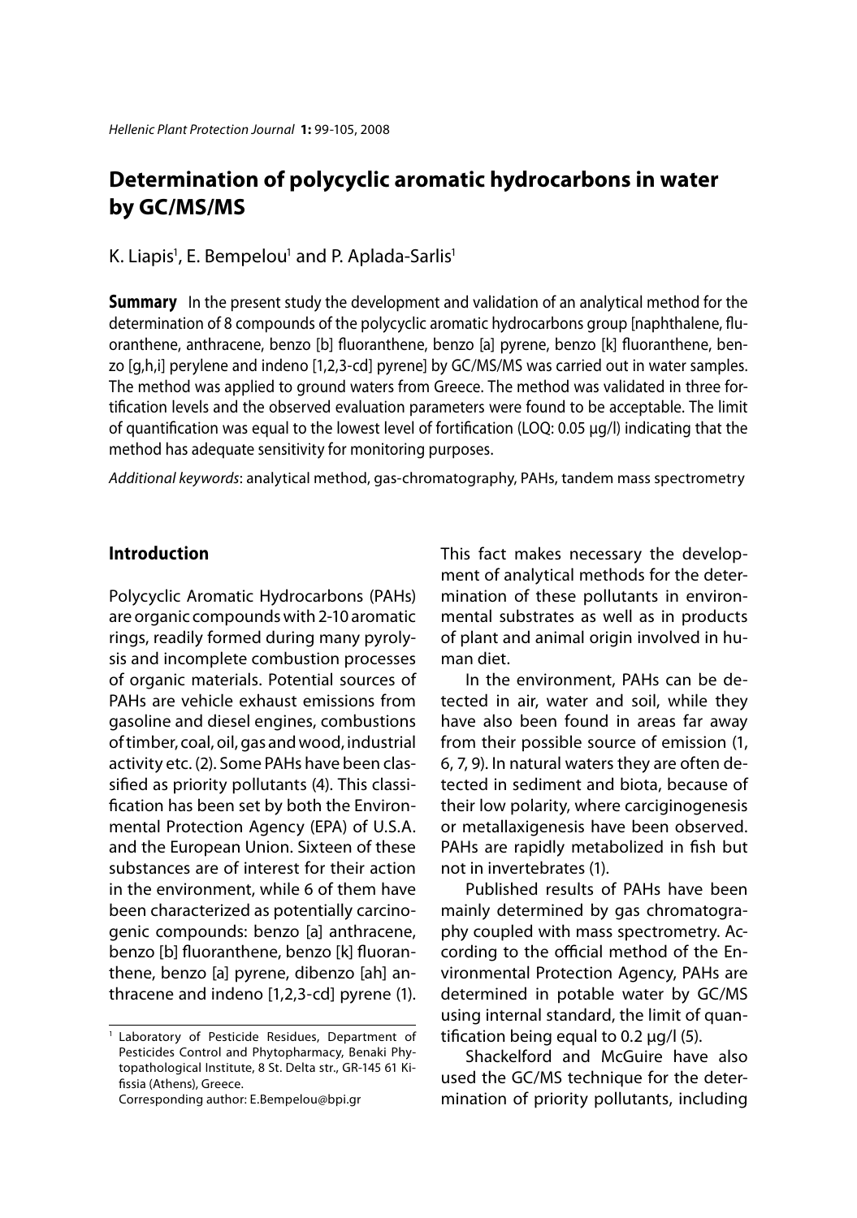# Determination of polycyclic aromatic hydrocarbons in water by GC/MS/MS

K. Liapis[1], E. Bempelou[1] and P. Aplada-Sarlis[1]

**Summary** In the present study the development and validation of an analytical method for the determination of 8 compounds of the polycyclic aromatic hydrocarbons group [naphthalene, fluoranthene, anthracene, benzo [b] fluoranthene, benzo [a] pyrene, benzo [k] fluoranthene, benzo [g,h,i] perylene and indeno [1,2,3-cd] pyrene] by GC/MS/MS was carried out in water samples. The method was applied to ground waters from Greece. The method was validated in three fortification levels and the observed evaluation parameters were found to be acceptable. The limit of quantification was equal to the lowest level of fortification (LOQ: 0.05 μg/l) indicating that the method has adequate sensitivity for monitoring purposes.

*Additional keywords*: analytical method, gas-chromatography, PAHs, tandem mass spectrometry

## Introduction

Polycyclic Aromatic Hydrocarbons (PAHs) are organic compounds with 2-10 aromatic rings, readily formed during many pyrolysis and incomplete combustion processes of organic materials. Potential sources of PAHs are vehicle exhaust emissions from gasoline and diesel engines, combustions of timber, coal, oil, gas and wood, industrial activity etc. (2). Some PAHs have been classified as priority pollutants (4). This classification has been set by both the Environmental Protection Agency (EPA) of U.S.A. and the European Union. Sixteen of these substances are of interest for their action in the environment, while 6 of them have been characterized as potentially carcinogenic compounds: benzo [a] anthracene, benzo [b] fluoranthene, benzo [k] fluoranthene, benzo [a] pyrene, dibenzo [ah] anthracene and indeno [1,2,3-cd] pyrene (1). This fact makes necessary the development of analytical methods for the determination of these pollutants in environmental substrates as well as in products of plant and animal origin involved in human diet.

In the environment, PAHs can be detected in air, water and soil, while they have also been found in areas far away from their possible source of emission (1, 6, 7, 9). In natural waters they are often detected in sediment and biota, because of their low polarity, where carciginogenesis or metallaxigenesis have been observed. PAHs are rapidly metabolized in fish but not in invertebrates (1).

Published results of PAHs have been mainly determined by gas chromatography coupled with mass spectrometry. According to the official method of the Environmental Protection Agency, PAHs are determined in potable water by GC/MS using internal standard, the limit of quantification being equal to 0.2 μg/l (5).

Shackelford and McGuire have also used the GC/MS technique for the determination of priority pollutants, including

[1] Laboratory of Pesticide Residues, Department of Pesticides Control and Phytopharmacy, Benaki Phytopathological Institute, 8 St. Delta str., GR-145 61 Kifissia (Athens), Greece.
Corresponding author: E.Bempelou@bpi.gr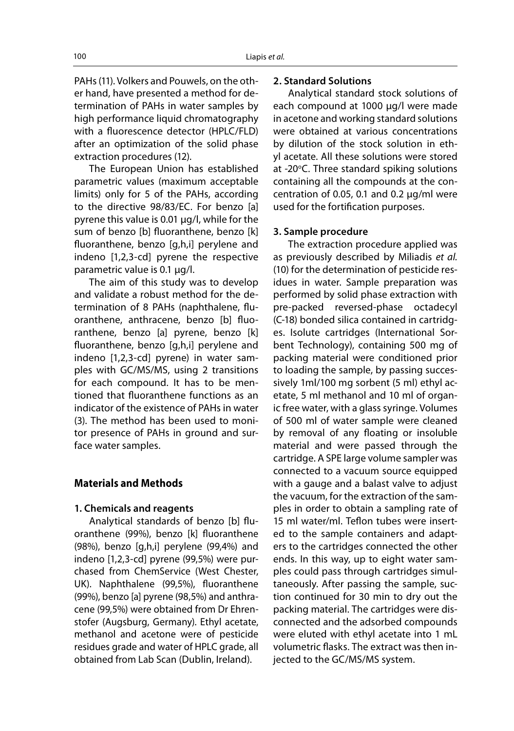PAHs (11). Volkers and Pouwels, on the other hand, have presented a method for determination of PAHs in water samples by high performance liquid chromatography with a fluorescence detector (HPLC/FLD) after an optimization of the solid phase extraction procedures (12).

The European Union has established parametric values (maximum acceptable limits) only for 5 of the PAHs, according to the directive 98/83/EC. For benzo [a] pyrene this value is 0.01 µg/l, while for the sum of benzo [b] fluoranthene, benzo [k] fluoranthene, benzo [g,h,i] perylene and indeno [1,2,3-cd] pyrene the respective parametric value is 0.1 µg/l.

The aim of this study was to develop and validate a robust method for the determination of 8 PAHs (naphthalene, fluoranthene, anthracene, benzo [b] fluoranthene, benzo [a] pyrene, benzo [k] fluoranthene, benzo [g,h,i] perylene and indeno [1,2,3-cd] pyrene) in water samples with GC/MS/MS, using 2 transitions for each compound. It has to be mentioned that fluoranthene functions as an indicator of the existence of PAHs in water (3). The method has been used to monitor presence of PAHs in ground and surface water samples.

## Materials and Methods

### 1. Chemicals and reagents

Analytical standards of benzo [b] fluoranthene (99%), benzo [k] fluoranthene (98%), benzo [g,h,i] perylene (99,4%) and indeno [1,2,3-cd] pyrene (99,5%) were purchased from ChemService (West Chester, UK). Naphthalene (99,5%), fluoranthene (99%), benzo [a] pyrene (98,5%) and anthracene (99,5%) were obtained from Dr Ehrenstofer (Augsburg, Germany). Ethyl acetate, methanol and acetone were of pesticide residues grade and water of HPLC grade, all obtained from Lab Scan (Dublin, Ireland).

### 2. Standard Solutions

Analytical standard stock solutions of each compound at 1000 µg/l were made in acetone and working standard solutions were obtained at various concentrations by dilution of the stock solution in ethyl acetate. All these solutions were stored at -20°C. Three standard spiking solutions containing all the compounds at the concentration of 0.05, 0.1 and 0.2 µg/ml were used for the fortification purposes.

### 3. Sample procedure

The extraction procedure applied was as previously described by Miliadis *et al.* (10) for the determination of pesticide residues in water. Sample preparation was performed by solid phase extraction with pre-packed reversed-phase octadecyl (C-18) bonded silica contained in cartridges. Isolute cartridges (International Sorbent Technology), containing 500 mg of packing material were conditioned prior to loading the sample, by passing successively 1ml/100 mg sorbent (5 ml) ethyl acetate, 5 ml methanol and 10 ml of organic free water, with a glass syringe. Volumes of 500 ml of water sample were cleaned by removal of any floating or insoluble material and were passed through the cartridge. A SPE large volume sampler was connected to a vacuum source equipped with a gauge and a balast valve to adjust the vacuum, for the extraction of the samples in order to obtain a sampling rate of 15 ml water/ml. Teflon tubes were inserted to the sample containers and adapters to the cartridges connected the other ends. In this way, up to eight water samples could pass through cartridges simultaneously. After passing the sample, suction continued for 30 min to dry out the packing material. The cartridges were disconnected and the adsorbed compounds were eluted with ethyl acetate into 1 mL volumetric flasks. The extract was then injected to the GC/MS/MS system.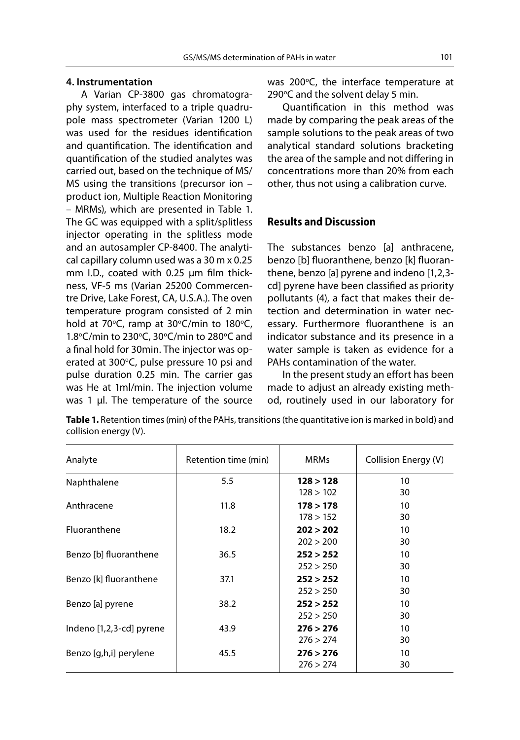#### 4. Instrumentation

A Varian CP-3800 gas chromatography system, interfaced to a triple quadrupole mass spectrometer (Varian 1200 L) was used for the residues identification and quantification. The identification and quantification of the studied analytes was carried out, based on the technique of MS/MS using the transitions (precursor ion – product ion, Multiple Reaction Monitoring – MRMs), which are presented in Table 1. The GC was equipped with a split/splitless injector operating in the splitless mode and an autosampler CP-8400. The analytical capillary column used was a 30 m x 0.25 mm I.D., coated with 0.25 μm film thickness, VF-5 ms (Varian 25200 Commercentre Drive, Lake Forest, CA, U.S.A.). The oven temperature program consisted of 2 min hold at 70°C, ramp at 30°C/min to 180°C, 1.8°C/min to 230°C, 30°C/min to 280°C and a final hold for 30min. The injector was operated at 300°C, pulse pressure 10 psi and pulse duration 0.25 min. The carrier gas was He at 1ml/min. The injection volume was 1 μl. The temperature of the source was 200°C, the interface temperature at 290°C and the solvent delay 5 min.

Quantification in this method was made by comparing the peak areas of the sample solutions to the peak areas of two analytical standard solutions bracketing the area of the sample and not differing in concentrations more than 20% from each other, thus not using a calibration curve.

## Results and Discussion

The substances benzo [a] anthracene, benzo [b] fluoranthene, benzo [k] fluoranthene, benzo [a] pyrene and indeno [1,2,3-cd] pyrene have been classified as priority pollutants (4), a fact that makes their detection and determination in water necessary. Furthermore fluoranthene is an indicator substance and its presence in a water sample is taken as evidence for a PAHs contamination of the water.

In the present study an effort has been made to adjust an already existing method, routinely used in our laboratory for

**Table 1.** Retention times (min) of the PAHs, transitions (the quantitative ion is marked in bold) and collision energy (V).

| Analyte | Retention time (min) | MRMs | Collision Energy (V) |
|---|---|---|---|
| Naphthalene | 5.5 | **128 > 128** | 10 |
| | | 128 > 102 | 30 |
| Anthracene | 11.8 | **178 > 178** | 10 |
| | | 178 > 152 | 30 |
| Fluoranthene | 18.2 | **202 > 202** | 10 |
| | | 202 > 200 | 30 |
| Benzo [b] fluoranthene | 36.5 | **252 > 252** | 10 |
| | | 252 > 250 | 30 |
| Benzo [k] fluoranthene | 37.1 | **252 > 252** | 10 |
| | | 252 > 250 | 30 |
| Benzo [a] pyrene | 38.2 | **252 > 252** | 10 |
| | | 252 > 250 | 30 |
| Indeno [1,2,3-cd] pyrene | 43.9 | **276 > 276** | 10 |
| | | 276 > 274 | 30 |
| Benzo [g,h,i] perylene | 45.5 | **276 > 276** | 10 |
| | | 276 > 274 | 30 |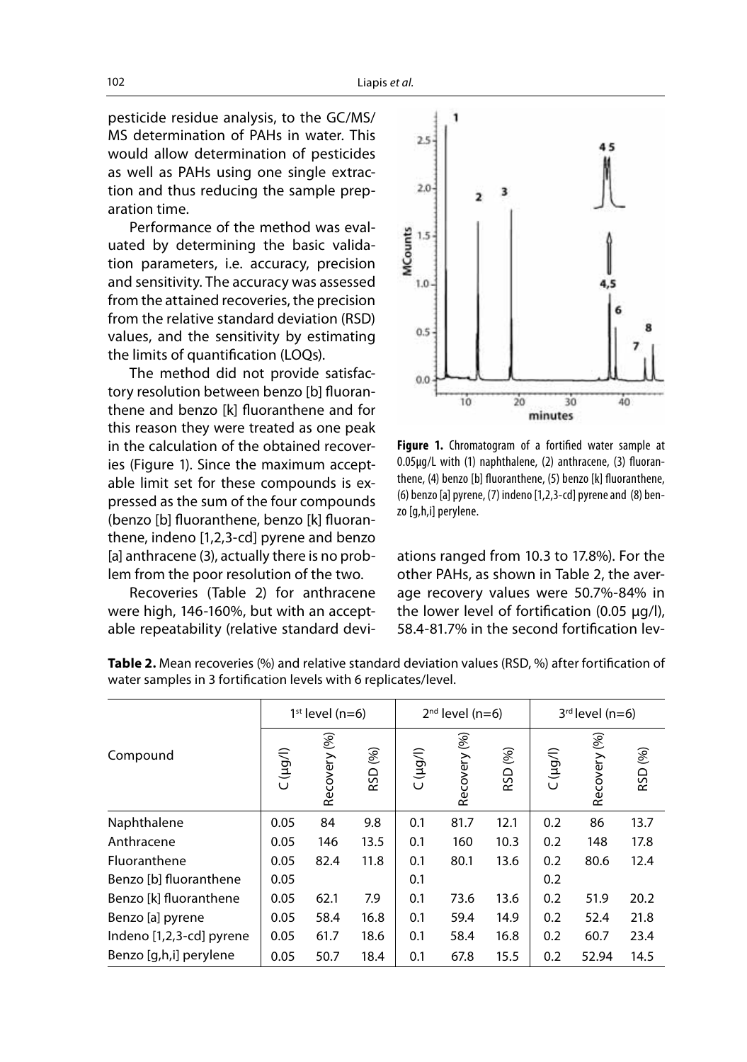pesticide residue analysis, to the GC/MS/MS determination of PAHs in water. This would allow determination of pesticides as well as PAHs using one single extraction and thus reducing the sample preparation time.

Performance of the method was evaluated by determining the basic validation parameters, i.e. accuracy, precision and sensitivity. The accuracy was assessed from the attained recoveries, the precision from the relative standard deviation (RSD) values, and the sensitivity by estimating the limits of quantification (LOQs).

The method did not provide satisfactory resolution between benzo [b] fluoranthene and benzo [k] fluoranthene and for this reason they were treated as one peak in the calculation of the obtained recoveries (Figure 1). Since the maximum acceptable limit set for these compounds is expressed as the sum of the four compounds (benzo [b] fluoranthene, benzo [k] fluoranthene, indeno [1,2,3-cd] pyrene and benzo [a] anthracene (3), actually there is no problem from the poor resolution of the two.

Recoveries (Table 2) for anthracene were high, 146-160%, but with an acceptable repeatability (relative standard deviations ranged from 10.3 to 17.8%). For the other PAHs, as shown in Table 2, the average recovery values were 50.7%-84% in the lower level of fortification (0.05 μg/l), 58.4-81.7% in the second fortification lev-

**Figure 1.** Chromatogram of a fortified water sample at 0.05μg/L with (1) naphthalene, (2) anthracene, (3) fluoranthene, (4) benzo [b] fluoranthene, (5) benzo [k] fluoranthene, (6) benzo [a] pyrene, (7) indeno [1,2,3-cd] pyrene and (8) benzo [g,h,i] perylene.

**Table 2.** Mean recoveries (%) and relative standard deviation values (RSD, %) after fortification of water samples in 3 fortification levels with 6 replicates/level.

| Compound | 1st level (n=6) | | | 2nd level (n=6) | | | 3rd level (n=6) | | |
|---|---|---|---|---|---|---|---|---|---|
| | C (μg/l) | Recovery (%) | RSD (%) | C (μg/l) | Recovery (%) | RSD (%) | C (μg/l) | Recovery (%) | RSD (%) |
| Naphthalene | 0.05 | 84 | 9.8 | 0.1 | 81.7 | 12.1 | 0.2 | 86 | 13.7 |
| Anthracene | 0.05 | 146 | 13.5 | 0.1 | 160 | 10.3 | 0.2 | 148 | 17.8 |
| Fluoranthene | 0.05 | 82.4 | 11.8 | 0.1 | 80.1 | 13.6 | 0.2 | 80.6 | 12.4 |
| Benzo [b] fluoranthene | 0.05 | | | 0.1 | | | 0.2 | | |
| Benzo [k] fluoranthene | 0.05 | 62.1 | 7.9 | 0.1 | 73.6 | 13.6 | 0.2 | 51.9 | 20.2 |
| Benzo [a] pyrene | 0.05 | 58.4 | 16.8 | 0.1 | 59.4 | 14.9 | 0.2 | 52.4 | 21.8 |
| Indeno [1,2,3-cd] pyrene | 0.05 | 61.7 | 18.6 | 0.1 | 58.4 | 16.8 | 0.2 | 60.7 | 23.4 |
| Benzo [g,h,i] perylene | 0.05 | 50.7 | 18.4 | 0.1 | 67.8 | 15.5 | 0.2 | 52.94 | 14.5 |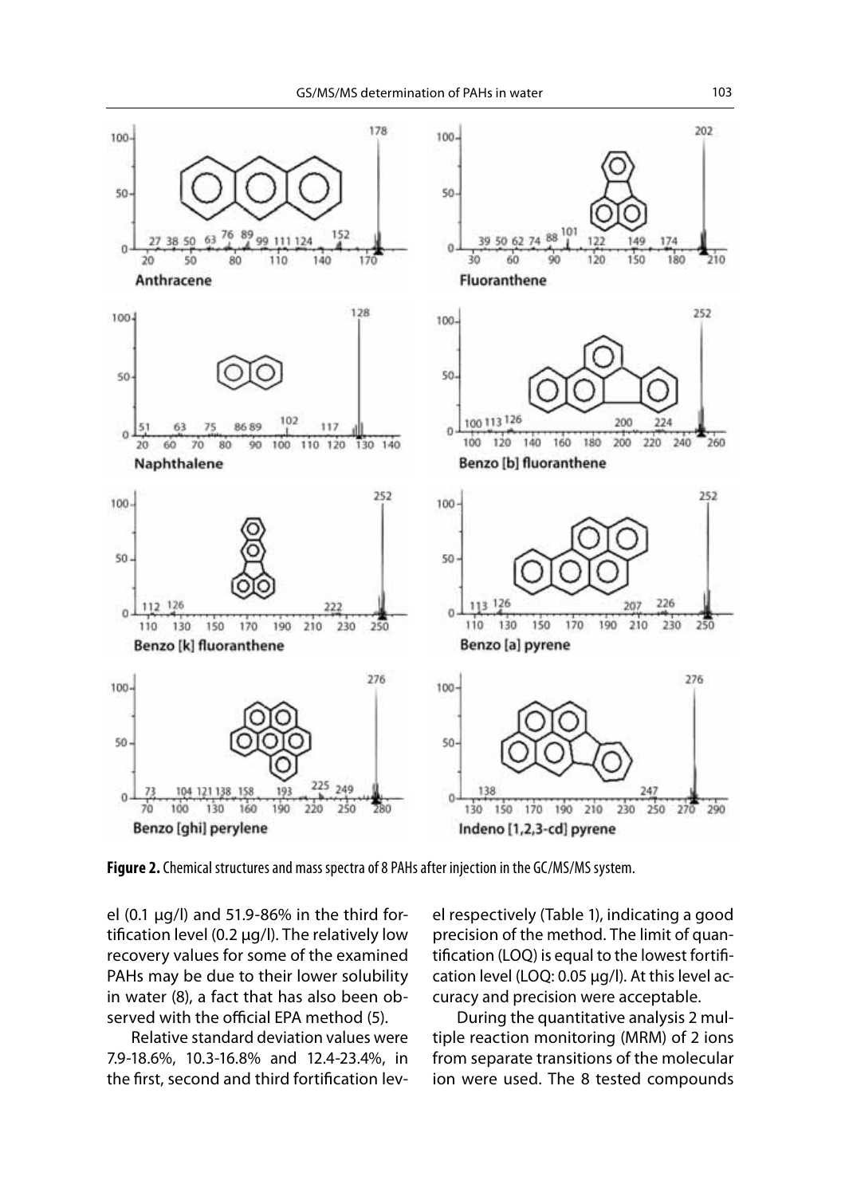**Figure 2.** Chemical structures and mass spectra of 8 PAHs after injection in the GC/MS/MS system.

el (0.1 μg/l) and 51.9-86% in the third fortification level (0.2 μg/l). The relatively low recovery values for some of the examined PAHs may be due to their lower solubility in water (8), a fact that has also been observed with the official EPA method (5).

Relative standard deviation values were 7.9-18.6%, 10.3-16.8% and 12.4-23.4%, in the first, second and third fortification level respectively (Table 1), indicating a good precision of the method. The limit of quantification (LOQ) is equal to the lowest fortification level (LOQ: 0.05 μg/l). At this level accuracy and precision were acceptable.

During the quantitative analysis 2 multiple reaction monitoring (MRM) of 2 ions from separate transitions of the molecular ion were used. The 8 tested compounds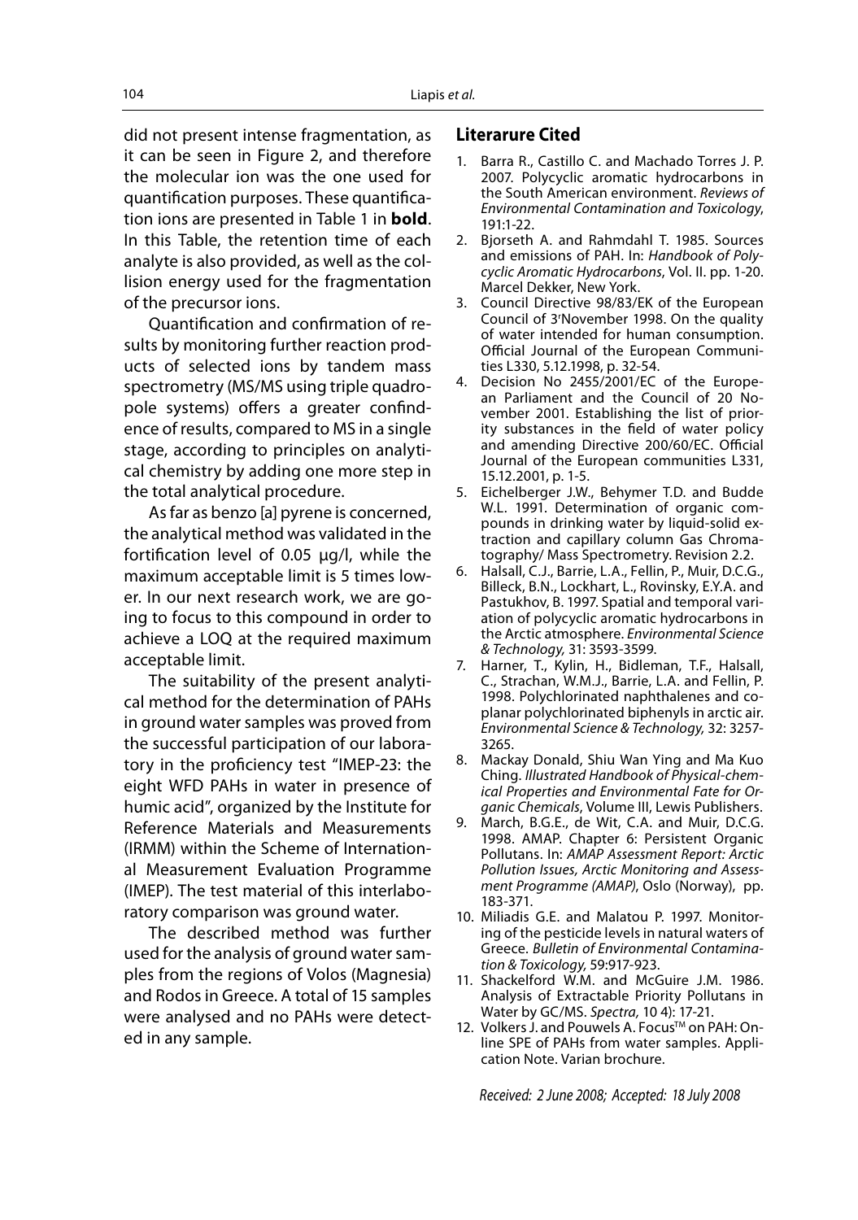did not present intense fragmentation, as it can be seen in Figure 2, and therefore the molecular ion was the one used for quantification purposes. These quantification ions are presented in Table 1 in **bold**. In this Table, the retention time of each analyte is also provided, as well as the collision energy used for the fragmentation of the precursor ions.

Quantification and confirmation of results by monitoring further reaction products of selected ions by tandem mass spectrometry (MS/MS using triple quadropole systems) offers a greater confindence of results, compared to MS in a single stage, according to principles on analytical chemistry by adding one more step in the total analytical procedure.

As far as benzo [a] pyrene is concerned, the analytical method was validated in the fortification level of 0.05 μg/l, while the maximum acceptable limit is 5 times lower. In our next research work, we are going to focus to this compound in order to achieve a LOQ at the required maximum acceptable limit.

The suitability of the present analytical method for the determination of PAHs in ground water samples was proved from the successful participation of our laboratory in the proficiency test "IMEP-23: the eight WFD PAHs in water in presence of humic acid", organized by the Institute for Reference Materials and Measurements (IRMM) within the Scheme of International Measurement Evaluation Programme (IMEP). The test material of this interlaboratory comparison was ground water.

The described method was further used for the analysis of ground water samples from the regions of Volos (Magnesia) and Rodos in Greece. A total of 15 samples were analysed and no PAHs were detected in any sample.

## Literarure Cited

1. Barra R., Castillo C. and Machado Torres J. P. 2007. Polycyclic aromatic hydrocarbons in the South American environment. *Reviews of Environmental Contamination and Toxicology*, 191:1-22.
2. Bjorseth A. and Rahmdahl T. 1985. Sources and emissions of PAH. In: *Handbook of Polycyclic Aromatic Hydrocarbons*, Vol. II. pp. 1-20. Marcel Dekker, New York.
3. Council Directive 98/83/EK of the European Council of 3'November 1998. On the quality of water intended for human consumption. Official Journal of the European Communities L330, 5.12.1998, p. 32-54.
4. Decision No 2455/2001/EC of the European Parliament and the Council of 20 November 2001. Establishing the list of priority substances in the field of water policy and amending Directive 200/60/EC. Official Journal of the European communities L331, 15.12.2001, p. 1-5.
5. Eichelberger J.W., Behymer T.D. and Budde W.L. 1991. Determination of organic compounds in drinking water by liquid-solid extraction and capillary column Gas Chromatography/ Mass Spectrometry. Revision 2.2.
6. Halsall, C.J., Barrie, L.A., Fellin, P., Muir, D.C.G., Billeck, B.N., Lockhart, L., Rovinsky, E.Y.A. and Pastukhov, B. 1997. Spatial and temporal variation of polycyclic aromatic hydrocarbons in the Arctic atmosphere. *Environmental Science & Technology,* 31: 3593-3599.
7. Harner, T., Kylin, H., Bidleman, T.F., Halsall, C., Strachan, W.M.J., Barrie, L.A. and Fellin, P. 1998. Polychlorinated naphthalenes and coplanar polychlorinated biphenyls in arctic air. *Environmental Science & Technology,* 32: 3257-3265.
8. Mackay Donald, Shiu Wan Ying and Ma Kuo Ching. *Illustrated Handbook of Physical-chemical Properties and Environmental Fate for Organic Chemicals*, Volume III, Lewis Publishers.
9. March, B.G.E., de Wit, C.A. and Muir, D.C.G. 1998. AMAP. Chapter 6: Persistent Organic Pollutans. In: *AMAP Assessment Report: Arctic Pollution Issues, Arctic Monitoring and Assessment Programme (AMAP)*, Oslo (Norway), pp. 183-371.
10. Miliadis G.E. and Malatou P. 1997. Monitoring of the pesticide levels in natural waters of Greece. *Bulletin of Environmental Contamination & Toxicology,* 59:917-923.
11. Shackelford W.M. and McGuire J.M. 1986. Analysis of Extractable Priority Pollutans in Water by GC/MS. *Spectra,* 10 4): 17-21.
12. Volkers J. and Pouwels A. Focus™ on PAH: Online SPE of PAHs from water samples. Application Note. Varian brochure.

*Received: 2 June 2008; Accepted: 18 July 2008*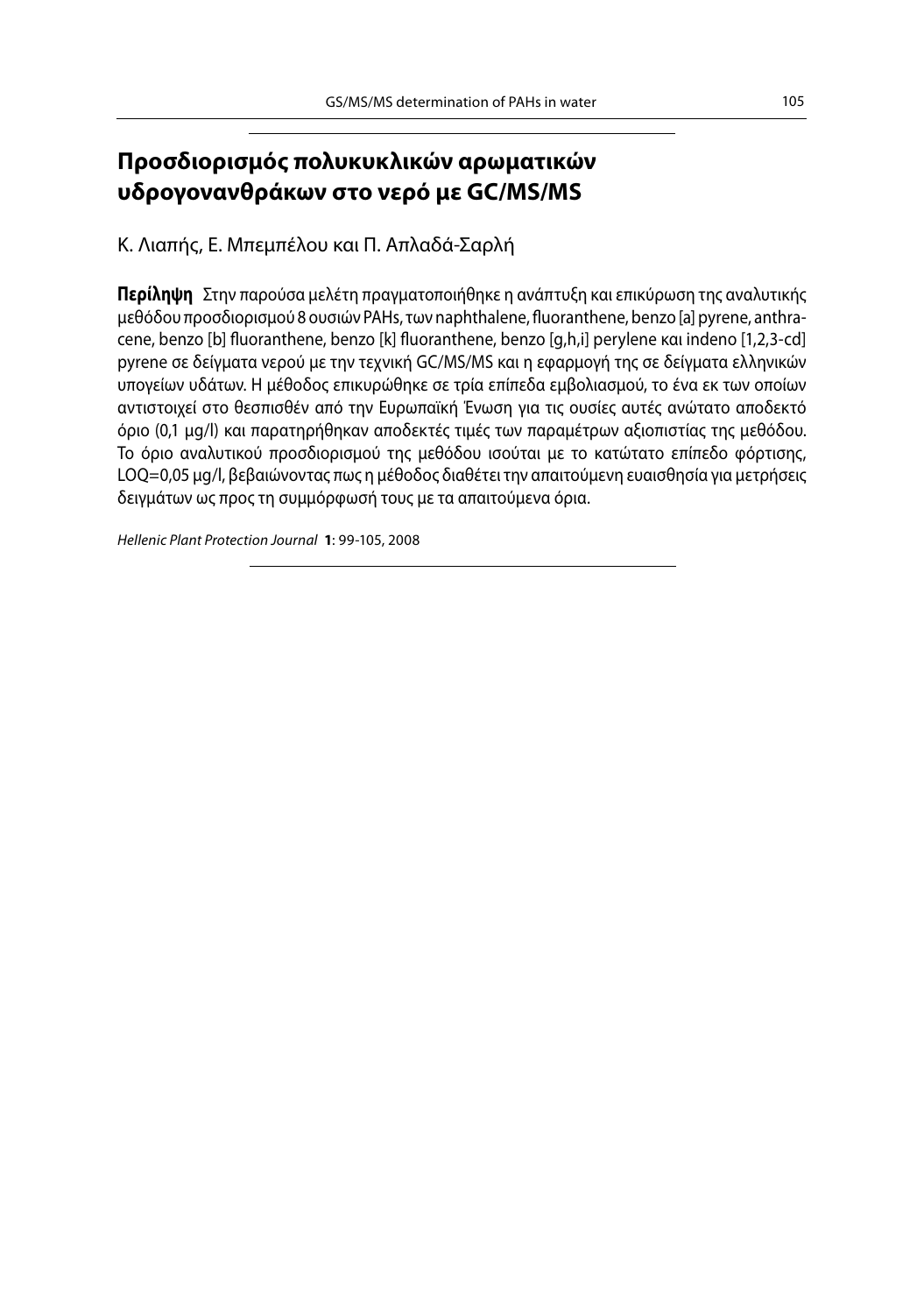# Προσδιορισμός πολυκυκλικών αρωματικών υδρογονανθράκων στο νερό με GC/MS/MS

Κ. Λιαπής, Ε. Μπεμπέλου και Π. Απλαδά-Σαρλή

**Περίληψη** Στην παρούσα μελέτη πραγματοποιήθηκε η ανάπτυξη και επικύρωση της αναλυτικής μεθόδου προσδιορισμού 8 ουσιών PAHs, των naphthalene, fluoranthene, benzo [a] pyrene, anthracene, benzo [b] fluoranthene, benzo [k] fluoranthene, benzo [g,h,i] perylene και indeno [1,2,3-cd] pyrene σε δείγματα νερού με την τεχνική GC/MS/MS και η εφαρμογή της σε δείγματα ελληνικών υπογείων υδάτων. Η μέθοδος επικυρώθηκε σε τρία επίπεδα εμβολιασμού, το ένα εκ των οποίων αντιστοιχεί στο θεσπισθέν από την Ευρωπαϊκή Ένωση για τις ουσίες αυτές ανώτατο αποδεκτό όριο (0,1 μg/l) και παρατηρήθηκαν αποδεκτές τιμές των παραμέτρων αξιοπιστίας της μεθόδου. Το όριο αναλυτικού προσδιορισμού της μεθόδου ισούται με το κατώτατο επίπεδο φόρτισης, LOQ=0,05 μg/l, βεβαιώνοντας πως η μέθοδος διαθέτει την απαιτούμενη ευαισθησία για μετρήσεις δειγμάτων ως προς τη συμμόρφωσή τους με τα απαιτούμενα όρια.

*Hellenic Plant Protection Journal* **1**: 99-105, 2008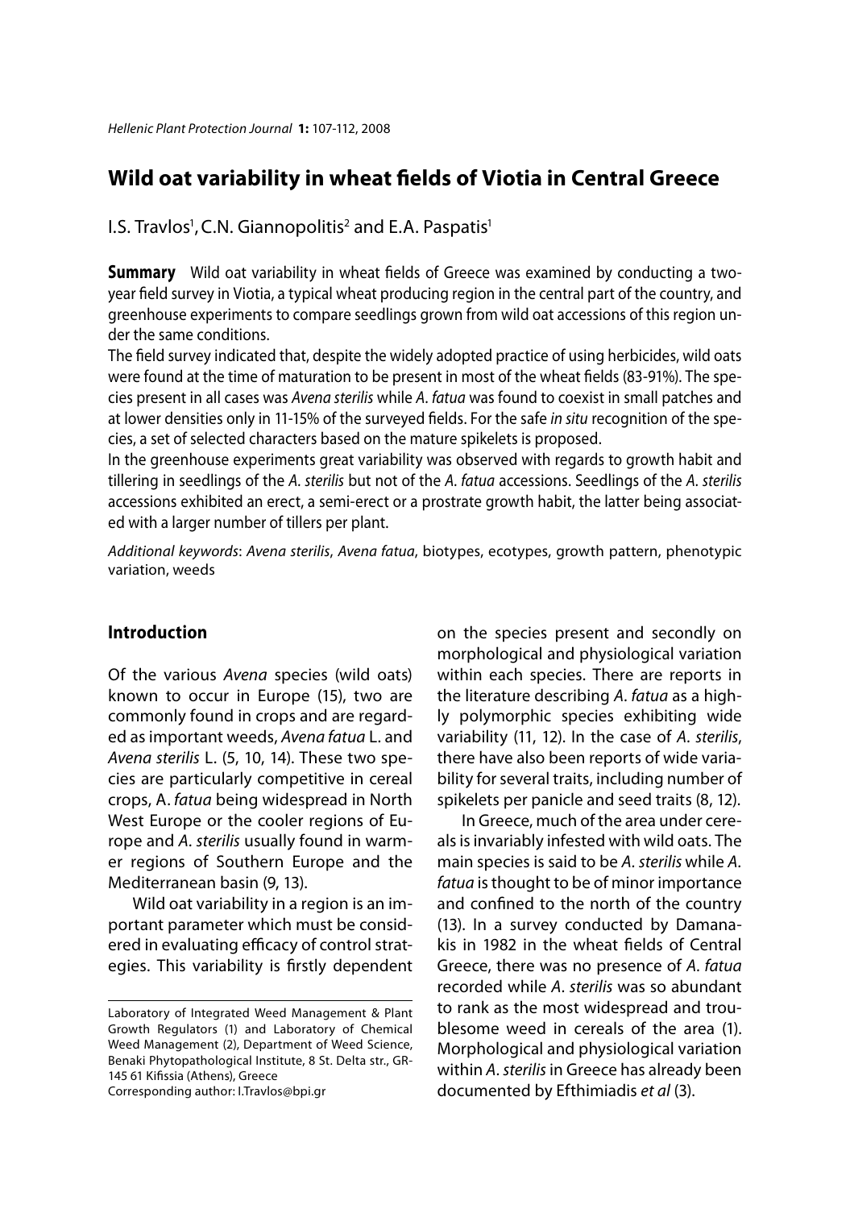# Wild oat variability in wheat fields of Viotia in Central Greece

I.S. Travlos[1], C.N. Giannopolitis[2] and E.A. Paspatis[1]

**Summary** Wild oat variability in wheat fields of Greece was examined by conducting a two-year field survey in Viotia, a typical wheat producing region in the central part of the country, and greenhouse experiments to compare seedlings grown from wild oat accessions of this region under the same conditions.

The field survey indicated that, despite the widely adopted practice of using herbicides, wild oats were found at the time of maturation to be present in most of the wheat fields (83-91%). The species present in all cases was *Avena sterilis* while *A. fatua* was found to coexist in small patches and at lower densities only in 11-15% of the surveyed fields. For the safe *in situ* recognition of the species, a set of selected characters based on the mature spikelets is proposed.

In the greenhouse experiments great variability was observed with regards to growth habit and tillering in seedlings of the *A. sterilis* but not of the *A. fatua* accessions. Seedlings of the *A. sterilis* accessions exhibited an erect, a semi-erect or a prostrate growth habit, the latter being associated with a larger number of tillers per plant.

*Additional keywords*: *Avena sterilis*, *Avena fatua*, biotypes, ecotypes, growth pattern, phenotypic variation, weeds

## Introduction

Of the various *Avena* species (wild oats) known to occur in Europe (15), two are commonly found in crops and are regarded as important weeds, *Avena fatua* L. and *Avena sterilis* L. (5, 10, 14). These two species are particularly competitive in cereal crops, A. *fatua* being widespread in North West Europe or the cooler regions of Europe and *A. sterilis* usually found in warmer regions of Southern Europe and the Mediterranean basin (9, 13).

Wild oat variability in a region is an important parameter which must be considered in evaluating efficacy of control strategies. This variability is firstly dependent on the species present and secondly on morphological and physiological variation within each species. There are reports in the literature describing *A. fatua* as a highly polymorphic species exhibiting wide variability (11, 12). In the case of *A. sterilis*, there have also been reports of wide variability for several traits, including number of spikelets per panicle and seed traits (8, 12).

In Greece, much of the area under cereals is invariably infested with wild oats. The main species is said to be *A. sterilis* while *A. fatua* is thought to be of minor importance and confined to the north of the country (13). In a survey conducted by Damanakis in 1982 in the wheat fields of Central Greece, there was no presence of *A. fatua* recorded while *A. sterilis* was so abundant to rank as the most widespread and troublesome weed in cereals of the area (1). Morphological and physiological variation within *A. sterilis* in Greece has already been documented by Efthimiadis *et al* (3).

---

Laboratory of Integrated Weed Management & Plant Growth Regulators (1) and Laboratory of Chemical Weed Management (2), Department of Weed Science, Benaki Phytopathological Institute, 8 St. Delta str., GR-145 61 Kifissia (Athens), Greece
Corresponding author: I.Travlos@bpi.gr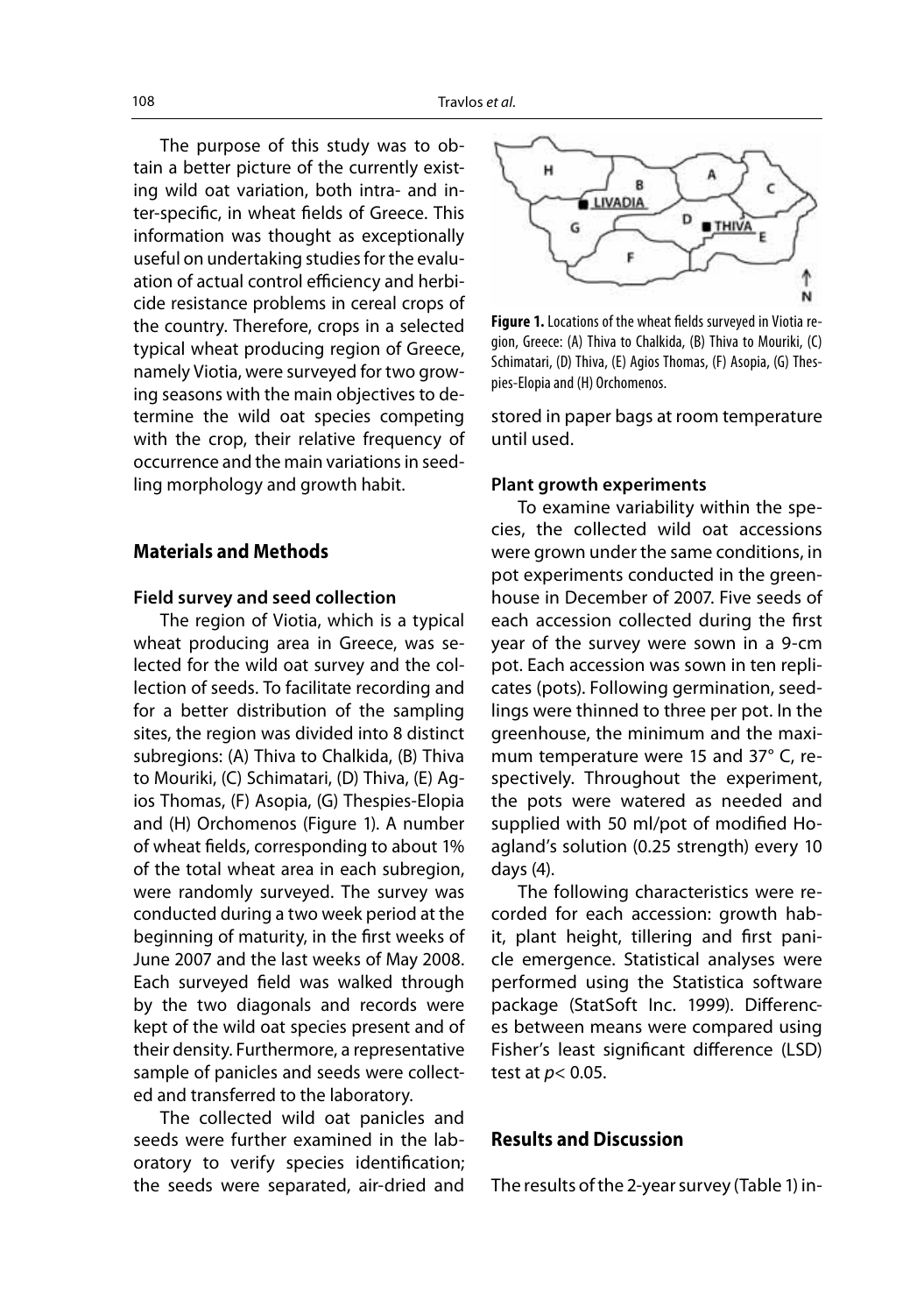The purpose of this study was to obtain a better picture of the currently existing wild oat variation, both intra- and inter-specific, in wheat fields of Greece. This information was thought as exceptionally useful on undertaking studies for the evaluation of actual control efficiency and herbicide resistance problems in cereal crops of the country. Therefore, crops in a selected typical wheat producing region of Greece, namely Viotia, were surveyed for two growing seasons with the main objectives to determine the wild oat species competing with the crop, their relative frequency of occurrence and the main variations in seedling morphology and growth habit.

## Materials and Methods

### Field survey and seed collection

The region of Viotia, which is a typical wheat producing area in Greece, was selected for the wild oat survey and the collection of seeds. To facilitate recording and for a better distribution of the sampling sites, the region was divided into 8 distinct subregions: (A) Thiva to Chalkida, (B) Thiva to Mouriki, (C) Schimatari, (D) Thiva, (E) Agios Thomas, (F) Asopia, (G) Thespies-Elopia and (H) Orchomenos (Figure 1). A number of wheat fields, corresponding to about 1% of the total wheat area in each subregion, were randomly surveyed. The survey was conducted during a two week period at the beginning of maturity, in the first weeks of June 2007 and the last weeks of May 2008. Each surveyed field was walked through by the two diagonals and records were kept of the wild oat species present and of their density. Furthermore, a representative sample of panicles and seeds were collected and transferred to the laboratory.

The collected wild oat panicles and seeds were further examined in the laboratory to verify species identification; the seeds were separated, air-dried and stored in paper bags at room temperature until used.

**Figure 1.** Locations of the wheat fields surveyed in Viotia region, Greece: (A) Thiva to Chalkida, (B) Thiva to Mouriki, (C) Schimatari, (D) Thiva, (E) Agios Thomas, (F) Asopia, (G) Thespies-Elopia and (H) Orchomenos.

### Plant growth experiments

To examine variability within the species, the collected wild oat accessions were grown under the same conditions, in pot experiments conducted in the greenhouse in December of 2007. Five seeds of each accession collected during the first year of the survey were sown in a 9-cm pot. Each accession was sown in ten replicates (pots). Following germination, seedlings were thinned to three per pot. In the greenhouse, the minimum and the maximum temperature were 15 and 37° C, respectively. Throughout the experiment, the pots were watered as needed and supplied with 50 ml/pot of modified Hoagland's solution (0.25 strength) every 10 days (4).

The following characteristics were recorded for each accession: growth habit, plant height, tillering and first panicle emergence. Statistical analyses were performed using the Statistica software package (StatSoft Inc. 1999). Differences between means were compared using Fisher's least significant difference (LSD) test at $p < 0.05$.

## Results and Discussion

The results of the 2-year survey (Table 1) in-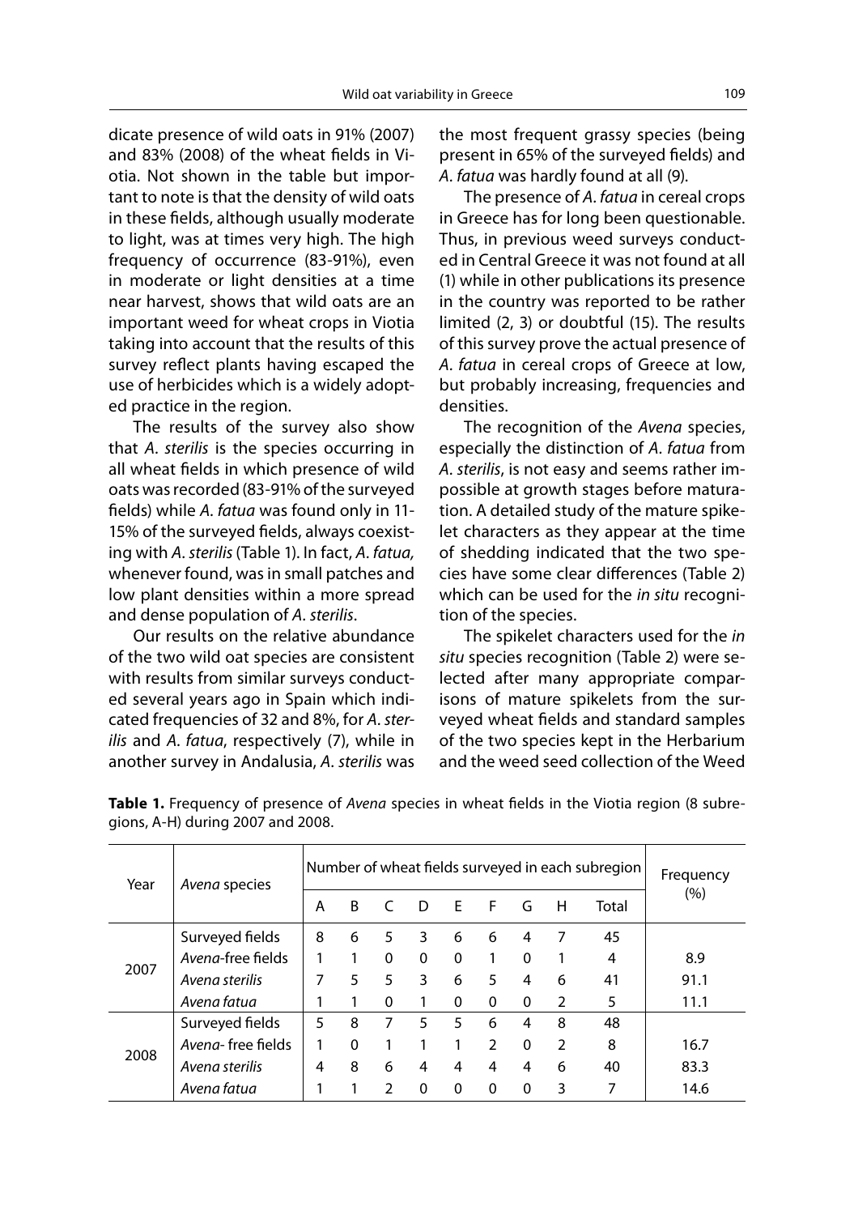dicate presence of wild oats in 91% (2007) and 83% (2008) of the wheat fields in Viotia. Not shown in the table but important to note is that the density of wild oats in these fields, although usually moderate to light, was at times very high. The high frequency of occurrence (83-91%), even in moderate or light densities at a time near harvest, shows that wild oats are an important weed for wheat crops in Viotia taking into account that the results of this survey reflect plants having escaped the use of herbicides which is a widely adopted practice in the region.

The results of the survey also show that *A. sterilis* is the species occurring in all wheat fields in which presence of wild oats was recorded (83-91% of the surveyed fields) while *A. fatua* was found only in 11-15% of the surveyed fields, always coexisting with *A. sterilis* (Table 1). In fact, *A. fatua,* whenever found, was in small patches and low plant densities within a more spread and dense population of *A. sterilis*.

Our results on the relative abundance of the two wild oat species are consistent with results from similar surveys conducted several years ago in Spain which indicated frequencies of 32 and 8%, for *A. sterilis* and *A. fatua*, respectively (7), while in another survey in Andalusia, *A. sterilis* was the most frequent grassy species (being present in 65% of the surveyed fields) and *A. fatua* was hardly found at all (9).

The presence of *A. fatua* in cereal crops in Greece has for long been questionable. Thus, in previous weed surveys conducted in Central Greece it was not found at all (1) while in other publications its presence in the country was reported to be rather limited (2, 3) or doubtful (15). The results of this survey prove the actual presence of *A. fatua* in cereal crops of Greece at low, but probably increasing, frequencies and densities.

The recognition of the *Avena* species, especially the distinction of *A. fatua* from *A. sterilis*, is not easy and seems rather impossible at growth stages before maturation. A detailed study of the mature spikelet characters as they appear at the time of shedding indicated that the two species have some clear differences (Table 2) which can be used for the *in situ* recognition of the species.

The spikelet characters used for the *in situ* species recognition (Table 2) were selected after many appropriate comparisons of mature spikelets from the surveyed wheat fields and standard samples of the two species kept in the Herbarium and the weed seed collection of the Weed

**Table 1.** Frequency of presence of *Avena* species in wheat fields in the Viotia region (8 subregions, A-H) during 2007 and 2008.

| Year | *Avena* species | Number of wheat fields surveyed in each subregion | | | | | | | | | Frequency (%) |
|---|---|---|---|---|---|---|---|---|---|---|---|
| | | A | B | C | D | E | F | G | H | Total | |
| 2007 | Surveyed fields | 8 | 6 | 5 | 3 | 6 | 6 | 4 | 7 | 45 | |
| | *Avena*-free fields | 1 | 1 | 0 | 0 | 0 | 1 | 0 | 1 | 4 | 8.9 |
| | *Avena sterilis* | 7 | 5 | 5 | 3 | 6 | 5 | 4 | 6 | 41 | 91.1 |
| | *Avena fatua* | 1 | 1 | 0 | 1 | 0 | 0 | 0 | 2 | 5 | 11.1 |
| 2008 | Surveyed fields | 5 | 8 | 7 | 5 | 5 | 6 | 4 | 8 | 48 | |
| | *Avena*- free fields | 1 | 0 | 1 | 1 | 1 | 2 | 0 | 2 | 8 | 16.7 |
| | *Avena sterilis* | 4 | 8 | 6 | 4 | 4 | 4 | 4 | 6 | 40 | 83.3 |
| | *Avena fatua* | 1 | 1 | 2 | 0 | 0 | 0 | 0 | 3 | 7 | 14.6 |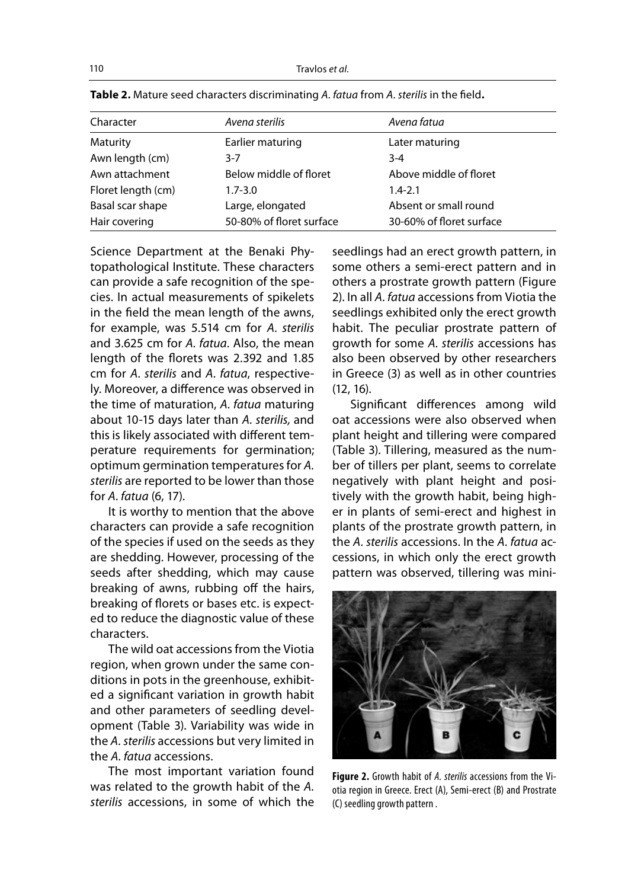**Table 2.** Mature seed characters discriminating *A. fatua* from *A. sterilis* in the field**.**

| Character | *Avena sterilis* | *Avena fatua* |
|---|---|---|
| Maturity | Earlier maturing | Later maturing |
| Awn length (cm) | 3-7 | 3-4 |
| Awn attachment | Below middle of floret | Above middle of floret |
| Floret length (cm) | 1.7-3.0 | 1.4-2.1 |
| Basal scar shape | Large, elongated | Absent or small round |
| Hair covering | 50-80% of floret surface | 30-60% of floret surface |

Science Department at the Benaki Phytopathological Institute. These characters can provide a safe recognition of the species. In actual measurements of spikelets in the field the mean length of the awns, for example, was 5.514 cm for *A. sterilis* and 3.625 cm for *A. fatua*. Also, the mean length of the florets was 2.392 and 1.85 cm for *A. sterilis* and *A. fatua*, respectively. Moreover, a difference was observed in the time of maturation, *A. fatua* maturing about 10-15 days later than *A. sterilis,* and this is likely associated with different temperature requirements for germination; optimum germination temperatures for *A. sterilis* are reported to be lower than those for *A. fatua* (6, 17).

It is worthy to mention that the above characters can provide a safe recognition of the species if used on the seeds as they are shedding. However, processing of the seeds after shedding, which may cause breaking of awns, rubbing off the hairs, breaking of florets or bases etc. is expected to reduce the diagnostic value of these characters.

The wild oat accessions from the Viotia region, when grown under the same conditions in pots in the greenhouse, exhibited a significant variation in growth habit and other parameters of seedling development (Table 3). Variability was wide in the *A. sterilis* accessions but very limited in the *A. fatua* accessions.

The most important variation found was related to the growth habit of the *A. sterilis* accessions, in some of which the seedlings had an erect growth pattern, in some others a semi-erect pattern and in others a prostrate growth pattern (Figure 2). In all *A. fatua* accessions from Viotia the seedlings exhibited only the erect growth habit. The peculiar prostrate pattern of growth for some *A. sterilis* accessions has also been observed by other researchers in Greece (3) as well as in other countries (12, 16).

Significant differences among wild oat accessions were also observed when plant height and tillering were compared (Table 3). Tillering, measured as the number of tillers per plant, seems to correlate negatively with plant height and positively with the growth habit, being higher in plants of semi-erect and highest in plants of the prostrate growth pattern, in the *A. sterilis* accessions. In the *A. fatua* accessions, in which only the erect growth pattern was observed, tillering was mini-

**Figure 2.** Growth habit of *A. sterilis* accessions from the Viotia region in Greece. Erect (A), Semi-erect (B) and Prostrate (C) seedling growth pattern .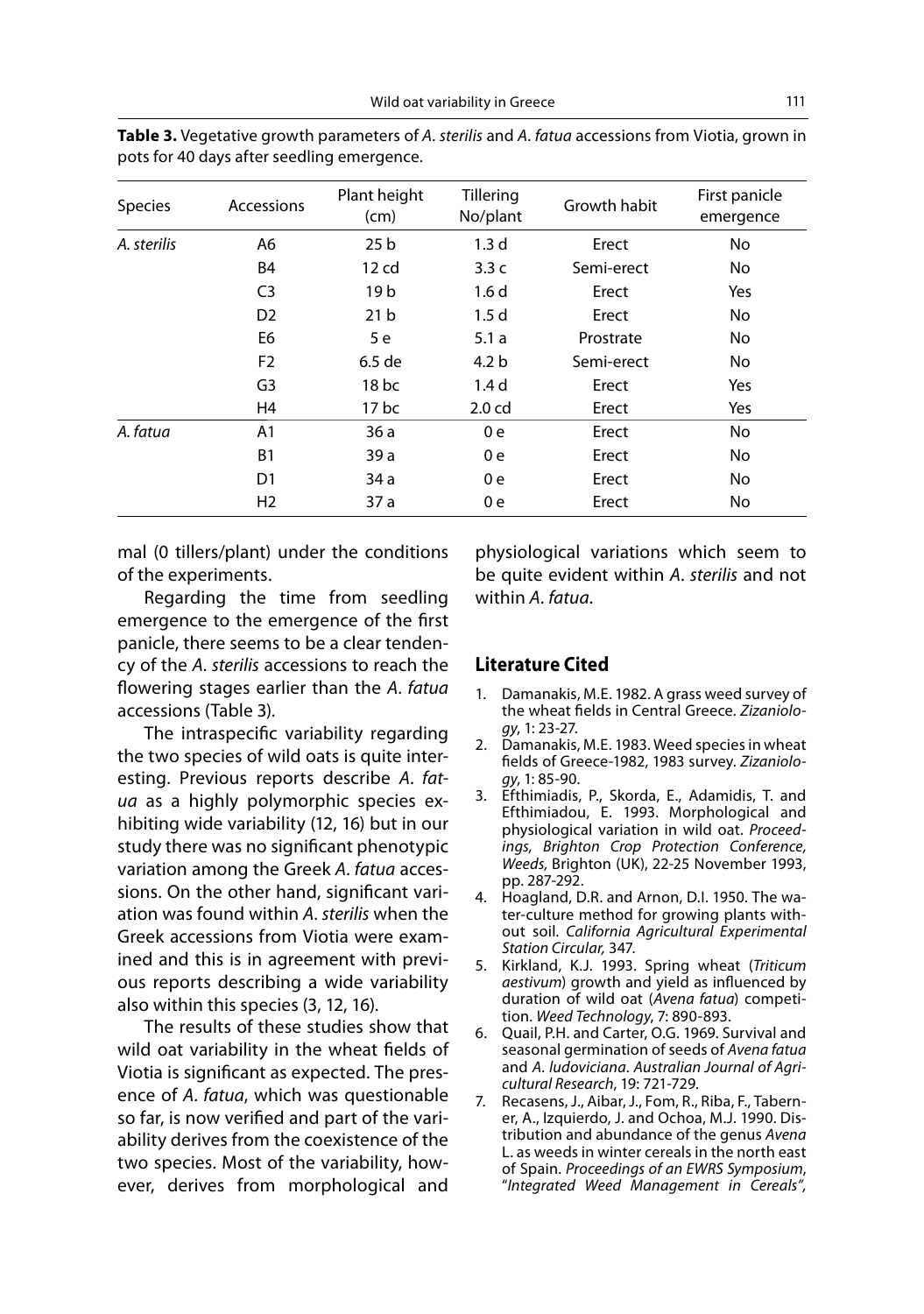**Table 3.** Vegetative growth parameters of *A. sterilis* and *A. fatua* accessions from Viotia, grown in pots for 40 days after seedling emergence.

| Species | Accessions | Plant height (cm) | Tillering No/plant | Growth habit | First panicle emergence |
|---|---|---|---|---|---|
| *A. sterilis* | A6 | 25 b | 1.3 d | Erect | No |
| | B4 | 12 cd | 3.3 c | Semi-erect | No |
| | C3 | 19 b | 1.6 d | Erect | Yes |
| | D2 | 21 b | 1.5 d | Erect | No |
| | E6 | 5 e | 5.1 a | Prostrate | No |
| | F2 | 6.5 de | 4.2 b | Semi-erect | No |
| | G3 | 18 bc | 1.4 d | Erect | Yes |
| | H4 | 17 bc | 2.0 cd | Erect | Yes |
| *A. fatua* | A1 | 36 a | 0 e | Erect | No |
| | B1 | 39 a | 0 e | Erect | No |
| | D1 | 34 a | 0 e | Erect | No |
| | H2 | 37 a | 0 e | Erect | No |

mal (0 tillers/plant) under the conditions of the experiments.

Regarding the time from seedling emergence to the emergence of the first panicle, there seems to be a clear tendency of the *A. sterilis* accessions to reach the flowering stages earlier than the *A. fatua* accessions (Table 3).

The intraspecific variability regarding the two species of wild oats is quite interesting. Previous reports describe *A. fatua* as a highly polymorphic species exhibiting wide variability (12, 16) but in our study there was no significant phenotypic variation among the Greek *A. fatua* accessions. On the other hand, significant variation was found within *A. sterilis* when the Greek accessions from Viotia were examined and this is in agreement with previous reports describing a wide variability also within this species (3, 12, 16).

The results of these studies show that wild oat variability in the wheat fields of Viotia is significant as expected. The presence of *A. fatua*, which was questionable so far, is now verified and part of the variability derives from the coexistence of the two species. Most of the variability, however, derives from morphological and physiological variations which seem to be quite evident within *A. sterilis* and not within *A. fatua*.

## Literature Cited

1. Damanakis, M.E. 1982. A grass weed survey of the wheat fields in Central Greece. *Zizaniology*, 1: 23-27.
2. Damanakis, M.E. 1983. Weed species in wheat fields of Greece-1982, 1983 survey. *Zizaniology*, 1: 85-90.
3. Efthimiadis, P., Skorda, E., Adamidis, T. and Efthimiadou, E. 1993. Morphological and physiological variation in wild oat. *Proceedings, Brighton Crop Protection Conference, Weeds*, Brighton (UK), 22-25 November 1993, pp. 287-292.
4. Hoagland, D.R. and Arnon, D.I. 1950. The water-culture method for growing plants without soil. *California Agricultural Experimental Station Circular*, 347.
5. Kirkland, K.J. 1993. Spring wheat (*Triticum aestivum*) growth and yield as influenced by duration of wild oat (*Avena fatua*) competition. *Weed Technology*, 7: 890-893.
6. Quail, P.H. and Carter, O.G. 1969. Survival and seasonal germination of seeds of *Avena fatua* and *A. ludoviciana*. *Australian Journal of Agricultural Research*, 19: 721-729.
7. Recasens, J., Aibar, J., Fom, R., Riba, F., Taberner, A., Izquierdo, J. and Ochoa, M.J. 1990. Distribution and abundance of the genus *Avena* L. as weeds in winter cereals in the north east of Spain. *Proceedings of an EWRS Symposium*, "*Integrated Weed Management in Cereals*",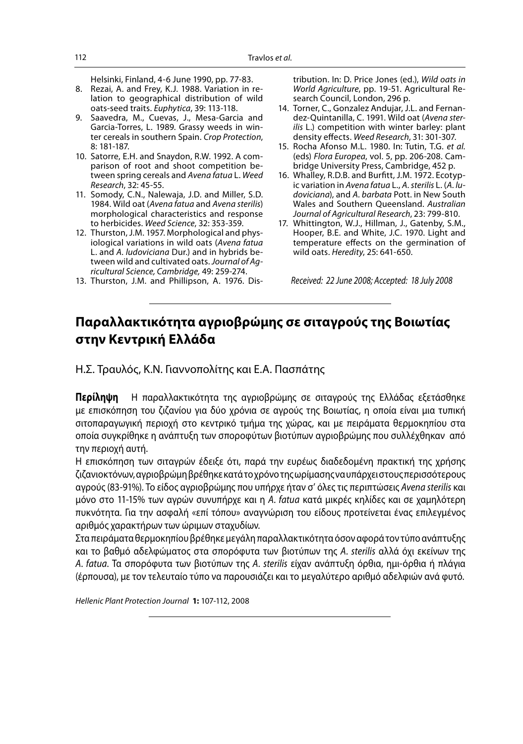Helsinki, Finland, 4-6 June 1990, pp. 77-83.

8. Rezai, A. and Frey, K.J. 1988. Variation in relation to geographical distribution of wild oats-seed traits. *Euphytica*, 39: 113-118.
9. Saavedra, M., Cuevas, J., Mesa-Garcia and Garcia-Torres, L. 1989. Grassy weeds in winter cereals in southern Spain. *Crop Protection*, 8: 181-187.
10. Satorre, E.H. and Snaydon, R.W. 1992. A comparison of root and shoot competition between spring cereals and *Avena fatua* L. *Weed Research*, 32: 45-55.
11. Somody, C.N., Nalewaja, J.D. and Miller, S.D. 1984. Wild oat (*Avena fatua* and *Avena sterilis*) morphological characteristics and response to herbicides. *Weed Science*, 32: 353-359.
12. Thurston, J.M. 1957. Morphological and physiological variations in wild oats (*Avena fatua* L. and *A. ludoviciana* Dur.) and in hybrids between wild and cultivated oats. *Journal of Agricultural Science, Cambridge,* 49: 259-274.
13. Thurston, J.M. and Phillipson, A. 1976. Distribution. In: D. Price Jones (ed.), *Wild oats in World Agriculture*, pp. 19-51. Agricultural Research Council, London, 296 p.
14. Torner, C., Gonzalez Andujar, J.L. and Fernandez-Quintanilla, C. 1991. Wild oat (*Avena sterilis* L.) competition with winter barley: plant density effects. *Weed Research*, 31: 301-307.
15. Rocha Afonso M.L. 1980. In: Tutin, T.G. *et al.* (eds) *Flora Europea*, vol. 5, pp. 206-208. Cambridge University Press, Cambridge, 452 p.
16. Whalley, R.D.B. and Burfitt, J.M. 1972. Ecotypic variation in *Avena fatua* L., *A. sterilis* L. (*A. ludoviciana*), and *A. barbata* Pott. in New South Wales and Southern Queensland. *Australian Journal of Agricultural Research*, 23: 799-810.
17. Whittington, W.J., Hillman, J., Gatenby, S.M., Hooper, B.E. and White, J.C. 1970. Light and temperature effects on the germination of wild oats. *Heredity*, 25: 641-650.

*Received: 22 June 2008; Accepted: 18 July 2008*

---

# Παραλλακτικότητα αγριοβρώμης σε σιταγρούς της Βοιωτίας στην Κεντρική Ελλάδα

Η.Σ. Τραυλός, Κ.Ν. Γιαννοπολίτης και Ε.Α. Πασπάτης

**Περίληψη** Η παραλλακτικότητα της αγριοβρώμης σε σιταγρούς της Ελλάδας εξετάσθηκε με επισκόπηση του ζιζανίου για δύο χρόνια σε αγρούς της Βοιωτίας, η οποία είναι μια τυπική σιτοπαραγωγική περιοχή στο κεντρικό τμήμα της χώρας, και με πειράματα θερμοκηπίου στα οποία συγκρίθηκε η ανάπτυξη των σποροφύτων βιοτύπων αγριοβρώμης που συλλέχθηκαν από την περιοχή αυτή.

Η επισκόπηση των σιταγρών έδειξε ότι, παρά την ευρέως διαδεδομένη πρακτική της χρήσης ζιζανιοκτόνων, αγριοβρώμη βρέθηκε κατά το χρόνο της ωρίμασης να υπάρχει στους περισσότερους αγρούς (83-91%). Το είδος αγριοβρώμης που υπήρχε ήταν σ' όλες τις περιπτώσεις *Avena sterilis* και μόνο στο 11-15% των αγρών συνυπήρχε και η *A. fatua* κατά μικρές κηλίδες και σε χαμηλότερη πυκνότητα. Για την ασφαλή «επί τόπου» αναγνώριση του είδους προτείνεται ένας επιλεγμένος αριθμός χαρακτήρων των ώριμων σταχυδίων.

Στα πειράματα θερμοκηπίου βρέθηκε μεγάλη παραλλακτικότητα όσον αφορά τον τύπο ανάπτυξης και το βαθμό αδελφώματος στα σπορόφυτα των βιοτύπων της *A. sterilis* αλλά όχι εκείνων της *A. fatua*. Τα σπορόφυτα των βιοτύπων της *A. sterilis* είχαν ανάπτυξη όρθια, ημι-όρθια ή πλάγια (έρπουσα), με τον τελευταίο τύπο να παρουσιάζει και το μεγαλύτερο αριθμό αδελφιών ανά φυτό.

*Hellenic Plant Protection Journal* **1:** 107-112, 2008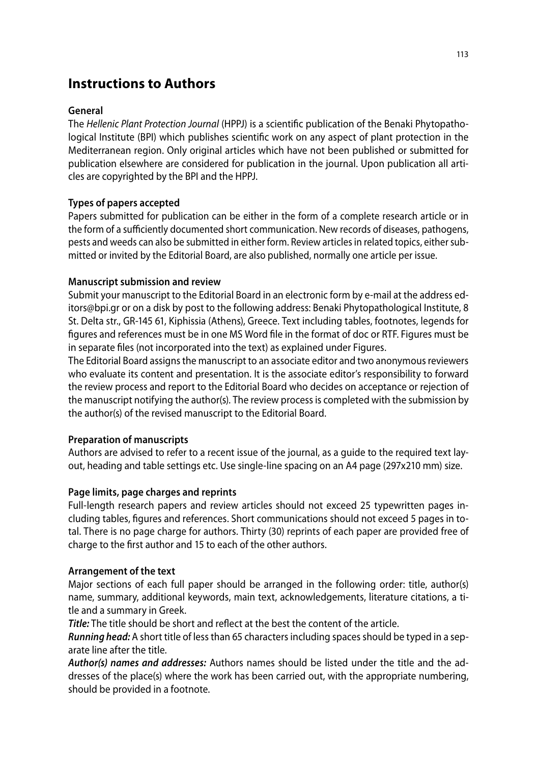# Instructions to Authors

### General

The *Hellenic Plant Protection Journal* (HPPJ) is a scientific publication of the Benaki Phytopathological Institute (BPI) which publishes scientific work on any aspect of plant protection in the Mediterranean region. Only original articles which have not been published or submitted for publication elsewhere are considered for publication in the journal. Upon publication all articles are copyrighted by the BPI and the HPPJ.

### Types of papers accepted

Papers submitted for publication can be either in the form of a complete research article or in the form of a sufficiently documented short communication. New records of diseases, pathogens, pests and weeds can also be submitted in either form. Review articles in related topics, either submitted or invited by the Editorial Board, are also published, normally one article per issue.

### Manuscript submission and review

Submit your manuscript to the Editorial Board in an electronic form by e-mail at the address editors@bpi.gr or on a disk by post to the following address: Benaki Phytopathological Institute, 8 St. Delta str., GR-145 61, Kiphissia (Athens), Greece. Text including tables, footnotes, legends for figures and references must be in one MS Word file in the format of doc or RTF. Figures must be in separate files (not incorporated into the text) as explained under Figures.

The Editorial Board assigns the manuscript to an associate editor and two anonymous reviewers who evaluate its content and presentation. It is the associate editor's responsibility to forward the review process and report to the Editorial Board who decides on acceptance or rejection of the manuscript notifying the author(s). The review process is completed with the submission by the author(s) of the revised manuscript to the Editorial Board.

### Preparation of manuscripts

Authors are advised to refer to a recent issue of the journal, as a guide to the required text layout, heading and table settings etc. Use single-line spacing on an A4 page (297x210 mm) size.

### Page limits, page charges and reprints

Full-length research papers and review articles should not exceed 25 typewritten pages including tables, figures and references. Short communications should not exceed 5 pages in total. There is no page charge for authors. Thirty (30) reprints of each paper are provided free of charge to the first author and 15 to each of the other authors.

### Arrangement of the text

Major sections of each full paper should be arranged in the following order: title, author(s) name, summary, additional keywords, main text, acknowledgements, literature citations, a title and a summary in Greek.

***Title:*** The title should be short and reflect at the best the content of the article.

***Running head:*** A short title of less than 65 characters including spaces should be typed in a separate line after the title.

***Author(s) names and addresses:*** Authors names should be listed under the title and the addresses of the place(s) where the work has been carried out, with the appropriate numbering, should be provided in a footnote.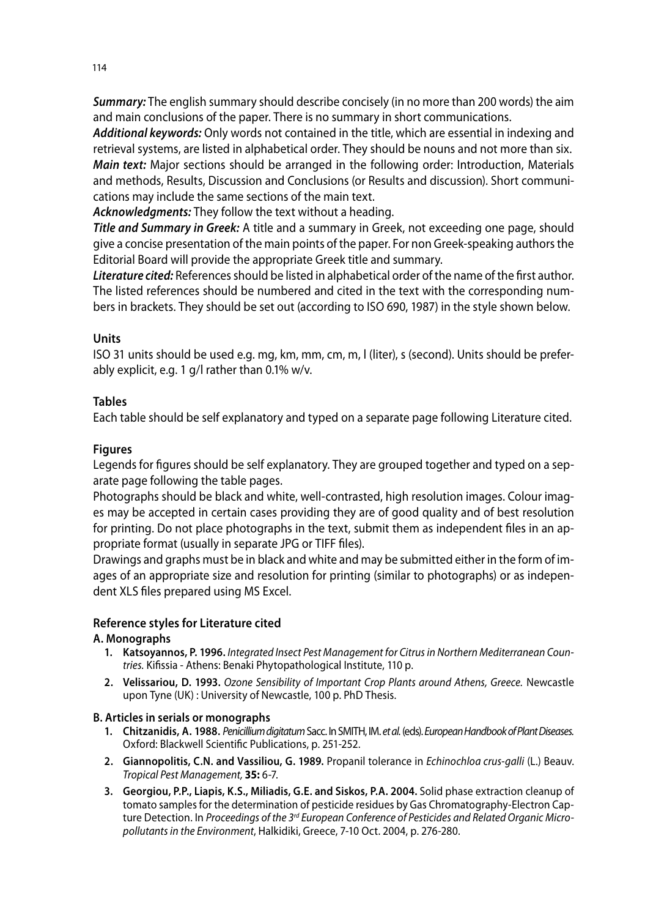***Summary:*** The english summary should describe concisely (in no more than 200 words) the aim and main conclusions of the paper. There is no summary in short communications.

***Additional keywords:*** Only words not contained in the title, which are essential in indexing and retrieval systems, are listed in alphabetical order. They should be nouns and not more than six.

***Main text:*** Major sections should be arranged in the following order: Introduction, Materials and methods, Results, Discussion and Conclusions (or Results and discussion). Short communications may include the same sections of the main text.

***Acknowledgments:*** They follow the text without a heading.

***Title and Summary in Greek:*** A title and a summary in Greek, not exceeding one page, should give a concise presentation of the main points of the paper. For non Greek-speaking authors the Editorial Board will provide the appropriate Greek title and summary.

***Literature cited:*** References should be listed in alphabetical order of the name of the first author. The listed references should be numbered and cited in the text with the corresponding numbers in brackets. They should be set out (according to ISO 690, 1987) in the style shown below.

## Units

ISO 31 units should be used e.g. mg, km, mm, cm, m, l (liter), s (second). Units should be preferably explicit, e.g. 1 g/l rather than 0.1% w/v.

## Tables

Each table should be self explanatory and typed on a separate page following Literature cited.

## Figures

Legends for figures should be self explanatory. They are grouped together and typed on a separate page following the table pages.

Photographs should be black and white, well-contrasted, high resolution images. Colour images may be accepted in certain cases providing they are of good quality and of best resolution for printing. Do not place photographs in the text, submit them as independent files in an appropriate format (usually in separate JPG or TIFF files).

Drawings and graphs must be in black and white and may be submitted either in the form of images of an appropriate size and resolution for printing (similar to photographs) or as independent XLS files prepared using MS Excel.

## Reference styles for Literature cited

### A. Monographs

1. **Katsoyannos, P. 1996.** *Integrated Insect Pest Management for Citrus in Northern Mediterranean Countries.* Kifissia - Athens: Benaki Phytopathological Institute, 110 p.
2. **Velissariou, D. 1993.** *Ozone Sensibility of Important Crop Plants around Athens, Greece.* Newcastle upon Tyne (UK) : University of Newcastle, 100 p. PhD Thesis.

### B. Articles in serials or monographs

1. **Chitzanidis, A. 1988.** *Penicillium digitatum* Sacc. In SMITH, IM. *et al.* (eds). *European Handbook of Plant Diseases.* Oxford: Blackwell Scientific Publications, p. 251-252.
2. **Giannopolitis, C.N. and Vassiliou, G. 1989.** Propanil tolerance in *Echinochloa crus-galli* (L.) Beauv. *Tropical Pest Management,* **35:** 6-7.
3. **Georgiou, P.P., Liapis, K.S., Miliadis, G.E. and Siskos, P.A. 2004.** Solid phase extraction cleanup of tomato samples for the determination of pesticide residues by Gas Chromatography-Electron Capture Detection. In *Proceedings of the 3rd European Conference of Pesticides and Related Organic Micropollutants in the Environment*, Halkidiki, Greece, 7-10 Oct. 2004, p. 276-280.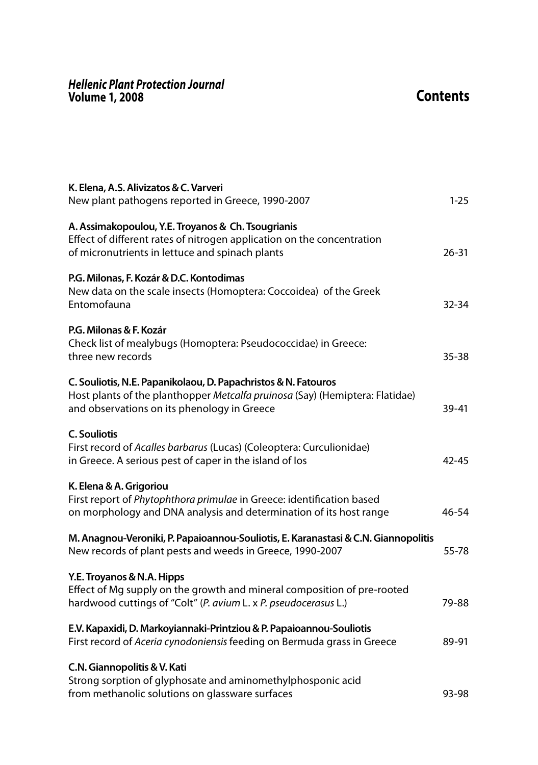***Hellenic Plant Protection Journal***
**Volume 1, 2008**

# Contents

**K. Elena, A.S. Alivizatos & C. Varveri**
New plant pathogens reported in Greece, 1990-2007 — 1-25

**A. Assimakopoulou, Y.E. Troyanos & Ch. Tsougrianis**
Effect of different rates of nitrogen application on the concentration of micronutrients in lettuce and spinach plants — 26-31

**P.G. Milonas, F. Kozár & D.C. Kontodimas**
New data on the scale insects (Homoptera: Coccoidea) of the Greek Entomofauna — 32-34

**P.G. Milonas & F. Kozár**
Check list of mealybugs (Homoptera: Pseudococcidae) in Greece: three new records — 35-38

**C. Souliotis, N.E. Papanikolaou, D. Papachristos & N. Fatouros**
Host plants of the planthopper *Metcalfa pruinosa* (Say) (Hemiptera: Flatidae) and observations on its phenology in Greece — 39-41

**C. Souliotis**
First record of *Acalles barbarus* (Lucas) (Coleoptera: Curculionidae) in Greece. A serious pest of caper in the island of Ios — 42-45

**K. Elena & A. Grigoriou**
First report of *Phytophthora primulae* in Greece: identification based on morphology and DNA analysis and determination of its host range — 46-54

**M. Anagnou-Veroniki, P. Papaioannou-Souliotis, E. Karanastasi & C.N. Giannopolitis**
New records of plant pests and weeds in Greece, 1990-2007 — 55-78

**Y.E. Troyanos & N.A. Hipps**
Effect of Mg supply on the growth and mineral composition of pre-rooted hardwood cuttings of "Colt" (*P. avium* L. x *P. pseudocerasus* L.) — 79-88

**E.V. Kapaxidi, D. Markoyiannaki-Printziou & P. Papaioannou-Souliotis**
First record of *Aceria cynodoniensis* feeding on Bermuda grass in Greece — 89-91

**C.N. Giannopolitis & V. Kati**
Strong sorption of glyphosate and aminomethylphosponic acid from methanolic solutions on glassware surfaces — 93-98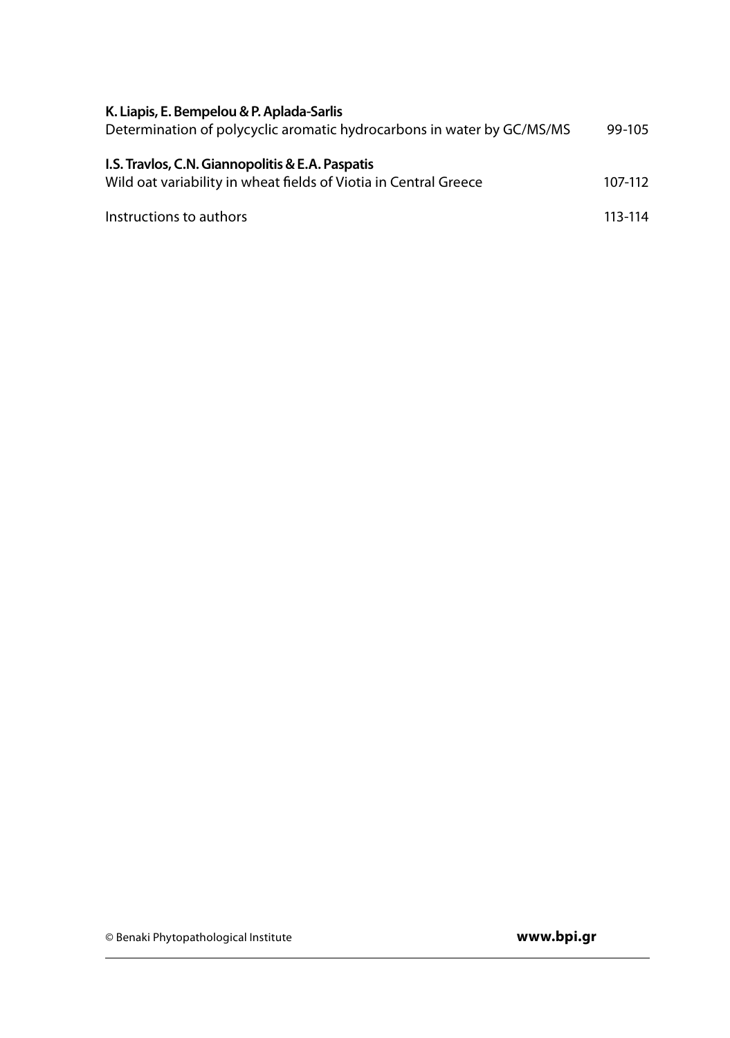**K. Liapis, E. Bempelou & P. Aplada-Sarlis**
Determination of polycyclic aromatic hydrocarbons in water by GC/MS/MS 99-105

**I.S. Travlos, C.N. Giannopolitis & E.A. Paspatis**
Wild oat variability in wheat fields of Viotia in Central Greece 107-112

Instructions to authors 113-114

© Benaki Phytopathological Institute **www.bpi.gr**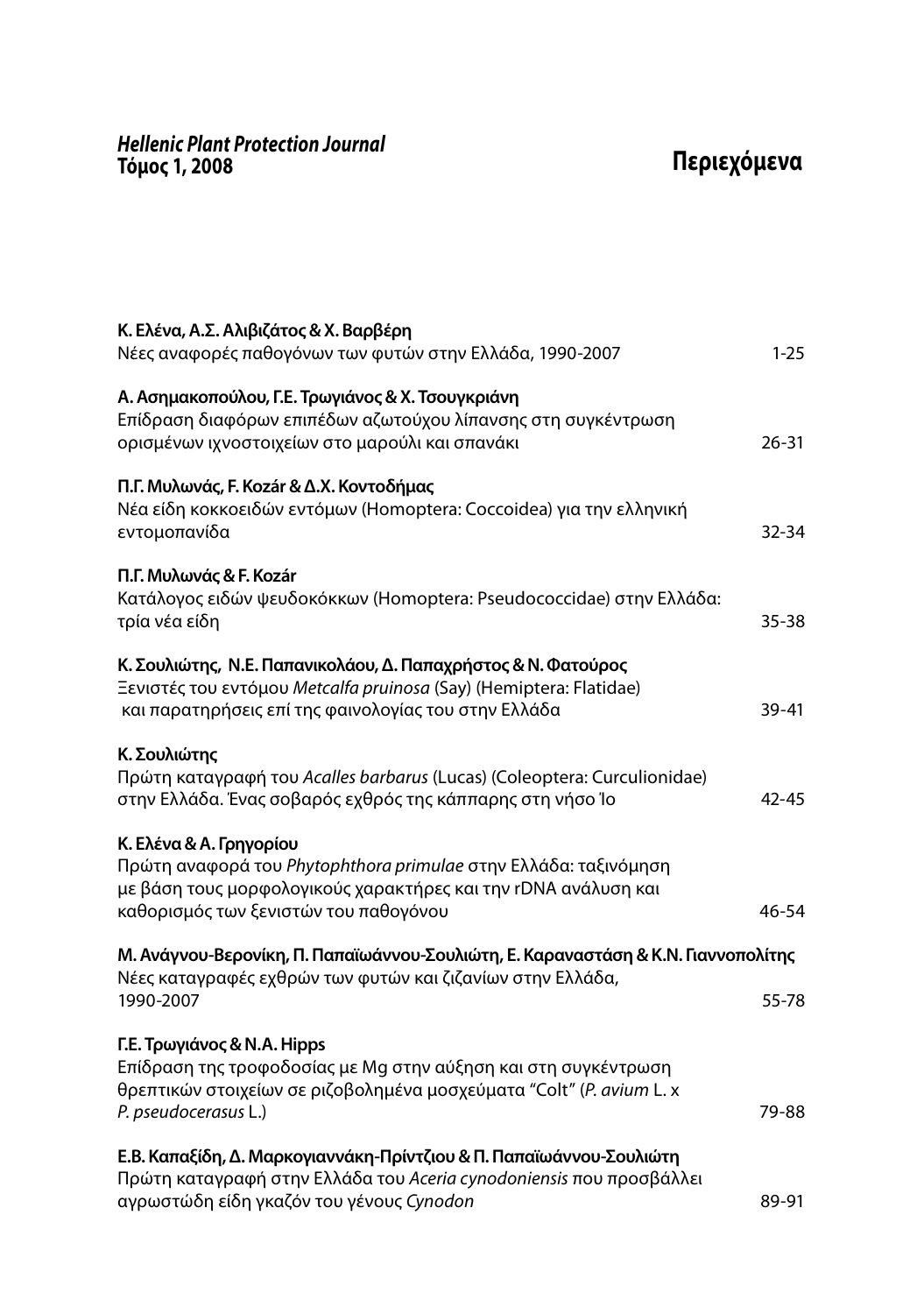*Hellenic Plant Protection Journal*
**Τόμος 1, 2008**

# Περιεχόμενα

**Κ. Ελένα, Α.Σ. Αλιβιζάτος & Χ. Βαρβέρη**
Νέες αναφορές παθογόνων των φυτών στην Ελλάδα, 1990-2007 ... 1-25

**Α. Ασημακοπούλου, Γ.Ε. Τρωγιάνος & Χ. Τσουγκριάνη**
Επίδραση διαφόρων επιπέδων αζωτούχου λίπανσης στη συγκέντρωση ορισμένων ιχνοστοιχείων στο μαρούλι και σπανάκι ... 26-31

**Π.Γ. Μυλωνάς, F. Kozár & Δ.Χ. Κοντοδήμας**
Νέα είδη κοκκοειδών εντόμων (Homoptera: Coccoidea) για την ελληνική εντομοπανίδα ... 32-34

**Π.Γ. Μυλωνάς & F. Kozár**
Κατάλογος ειδών ψευδοκόκκων (Homoptera: Pseudococcidae) στην Ελλάδα: τρία νέα είδη ... 35-38

**Κ. Σουλιώτης, Ν.Ε. Παπανικολάου, Δ. Παπαχρήστος & Ν. Φατούρος**
Ξενιστές του εντόμου *Metcalfa pruinosa* (Say) (Hemiptera: Flatidae) και παρατηρήσεις επί της φαινολογίας του στην Ελλάδα ... 39-41

**Κ. Σουλιώτης**
Πρώτη καταγραφή του *Acalles barbarus* (Lucas) (Coleoptera: Curculionidae) στην Ελλάδα. Ένας σοβαρός εχθρός της κάππαρης στη νήσο Ίο ... 42-45

**Κ. Ελένα & Α. Γρηγορίου**
Πρώτη αναφορά του *Phytophthora primulae* στην Ελλάδα: ταξινόμηση με βάση τους μορφολογικούς χαρακτήρες και την rDNA ανάλυση και καθορισμός των ξενιστών του παθογόνου ... 46-54

**Μ. Ανάγνου-Βερονίκη, Π. Παπαϊωάννου-Σουλιώτη, Ε. Καραναστάση & Κ.Ν. Γιαννοπολίτης**
Νέες καταγραφές εχθρών των φυτών και ζιζανίων στην Ελλάδα, 1990-2007 ... 55-78

**Γ.Ε. Τρωγιάνος & N.A. Hipps**
Επίδραση της τροφοδοσίας με Mg στην αύξηση και στη συγκέντρωση θρεπτικών στοιχείων σε ριζοβολημένα μοσχεύματα “Colt” (*P. avium* L. x *P. pseudocerasus* L.) ... 79-88

**Ε.Β. Καπαξίδη, Δ. Μαρκογιαννάκη-Πρίντζιου & Π. Παπαϊωάννου-Σουλιώτη**
Πρώτη καταγραφή στην Ελλάδα του *Aceria cynodoniensis* που προσβάλλει αγρωστώδη είδη γκαζόν του γένους *Cynodon* ... 89-91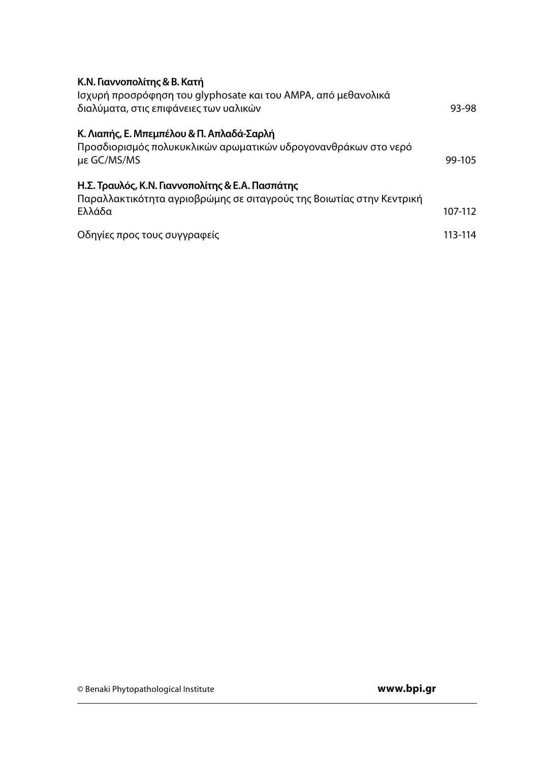**Κ.Ν. Γιαννοπολίτης & Β. Κατή**
Ισχυρή προσρόφηση του glyphosate και του AMPA, από μεθανολικά διαλύματα, στις επιφάνειες των υαλικών 93-98

**Κ. Λιαπής, Ε. Μπεμπέλου & Π. Απλαδά-Σαρλή**
Προσδιορισμός πολυκυκλικών αρωματικών υδρογονανθράκων στο νερό με GC/MS/MS 99-105

**Η.Σ. Τραυλός, Κ.Ν. Γιαννοπολίτης & Ε.Α. Πασπάτης**
Παραλλακτικότητα αγριοβρώμης σε σιταγρούς της Βοιωτίας στην Κεντρική Ελλάδα 107-112

Οδηγίες προς τους συγγραφείς 113-114

© Benaki Phytopathological Institute **www.bpi.gr**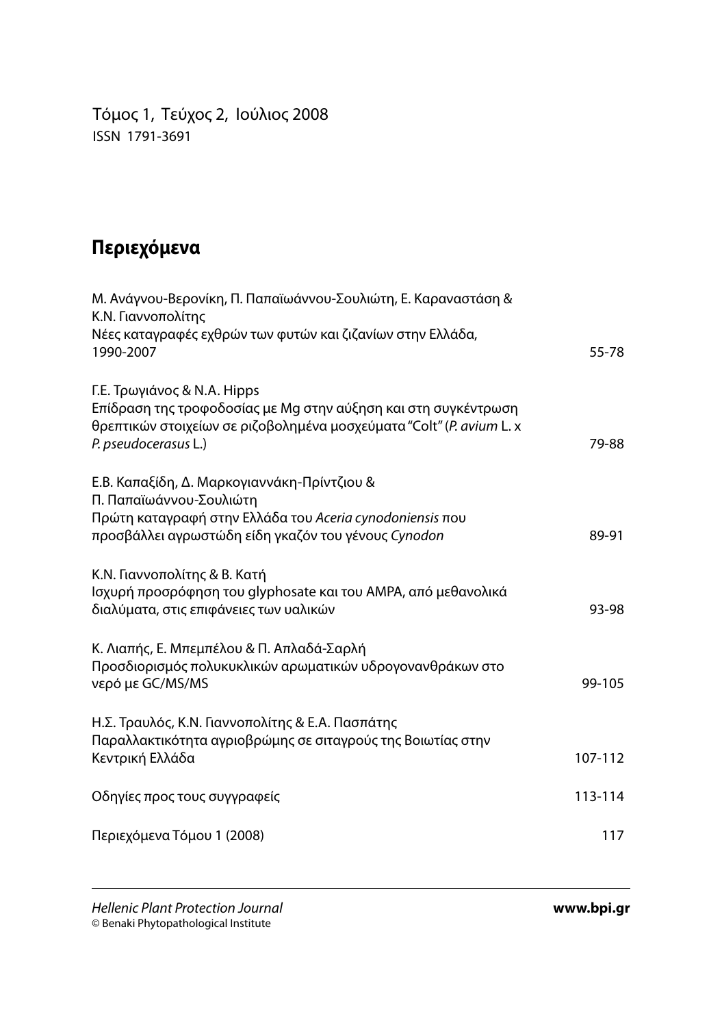Τόμος 1, Τεύχος 2, Ιούλιος 2008

ISSN 1791-3691

# Περιεχόμενα

| | |
|---|---|
| Μ. Ανάγνου-Βερονίκη, Π. Παπαϊωάννου-Σουλιώτη, Ε. Καραναστάση & Κ.Ν. Γιαννοπολίτης<br>Νέες καταγραφές εχθρών των φυτών και ζιζανίων στην Ελλάδα, 1990-2007 | 55-78 |
| Γ.Ε. Τρωγιάνος & N.A. Hipps<br>Επίδραση της τροφοδοσίας με Mg στην αύξηση και στη συγκέντρωση θρεπτικών στοιχείων σε ριζοβολημένα μοσχεύματα "Colt" (*P. avium* L. x *P. pseudocerasus* L.) | 79-88 |
| Ε.Β. Καπαξίδη, Δ. Μαρκογιαννάκη-Πρίντζιου & Π. Παπαϊωάννου-Σουλιώτη<br>Πρώτη καταγραφή στην Ελλάδα του *Aceria cynodoniensis* που προσβάλλει αγρωστώδη είδη γκαζόν του γένους *Cynodon* | 89-91 |
| Κ.Ν. Γιαννοπολίτης & Β. Κατή<br>Ισχυρή προσρόφηση του glyphosate και του AMPA, από μεθανολικά διαλύματα, στις επιφάνειες των υαλικών | 93-98 |
| Κ. Λιαπής, Ε. Μπεμπέλου & Π. Απλαδά-Σαρλή<br>Προσδιορισμός πολυκυκλικών αρωματικών υδρογονανθράκων στο νερό με GC/MS/MS | 99-105 |
| Η.Σ. Τραυλός, Κ.Ν. Γιαννοπολίτης & Ε.Α. Πασπάτης<br>Παραλλακτικότητα αγριοβρώμης σε σιταγρούς της Βοιωτίας στην Κεντρική Ελλάδα | 107-112 |
| Οδηγίες προς τους συγγραφείς | 113-114 |
| Περιεχόμενα Τόμου 1 (2008) | 117 |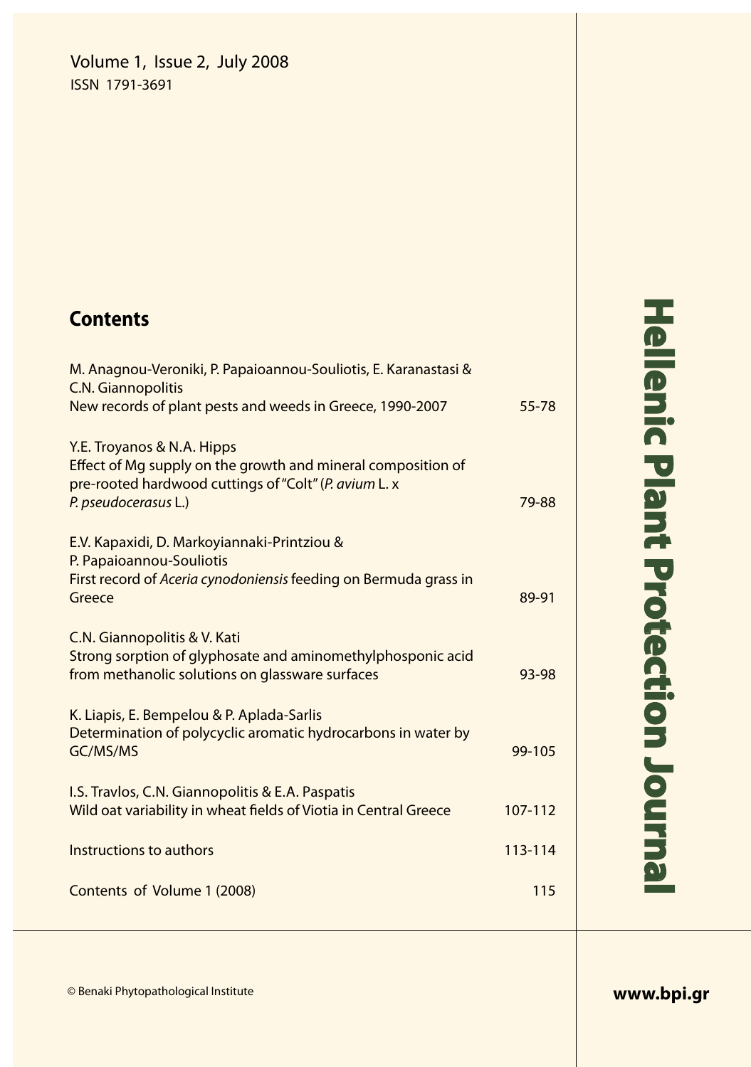Volume 1, Issue 2, July 2008
ISSN 1791-3691

# Hellenic Plant Protection Journal

## Contents

| | |
|---|---|
| M. Anagnou-Veroniki, P. Papaioannou-Souliotis, E. Karanastasi & C.N. Giannopolitis<br>New records of plant pests and weeds in Greece, 1990-2007 | 55-78 |
| Y.E. Troyanos & N.A. Hipps<br>Effect of Mg supply on the growth and mineral composition of pre-rooted hardwood cuttings of "Colt" (*P. avium* L. x *P. pseudocerasus* L.) | 79-88 |
| E.V. Kapaxidi, D. Markoyiannaki-Printziou & P. Papaioannou-Souliotis<br>First record of *Aceria cynodoniensis* feeding on Bermuda grass in Greece | 89-91 |
| C.N. Giannopolitis & V. Kati<br>Strong sorption of glyphosate and aminomethylphosponic acid from methanolic solutions on glassware surfaces | 93-98 |
| K. Liapis, E. Bempelou & P. Aplada-Sarlis<br>Determination of polycyclic aromatic hydrocarbons in water by GC/MS/MS | 99-105 |
| I.S. Travlos, C.N. Giannopolitis & E.A. Paspatis<br>Wild oat variability in wheat fields of Viotia in Central Greece | 107-112 |
| Instructions to authors | 113-114 |
| Contents of Volume 1 (2008) | 115 |

© Benaki Phytopathological Institute

www.bpi.gr